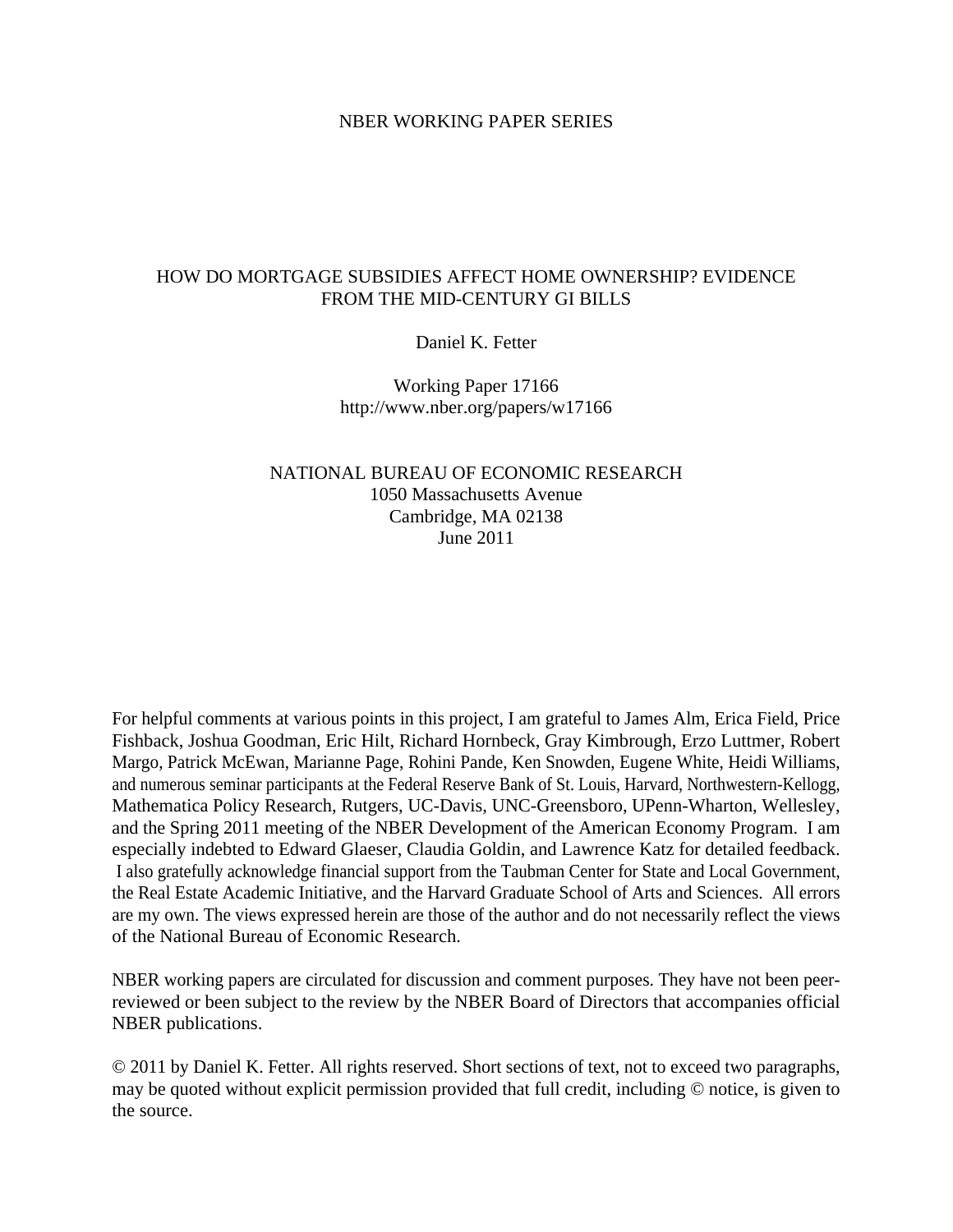NBER WORKING PAPER SERIES

# HOW DO MORTGAGE SUBSIDIES AFFECT HOME OWNERSHIP? EVIDENCE FROM THE MID-CENTURY GI BILLS

Daniel K. Fetter

Working Paper 17166
http://www.nber.org/papers/w17166

NATIONAL BUREAU OF ECONOMIC RESEARCH
1050 Massachusetts Avenue
Cambridge, MA 02138
June 2011

For helpful comments at various points in this project, I am grateful to James Alm, Erica Field, Price Fishback, Joshua Goodman, Eric Hilt, Richard Hornbeck, Gray Kimbrough, Erzo Luttmer, Robert Margo, Patrick McEwan, Marianne Page, Rohini Pande, Ken Snowden, Eugene White, Heidi Williams, and numerous seminar participants at the Federal Reserve Bank of St. Louis, Harvard, Northwestern-Kellogg, Mathematica Policy Research, Rutgers, UC-Davis, UNC-Greensboro, UPenn-Wharton, Wellesley, and the Spring 2011 meeting of the NBER Development of the American Economy Program. I am especially indebted to Edward Glaeser, Claudia Goldin, and Lawrence Katz for detailed feedback. I also gratefully acknowledge financial support from the Taubman Center for State and Local Government, the Real Estate Academic Initiative, and the Harvard Graduate School of Arts and Sciences. All errors are my own. The views expressed herein are those of the author and do not necessarily reflect the views of the National Bureau of Economic Research.

NBER working papers are circulated for discussion and comment purposes. They have not been peer-reviewed or been subject to the review by the NBER Board of Directors that accompanies official NBER publications.

© 2011 by Daniel K. Fetter. All rights reserved. Short sections of text, not to exceed two paragraphs, may be quoted without explicit permission provided that full credit, including © notice, is given to the source.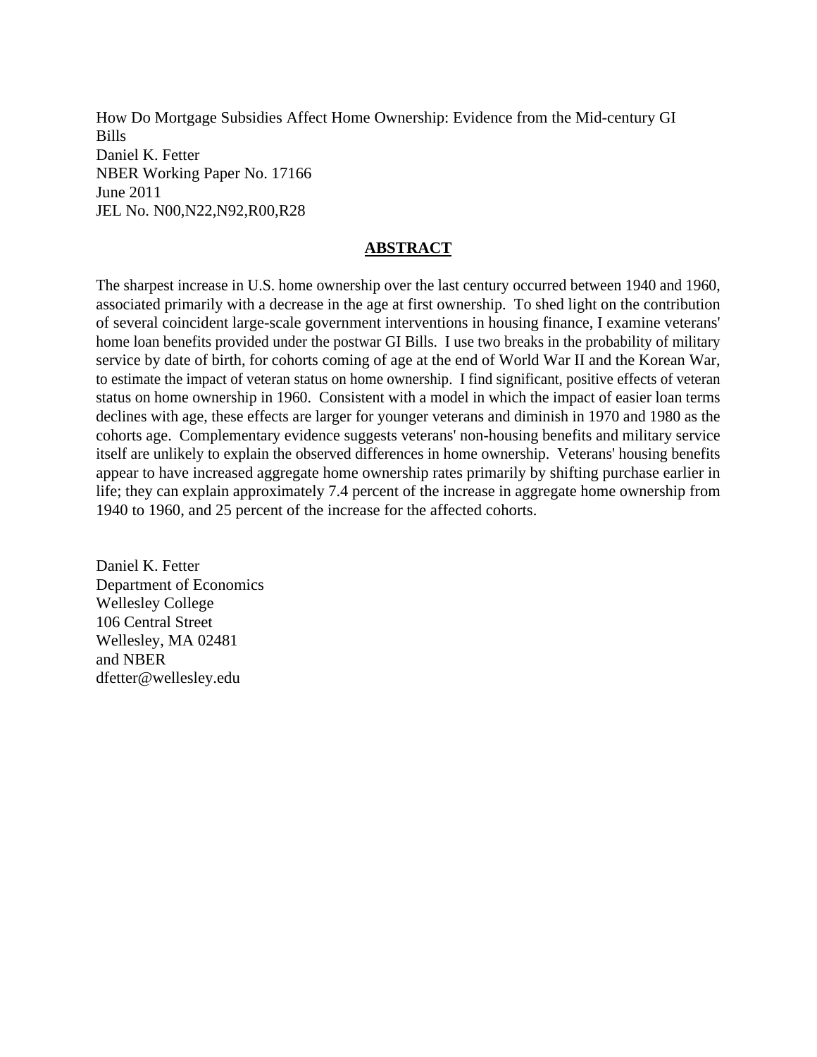How Do Mortgage Subsidies Affect Home Ownership: Evidence from the Mid-century GI Bills
Daniel K. Fetter
NBER Working Paper No. 17166
June 2011
JEL No. N00,N22,N92,R00,R28

## ABSTRACT

The sharpest increase in U.S. home ownership over the last century occurred between 1940 and 1960, associated primarily with a decrease in the age at first ownership. To shed light on the contribution of several coincident large-scale government interventions in housing finance, I examine veterans' home loan benefits provided under the postwar GI Bills. I use two breaks in the probability of military service by date of birth, for cohorts coming of age at the end of World War II and the Korean War, to estimate the impact of veteran status on home ownership. I find significant, positive effects of veteran status on home ownership in 1960. Consistent with a model in which the impact of easier loan terms declines with age, these effects are larger for younger veterans and diminish in 1970 and 1980 as the cohorts age. Complementary evidence suggests veterans' non-housing benefits and military service itself are unlikely to explain the observed differences in home ownership. Veterans' housing benefits appear to have increased aggregate home ownership rates primarily by shifting purchase earlier in life; they can explain approximately 7.4 percent of the increase in aggregate home ownership from 1940 to 1960, and 25 percent of the increase for the affected cohorts.

Daniel K. Fetter
Department of Economics
Wellesley College
106 Central Street
Wellesley, MA 02481
and NBER
dfetter@wellesley.edu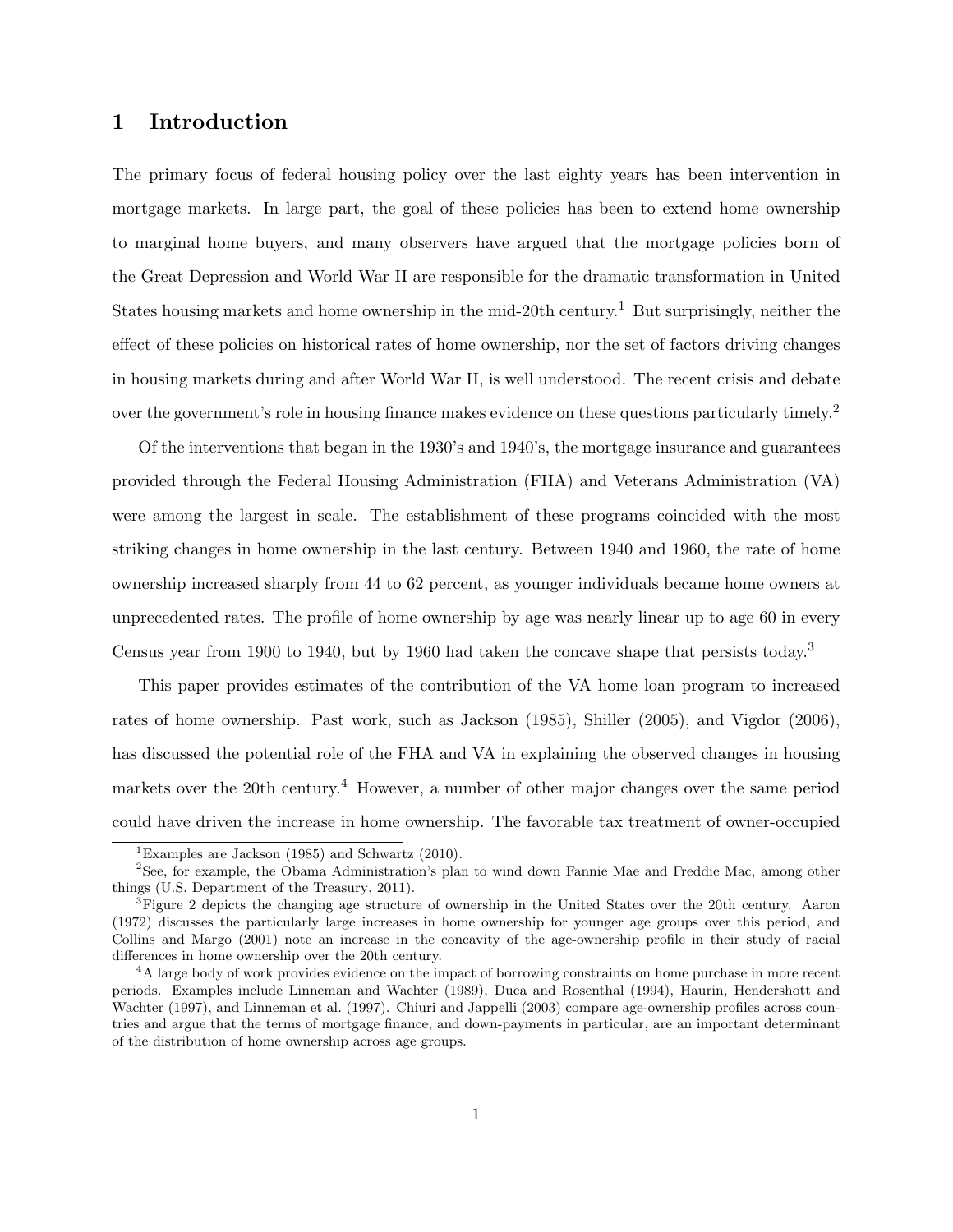# 1 Introduction

The primary focus of federal housing policy over the last eighty years has been intervention in mortgage markets. In large part, the goal of these policies has been to extend home ownership to marginal home buyers, and many observers have argued that the mortgage policies born of the Great Depression and World War II are responsible for the dramatic transformation in United States housing markets and home ownership in the mid-20th century.[1] But surprisingly, neither the effect of these policies on historical rates of home ownership, nor the set of factors driving changes in housing markets during and after World War II, is well understood. The recent crisis and debate over the government's role in housing finance makes evidence on these questions particularly timely.[2]

Of the interventions that began in the 1930's and 1940's, the mortgage insurance and guarantees provided through the Federal Housing Administration (FHA) and Veterans Administration (VA) were among the largest in scale. The establishment of these programs coincided with the most striking changes in home ownership in the last century. Between 1940 and 1960, the rate of home ownership increased sharply from 44 to 62 percent, as younger individuals became home owners at unprecedented rates. The profile of home ownership by age was nearly linear up to age 60 in every Census year from 1900 to 1940, but by 1960 had taken the concave shape that persists today.[3]

This paper provides estimates of the contribution of the VA home loan program to increased rates of home ownership. Past work, such as Jackson (1985), Shiller (2005), and Vigdor (2006), has discussed the potential role of the FHA and VA in explaining the observed changes in housing markets over the 20th century.[4] However, a number of other major changes over the same period could have driven the increase in home ownership. The favorable tax treatment of owner-occupied

[1] Examples are Jackson (1985) and Schwartz (2010).

[2] See, for example, the Obama Administration's plan to wind down Fannie Mae and Freddie Mac, among other things (U.S. Department of the Treasury, 2011).

[3] Figure 2 depicts the changing age structure of ownership in the United States over the 20th century. Aaron (1972) discusses the particularly large increases in home ownership for younger age groups over this period, and Collins and Margo (2001) note an increase in the concavity of the age-ownership profile in their study of racial differences in home ownership over the 20th century.

[4] A large body of work provides evidence on the impact of borrowing constraints on home purchase in more recent periods. Examples include Linneman and Wachter (1989), Duca and Rosenthal (1994), Haurin, Hendershott and Wachter (1997), and Linneman et al. (1997). Chiuri and Jappelli (2003) compare age-ownership profiles across countries and argue that the terms of mortgage finance, and down-payments in particular, are an important determinant of the distribution of home ownership across age groups.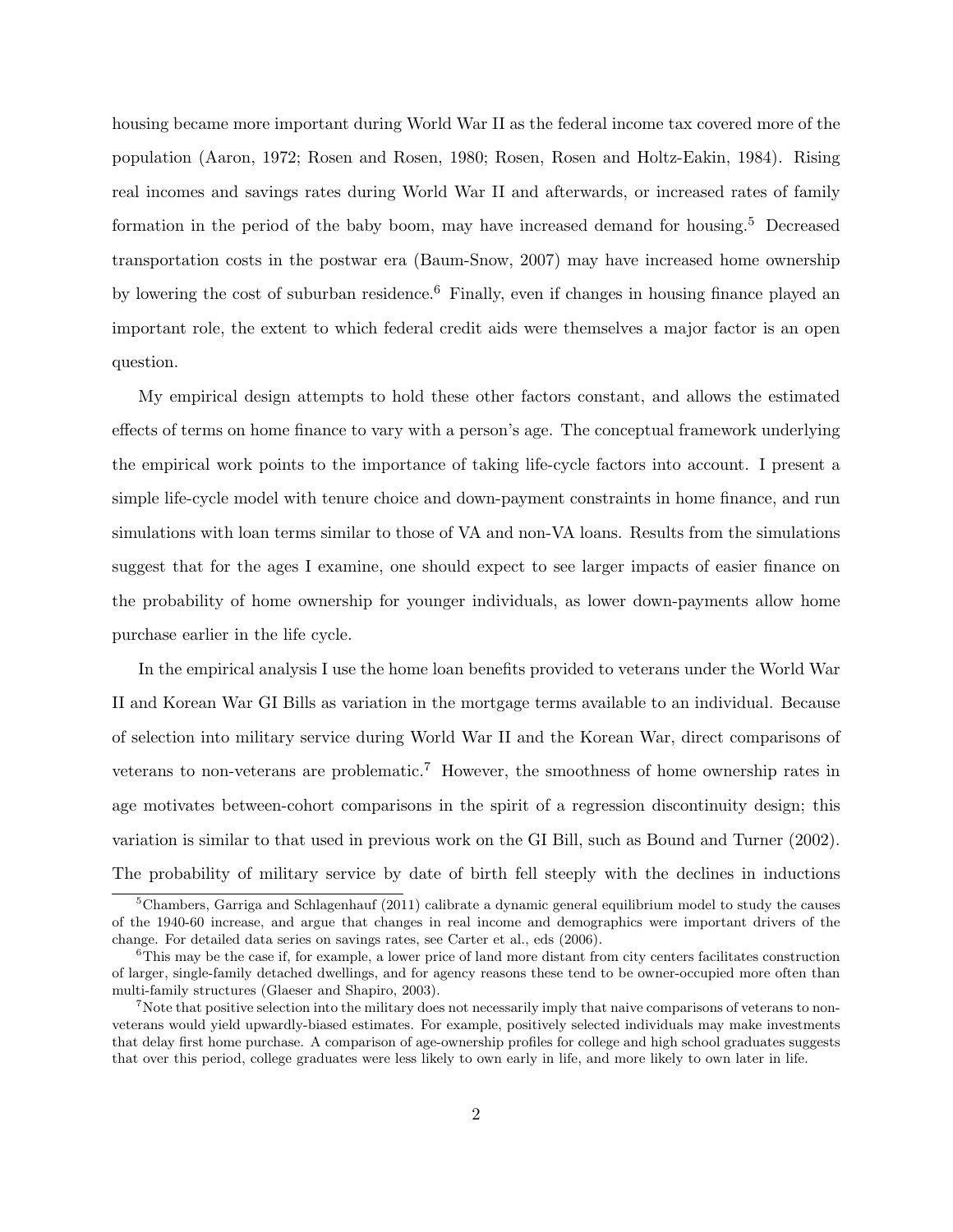housing became more important during World War II as the federal income tax covered more of the population (Aaron, 1972; Rosen and Rosen, 1980; Rosen, Rosen and Holtz-Eakin, 1984). Rising real incomes and savings rates during World War II and afterwards, or increased rates of family formation in the period of the baby boom, may have increased demand for housing.[5] Decreased transportation costs in the postwar era (Baum-Snow, 2007) may have increased home ownership by lowering the cost of suburban residence.[6] Finally, even if changes in housing finance played an important role, the extent to which federal credit aids were themselves a major factor is an open question.

My empirical design attempts to hold these other factors constant, and allows the estimated effects of terms on home finance to vary with a person's age. The conceptual framework underlying the empirical work points to the importance of taking life-cycle factors into account. I present a simple life-cycle model with tenure choice and down-payment constraints in home finance, and run simulations with loan terms similar to those of VA and non-VA loans. Results from the simulations suggest that for the ages I examine, one should expect to see larger impacts of easier finance on the probability of home ownership for younger individuals, as lower down-payments allow home purchase earlier in the life cycle.

In the empirical analysis I use the home loan benefits provided to veterans under the World War II and Korean War GI Bills as variation in the mortgage terms available to an individual. Because of selection into military service during World War II and the Korean War, direct comparisons of veterans to non-veterans are problematic.[7] However, the smoothness of home ownership rates in age motivates between-cohort comparisons in the spirit of a regression discontinuity design; this variation is similar to that used in previous work on the GI Bill, such as Bound and Turner (2002). The probability of military service by date of birth fell steeply with the declines in inductions

[5] Chambers, Garriga and Schlagenhauf (2011) calibrate a dynamic general equilibrium model to study the causes of the 1940-60 increase, and argue that changes in real income and demographics were important drivers of the change. For detailed data series on savings rates, see Carter et al., eds (2006).

[6] This may be the case if, for example, a lower price of land more distant from city centers facilitates construction of larger, single-family detached dwellings, and for agency reasons these tend to be owner-occupied more often than multi-family structures (Glaeser and Shapiro, 2003).

[7] Note that positive selection into the military does not necessarily imply that naive comparisons of veterans to non-veterans would yield upwardly-biased estimates. For example, positively selected individuals may make investments that delay first home purchase. A comparison of age-ownership profiles for college and high school graduates suggests that over this period, college graduates were less likely to own early in life, and more likely to own later in life.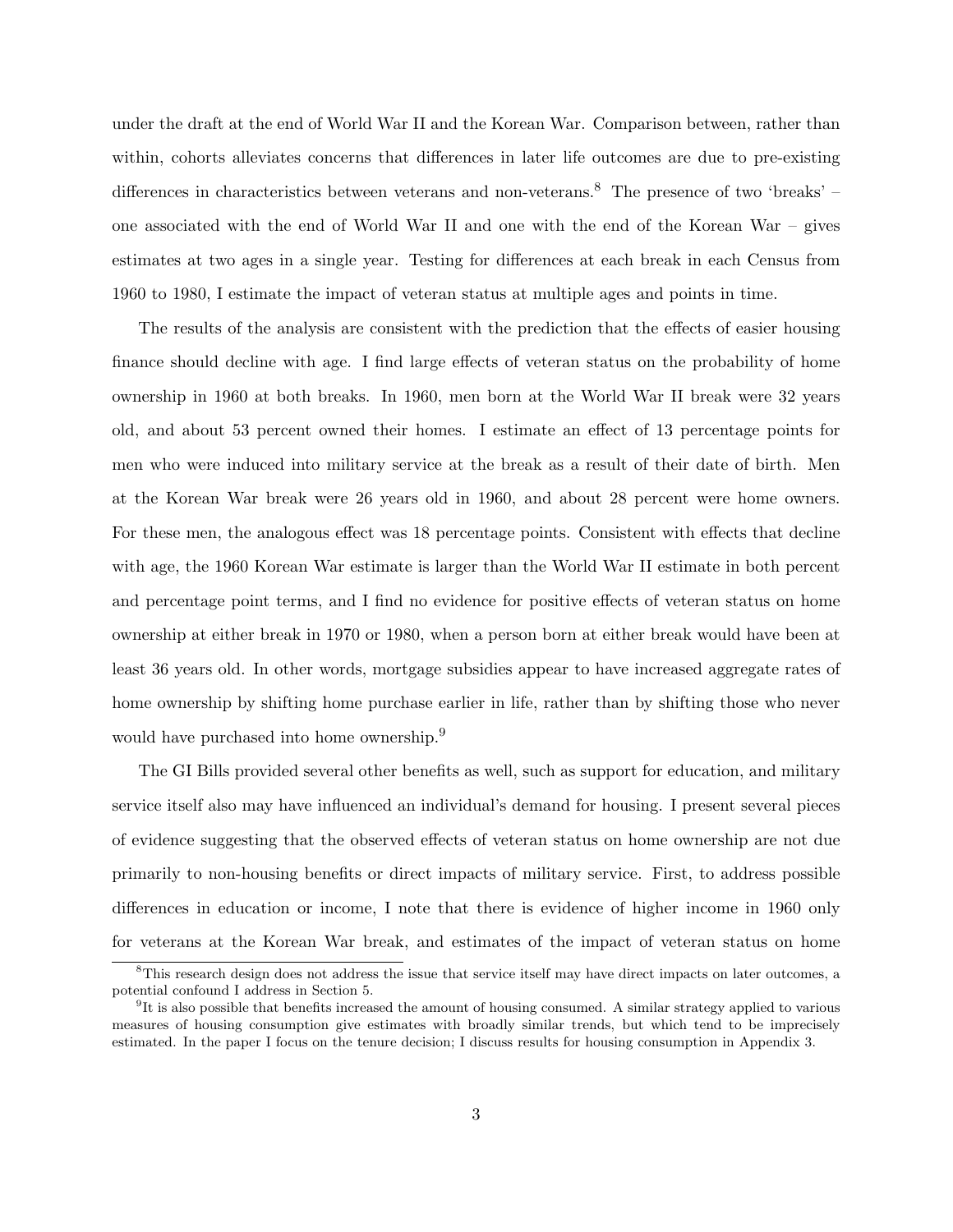under the draft at the end of World War II and the Korean War. Comparison between, rather than within, cohorts alleviates concerns that differences in later life outcomes are due to pre-existing differences in characteristics between veterans and non-veterans.[8] The presence of two 'breaks' – one associated with the end of World War II and one with the end of the Korean War – gives estimates at two ages in a single year. Testing for differences at each break in each Census from 1960 to 1980, I estimate the impact of veteran status at multiple ages and points in time.

The results of the analysis are consistent with the prediction that the effects of easier housing finance should decline with age. I find large effects of veteran status on the probability of home ownership in 1960 at both breaks. In 1960, men born at the World War II break were 32 years old, and about 53 percent owned their homes. I estimate an effect of 13 percentage points for men who were induced into military service at the break as a result of their date of birth. Men at the Korean War break were 26 years old in 1960, and about 28 percent were home owners. For these men, the analogous effect was 18 percentage points. Consistent with effects that decline with age, the 1960 Korean War estimate is larger than the World War II estimate in both percent and percentage point terms, and I find no evidence for positive effects of veteran status on home ownership at either break in 1970 or 1980, when a person born at either break would have been at least 36 years old. In other words, mortgage subsidies appear to have increased aggregate rates of home ownership by shifting home purchase earlier in life, rather than by shifting those who never would have purchased into home ownership.[9]

The GI Bills provided several other benefits as well, such as support for education, and military service itself also may have influenced an individual's demand for housing. I present several pieces of evidence suggesting that the observed effects of veteran status on home ownership are not due primarily to non-housing benefits or direct impacts of military service. First, to address possible differences in education or income, I note that there is evidence of higher income in 1960 only for veterans at the Korean War break, and estimates of the impact of veteran status on home

[8] This research design does not address the issue that service itself may have direct impacts on later outcomes, a potential confound I address in Section 5.

[9] It is also possible that benefits increased the amount of housing consumed. A similar strategy applied to various measures of housing consumption give estimates with broadly similar trends, but which tend to be imprecisely estimated. In the paper I focus on the tenure decision; I discuss results for housing consumption in Appendix 3.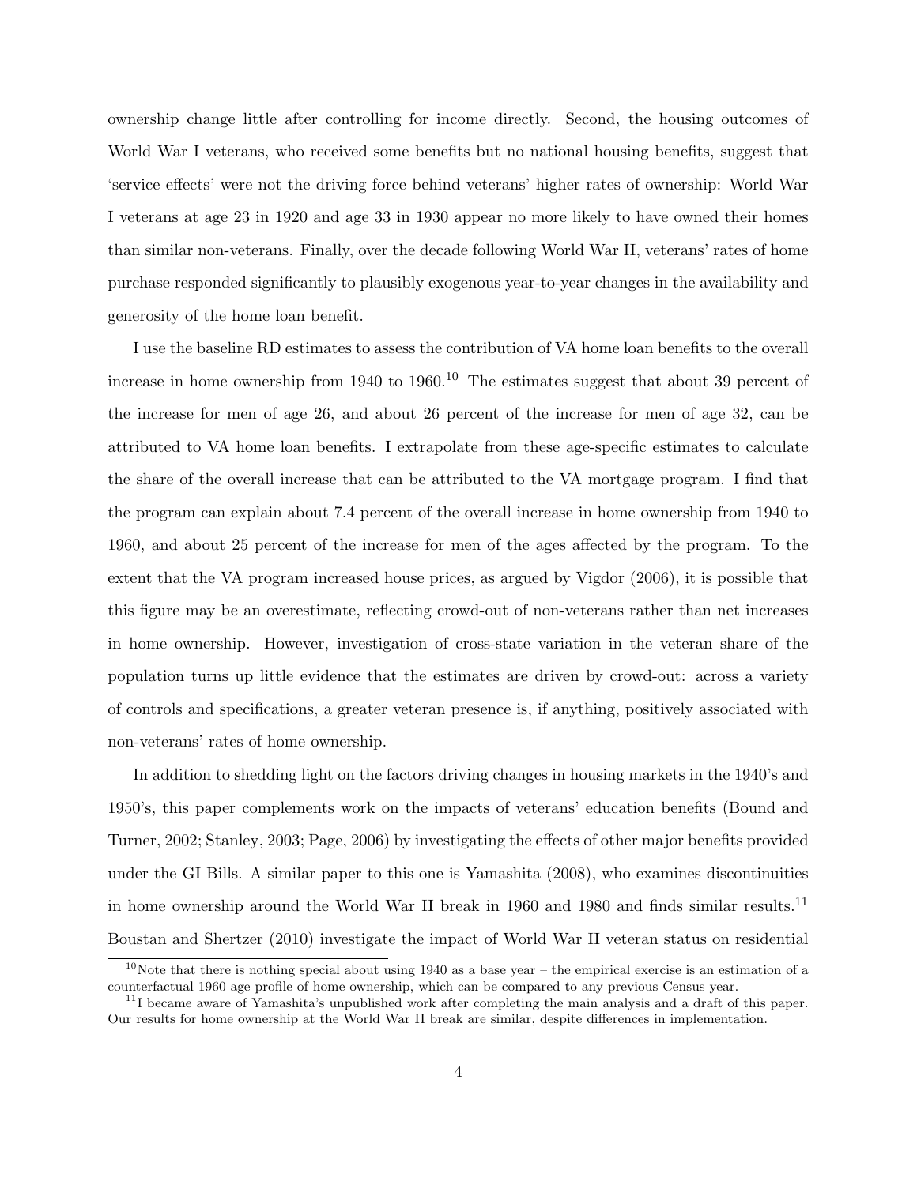ownership change little after controlling for income directly. Second, the housing outcomes of World War I veterans, who received some benefits but no national housing benefits, suggest that 'service effects' were not the driving force behind veterans' higher rates of ownership: World War I veterans at age 23 in 1920 and age 33 in 1930 appear no more likely to have owned their homes than similar non-veterans. Finally, over the decade following World War II, veterans' rates of home purchase responded significantly to plausibly exogenous year-to-year changes in the availability and generosity of the home loan benefit.

I use the baseline RD estimates to assess the contribution of VA home loan benefits to the overall increase in home ownership from 1940 to 1960.[10] The estimates suggest that about 39 percent of the increase for men of age 26, and about 26 percent of the increase for men of age 32, can be attributed to VA home loan benefits. I extrapolate from these age-specific estimates to calculate the share of the overall increase that can be attributed to the VA mortgage program. I find that the program can explain about 7.4 percent of the overall increase in home ownership from 1940 to 1960, and about 25 percent of the increase for men of the ages affected by the program. To the extent that the VA program increased house prices, as argued by Vigdor (2006), it is possible that this figure may be an overestimate, reflecting crowd-out of non-veterans rather than net increases in home ownership. However, investigation of cross-state variation in the veteran share of the population turns up little evidence that the estimates are driven by crowd-out: across a variety of controls and specifications, a greater veteran presence is, if anything, positively associated with non-veterans' rates of home ownership.

In addition to shedding light on the factors driving changes in housing markets in the 1940's and 1950's, this paper complements work on the impacts of veterans' education benefits (Bound and Turner, 2002; Stanley, 2003; Page, 2006) by investigating the effects of other major benefits provided under the GI Bills. A similar paper to this one is Yamashita (2008), who examines discontinuities in home ownership around the World War II break in 1960 and 1980 and finds similar results.[11] Boustan and Shertzer (2010) investigate the impact of World War II veteran status on residential

[10] Note that there is nothing special about using 1940 as a base year – the empirical exercise is an estimation of a counterfactual 1960 age profile of home ownership, which can be compared to any previous Census year.

[11] I became aware of Yamashita's unpublished work after completing the main analysis and a draft of this paper. Our results for home ownership at the World War II break are similar, despite differences in implementation.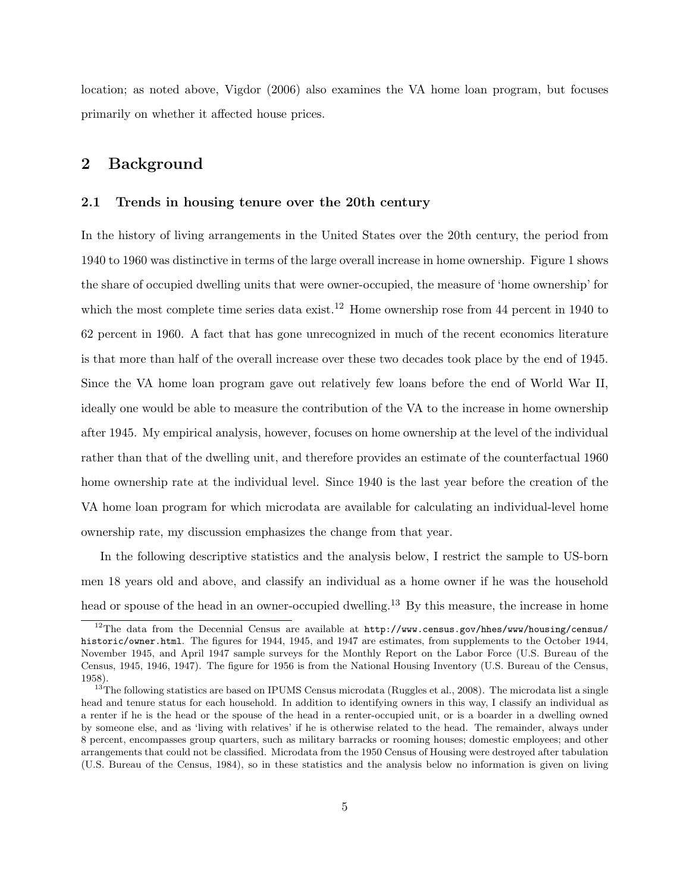location; as noted above, Vigdor (2006) also examines the VA home loan program, but focuses primarily on whether it affected house prices.

## 2 Background

### 2.1 Trends in housing tenure over the 20th century

In the history of living arrangements in the United States over the 20th century, the period from 1940 to 1960 was distinctive in terms of the large overall increase in home ownership. Figure 1 shows the share of occupied dwelling units that were owner-occupied, the measure of 'home ownership' for which the most complete time series data exist.[12] Home ownership rose from 44 percent in 1940 to 62 percent in 1960. A fact that has gone unrecognized in much of the recent economics literature is that more than half of the overall increase over these two decades took place by the end of 1945. Since the VA home loan program gave out relatively few loans before the end of World War II, ideally one would be able to measure the contribution of the VA to the increase in home ownership after 1945. My empirical analysis, however, focuses on home ownership at the level of the individual rather than that of the dwelling unit, and therefore provides an estimate of the counterfactual 1960 home ownership rate at the individual level. Since 1940 is the last year before the creation of the VA home loan program for which microdata are available for calculating an individual-level home ownership rate, my discussion emphasizes the change from that year.

In the following descriptive statistics and the analysis below, I restrict the sample to US-born men 18 years old and above, and classify an individual as a home owner if he was the household head or spouse of the head in an owner-occupied dwelling.[13] By this measure, the increase in home

[12] The data from the Decennial Census are available at http://www.census.gov/hhes/www/housing/census/historic/owner.html. The figures for 1944, 1945, and 1947 are estimates, from supplements to the October 1944, November 1945, and April 1947 sample surveys for the Monthly Report on the Labor Force (U.S. Bureau of the Census, 1945, 1946, 1947). The figure for 1956 is from the National Housing Inventory (U.S. Bureau of the Census, 1958).

[13] The following statistics are based on IPUMS Census microdata (Ruggles et al., 2008). The microdata list a single head and tenure status for each household. In addition to identifying owners in this way, I classify an individual as a renter if he is the head or the spouse of the head in a renter-occupied unit, or is a boarder in a dwelling owned by someone else, and as 'living with relatives' if he is otherwise related to the head. The remainder, always under 8 percent, encompasses group quarters, such as military barracks or rooming houses; domestic employees; and other arrangements that could not be classified. Microdata from the 1950 Census of Housing were destroyed after tabulation (U.S. Bureau of the Census, 1984), so in these statistics and the analysis below no information is given on living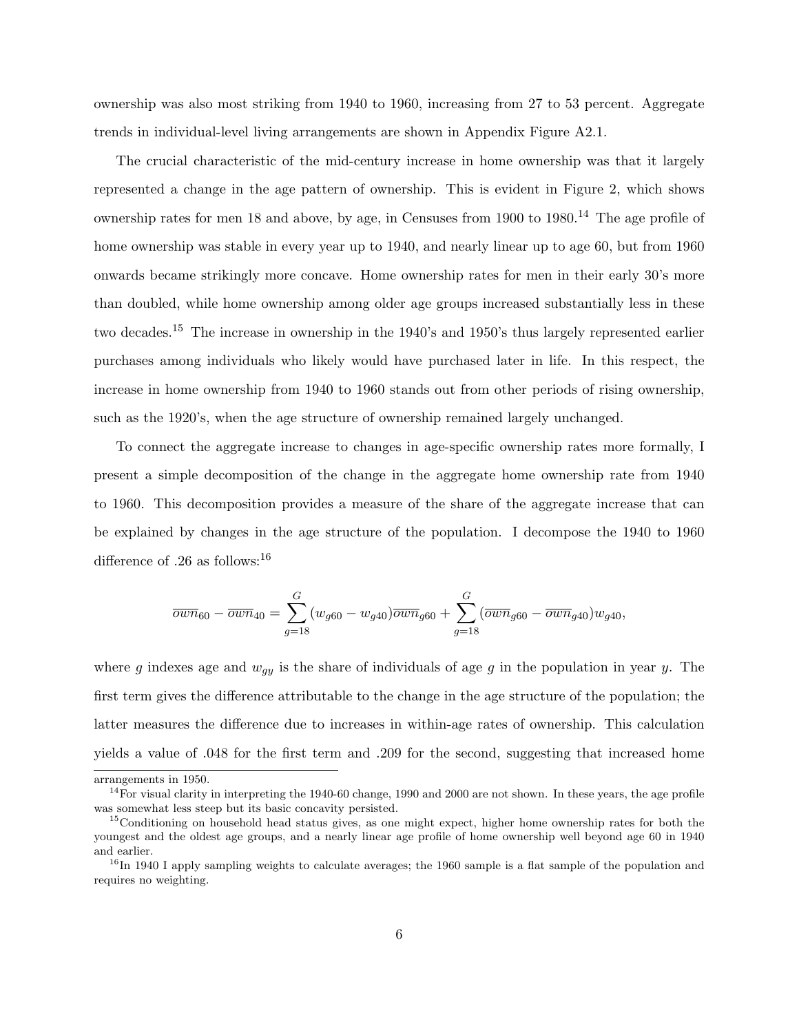ownership was also most striking from 1940 to 1960, increasing from 27 to 53 percent. Aggregate trends in individual-level living arrangements are shown in Appendix Figure A2.1.

The crucial characteristic of the mid-century increase in home ownership was that it largely represented a change in the age pattern of ownership. This is evident in Figure 2, which shows ownership rates for men 18 and above, by age, in Censuses from 1900 to 1980.[14] The age profile of home ownership was stable in every year up to 1940, and nearly linear up to age 60, but from 1960 onwards became strikingly more concave. Home ownership rates for men in their early 30's more than doubled, while home ownership among older age groups increased substantially less in these two decades.[15] The increase in ownership in the 1940's and 1950's thus largely represented earlier purchases among individuals who likely would have purchased later in life. In this respect, the increase in home ownership from 1940 to 1960 stands out from other periods of rising ownership, such as the 1920's, when the age structure of ownership remained largely unchanged.

To connect the aggregate increase to changes in age-specific ownership rates more formally, I present a simple decomposition of the change in the aggregate home ownership rate from 1940 to 1960. This decomposition provides a measure of the share of the aggregate increase that can be explained by changes in the age structure of the population. I decompose the 1940 to 1960 difference of .26 as follows:[16]

$$\overline{own}_{60} - \overline{own}_{40} = \sum_{g=18}^{G} (w_{g60} - w_{g40})\overline{own}_{g60} + \sum_{g=18}^{G} (\overline{own}_{g60} - \overline{own}_{g40})w_{g40},$$

where $g$ indexes age and $w_{gy}$ is the share of individuals of age $g$ in the population in year $y$. The first term gives the difference attributable to the change in the age structure of the population; the latter measures the difference due to increases in within-age rates of ownership. This calculation yields a value of .048 for the first term and .209 for the second, suggesting that increased home

arrangements in 1950.

[14] For visual clarity in interpreting the 1940-60 change, 1990 and 2000 are not shown. In these years, the age profile was somewhat less steep but its basic concavity persisted.

[15] Conditioning on household head status gives, as one might expect, higher home ownership rates for both the youngest and the oldest age groups, and a nearly linear age profile of home ownership well beyond age 60 in 1940 and earlier.

[16] In 1940 I apply sampling weights to calculate averages; the 1960 sample is a flat sample of the population and requires no weighting.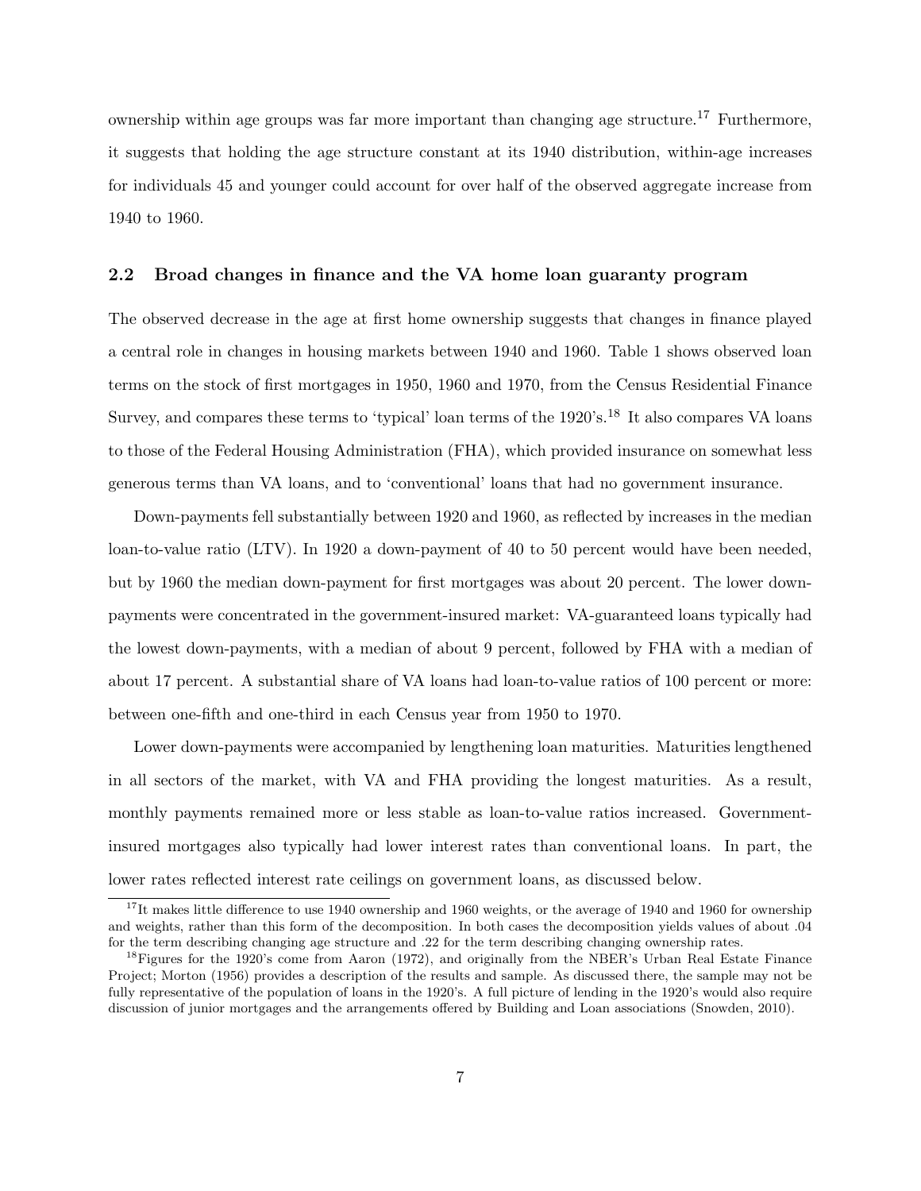ownership within age groups was far more important than changing age structure.[17] Furthermore, it suggests that holding the age structure constant at its 1940 distribution, within-age increases for individuals 45 and younger could account for over half of the observed aggregate increase from 1940 to 1960.

## 2.2 Broad changes in finance and the VA home loan guaranty program

The observed decrease in the age at first home ownership suggests that changes in finance played a central role in changes in housing markets between 1940 and 1960. Table 1 shows observed loan terms on the stock of first mortgages in 1950, 1960 and 1970, from the Census Residential Finance Survey, and compares these terms to 'typical' loan terms of the 1920's.[18] It also compares VA loans to those of the Federal Housing Administration (FHA), which provided insurance on somewhat less generous terms than VA loans, and to 'conventional' loans that had no government insurance.

Down-payments fell substantially between 1920 and 1960, as reflected by increases in the median loan-to-value ratio (LTV). In 1920 a down-payment of 40 to 50 percent would have been needed, but by 1960 the median down-payment for first mortgages was about 20 percent. The lower down-payments were concentrated in the government-insured market: VA-guaranteed loans typically had the lowest down-payments, with a median of about 9 percent, followed by FHA with a median of about 17 percent. A substantial share of VA loans had loan-to-value ratios of 100 percent or more: between one-fifth and one-third in each Census year from 1950 to 1970.

Lower down-payments were accompanied by lengthening loan maturities. Maturities lengthened in all sectors of the market, with VA and FHA providing the longest maturities. As a result, monthly payments remained more or less stable as loan-to-value ratios increased. Government-insured mortgages also typically had lower interest rates than conventional loans. In part, the lower rates reflected interest rate ceilings on government loans, as discussed below.

[17] It makes little difference to use 1940 ownership and 1960 weights, or the average of 1940 and 1960 for ownership and weights, rather than this form of the decomposition. In both cases the decomposition yields values of about .04 for the term describing changing age structure and .22 for the term describing changing ownership rates.

[18] Figures for the 1920's come from Aaron (1972), and originally from the NBER's Urban Real Estate Finance Project; Morton (1956) provides a description of the results and sample. As discussed there, the sample may not be fully representative of the population of loans in the 1920's. A full picture of lending in the 1920's would also require discussion of junior mortgages and the arrangements offered by Building and Loan associations (Snowden, 2010).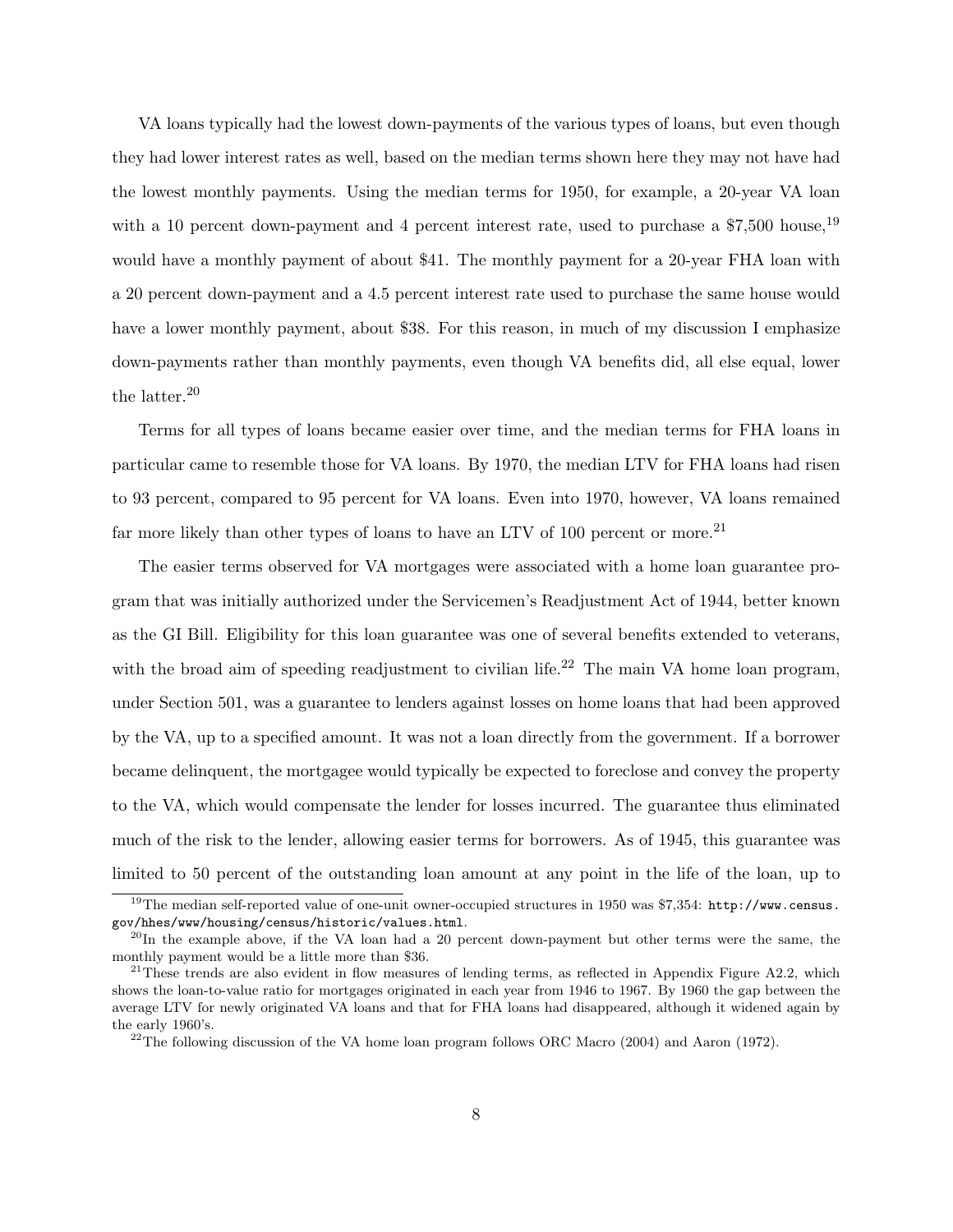VA loans typically had the lowest down-payments of the various types of loans, but even though they had lower interest rates as well, based on the median terms shown here they may not have had the lowest monthly payments. Using the median terms for 1950, for example, a 20-year VA loan with a 10 percent down-payment and 4 percent interest rate, used to purchase a \$7,500 house,[19] would have a monthly payment of about \$41. The monthly payment for a 20-year FHA loan with a 20 percent down-payment and a 4.5 percent interest rate used to purchase the same house would have a lower monthly payment, about \$38. For this reason, in much of my discussion I emphasize down-payments rather than monthly payments, even though VA benefits did, all else equal, lower the latter.[20]

Terms for all types of loans became easier over time, and the median terms for FHA loans in particular came to resemble those for VA loans. By 1970, the median LTV for FHA loans had risen to 93 percent, compared to 95 percent for VA loans. Even into 1970, however, VA loans remained far more likely than other types of loans to have an LTV of 100 percent or more.[21]

The easier terms observed for VA mortgages were associated with a home loan guarantee program that was initially authorized under the Servicemen's Readjustment Act of 1944, better known as the GI Bill. Eligibility for this loan guarantee was one of several benefits extended to veterans, with the broad aim of speeding readjustment to civilian life.[22] The main VA home loan program, under Section 501, was a guarantee to lenders against losses on home loans that had been approved by the VA, up to a specified amount. It was not a loan directly from the government. If a borrower became delinquent, the mortgagee would typically be expected to foreclose and convey the property to the VA, which would compensate the lender for losses incurred. The guarantee thus eliminated much of the risk to the lender, allowing easier terms for borrowers. As of 1945, this guarantee was limited to 50 percent of the outstanding loan amount at any point in the life of the loan, up to

---

[19] The median self-reported value of one-unit owner-occupied structures in 1950 was \$7,354: `http://www.census.gov/hhes/www/housing/census/historic/values.html`.

[20] In the example above, if the VA loan had a 20 percent down-payment but other terms were the same, the monthly payment would be a little more than \$36.

[21] These trends are also evident in flow measures of lending terms, as reflected in Appendix Figure A2.2, which shows the loan-to-value ratio for mortgages originated in each year from 1946 to 1967. By 1960 the gap between the average LTV for newly originated VA loans and that for FHA loans had disappeared, although it widened again by the early 1960's.

[22] The following discussion of the VA home loan program follows ORC Macro (2004) and Aaron (1972).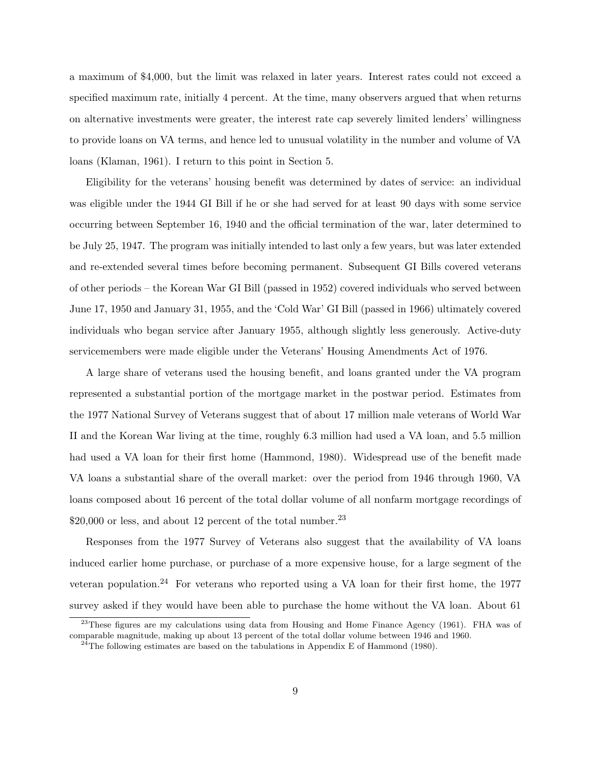a maximum of $4,000, but the limit was relaxed in later years. Interest rates could not exceed a specified maximum rate, initially 4 percent. At the time, many observers argued that when returns on alternative investments were greater, the interest rate cap severely limited lenders' willingness to provide loans on VA terms, and hence led to unusual volatility in the number and volume of VA loans (Klaman, 1961). I return to this point in Section 5.

Eligibility for the veterans' housing benefit was determined by dates of service: an individual was eligible under the 1944 GI Bill if he or she had served for at least 90 days with some service occurring between September 16, 1940 and the official termination of the war, later determined to be July 25, 1947. The program was initially intended to last only a few years, but was later extended and re-extended several times before becoming permanent. Subsequent GI Bills covered veterans of other periods – the Korean War GI Bill (passed in 1952) covered individuals who served between June 17, 1950 and January 31, 1955, and the 'Cold War' GI Bill (passed in 1966) ultimately covered individuals who began service after January 1955, although slightly less generously. Active-duty servicemembers were made eligible under the Veterans' Housing Amendments Act of 1976.

A large share of veterans used the housing benefit, and loans granted under the VA program represented a substantial portion of the mortgage market in the postwar period. Estimates from the 1977 National Survey of Veterans suggest that of about 17 million male veterans of World War II and the Korean War living at the time, roughly 6.3 million had used a VA loan, and 5.5 million had used a VA loan for their first home (Hammond, 1980). Widespread use of the benefit made VA loans a substantial share of the overall market: over the period from 1946 through 1960, VA loans composed about 16 percent of the total dollar volume of all nonfarm mortgage recordings of $20,000 or less, and about 12 percent of the total number.[23]

Responses from the 1977 Survey of Veterans also suggest that the availability of VA loans induced earlier home purchase, or purchase of a more expensive house, for a large segment of the veteran population.[24] For veterans who reported using a VA loan for their first home, the 1977 survey asked if they would have been able to purchase the home without the VA loan. About 61

[23] These figures are my calculations using data from Housing and Home Finance Agency (1961). FHA was of comparable magnitude, making up about 13 percent of the total dollar volume between 1946 and 1960.

[24] The following estimates are based on the tabulations in Appendix E of Hammond (1980).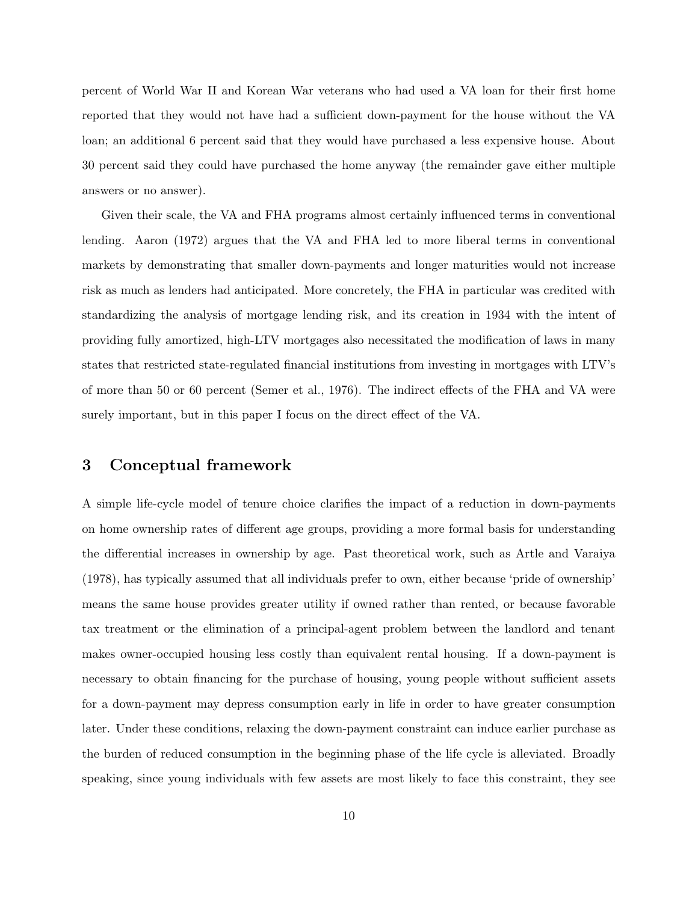percent of World War II and Korean War veterans who had used a VA loan for their first home reported that they would not have had a sufficient down-payment for the house without the VA loan; an additional 6 percent said that they would have purchased a less expensive house. About 30 percent said they could have purchased the home anyway (the remainder gave either multiple answers or no answer).

Given their scale, the VA and FHA programs almost certainly influenced terms in conventional lending. Aaron (1972) argues that the VA and FHA led to more liberal terms in conventional markets by demonstrating that smaller down-payments and longer maturities would not increase risk as much as lenders had anticipated. More concretely, the FHA in particular was credited with standardizing the analysis of mortgage lending risk, and its creation in 1934 with the intent of providing fully amortized, high-LTV mortgages also necessitated the modification of laws in many states that restricted state-regulated financial institutions from investing in mortgages with LTV's of more than 50 or 60 percent (Semer et al., 1976). The indirect effects of the FHA and VA were surely important, but in this paper I focus on the direct effect of the VA.

## 3 Conceptual framework

A simple life-cycle model of tenure choice clarifies the impact of a reduction in down-payments on home ownership rates of different age groups, providing a more formal basis for understanding the differential increases in ownership by age. Past theoretical work, such as Artle and Varaiya (1978), has typically assumed that all individuals prefer to own, either because 'pride of ownership' means the same house provides greater utility if owned rather than rented, or because favorable tax treatment or the elimination of a principal-agent problem between the landlord and tenant makes owner-occupied housing less costly than equivalent rental housing. If a down-payment is necessary to obtain financing for the purchase of housing, young people without sufficient assets for a down-payment may depress consumption early in life in order to have greater consumption later. Under these conditions, relaxing the down-payment constraint can induce earlier purchase as the burden of reduced consumption in the beginning phase of the life cycle is alleviated. Broadly speaking, since young individuals with few assets are most likely to face this constraint, they see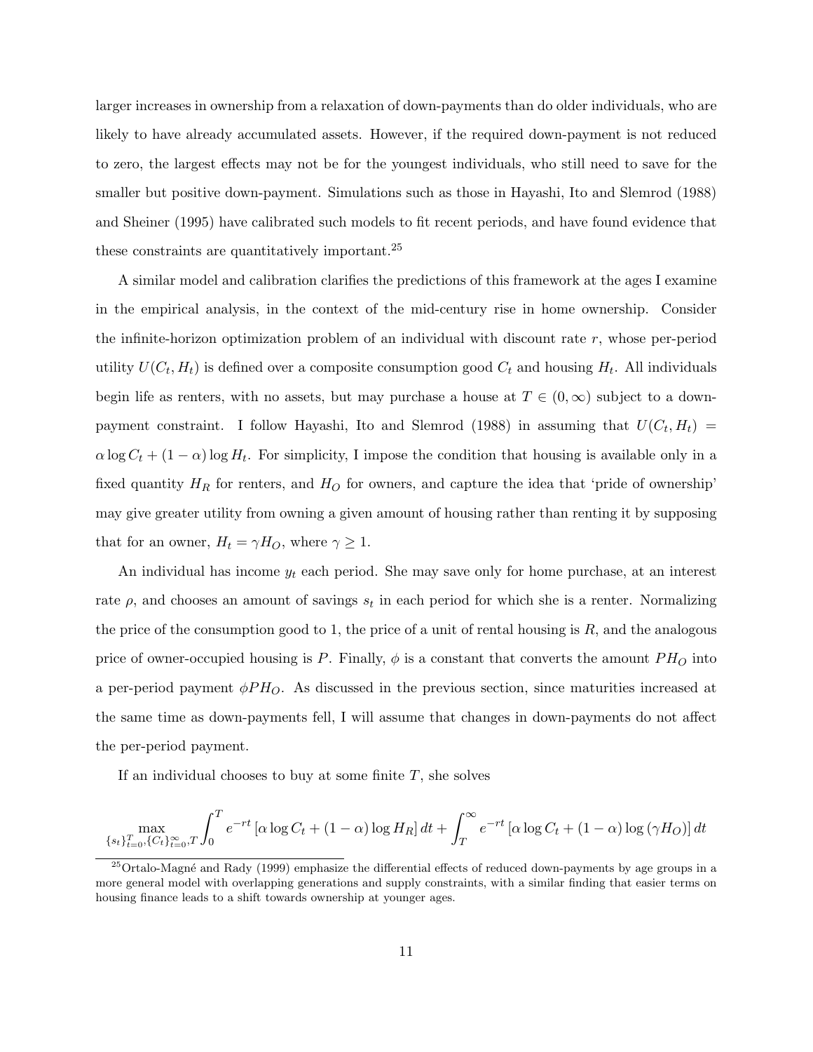larger increases in ownership from a relaxation of down-payments than do older individuals, who are likely to have already accumulated assets. However, if the required down-payment is not reduced to zero, the largest effects may not be for the youngest individuals, who still need to save for the smaller but positive down-payment. Simulations such as those in Hayashi, Ito and Slemrod (1988) and Sheiner (1995) have calibrated such models to fit recent periods, and have found evidence that these constraints are quantitatively important.[25]

A similar model and calibration clarifies the predictions of this framework at the ages I examine in the empirical analysis, in the context of the mid-century rise in home ownership. Consider the infinite-horizon optimization problem of an individual with discount rate $r$, whose per-period utility $U(C_t, H_t)$ is defined over a composite consumption good $C_t$ and housing $H_t$. All individuals begin life as renters, with no assets, but may purchase a house at $T \in (0, \infty)$ subject to a down-payment constraint. I follow Hayashi, Ito and Slemrod (1988) in assuming that $U(C_t, H_t) = \alpha \log C_t + (1 - \alpha) \log H_t$. For simplicity, I impose the condition that housing is available only in a fixed quantity $H_R$ for renters, and $H_O$ for owners, and capture the idea that 'pride of ownership' may give greater utility from owning a given amount of housing rather than renting it by supposing that for an owner, $H_t = \gamma H_O$, where $\gamma \geq 1$.

An individual has income $y_t$ each period. She may save only for home purchase, at an interest rate $\rho$, and chooses an amount of savings $s_t$ in each period for which she is a renter. Normalizing the price of the consumption good to 1, the price of a unit of rental housing is $R$, and the analogous price of owner-occupied housing is $P$. Finally, $\phi$ is a constant that converts the amount $PH_O$ into a per-period payment $\phi PH_O$. As discussed in the previous section, since maturities increased at the same time as down-payments fell, I will assume that changes in down-payments do not affect the per-period payment.

If an individual chooses to buy at some finite $T$, she solves

$$\max_{\{s_t\}_{t=0}^{T}, \{C_t\}_{t=0}^{\infty}, T} \int_0^T e^{-rt} \left[\alpha \log C_t + (1 - \alpha) \log H_R\right] dt + \int_T^\infty e^{-rt} \left[\alpha \log C_t + (1 - \alpha) \log (\gamma H_O)\right] dt$$

[25] Ortalo-Magné and Rady (1999) emphasize the differential effects of reduced down-payments by age groups in a more general model with overlapping generations and supply constraints, with a similar finding that easier terms on housing finance leads to a shift towards ownership at younger ages.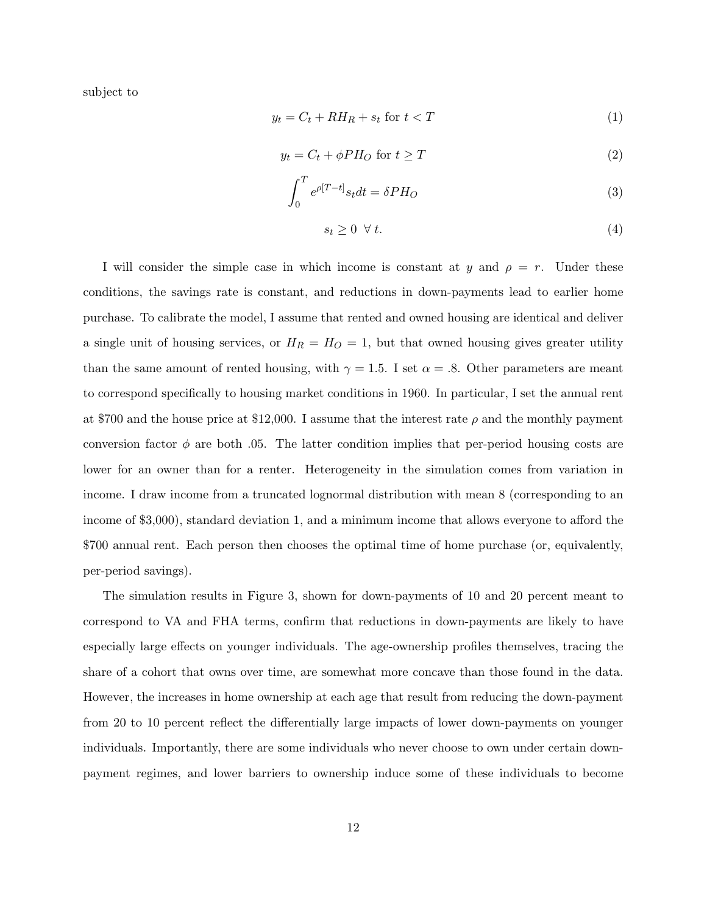subject to

$$y_t = C_t + RH_R + s_t \text{ for } t < T \tag{1}$$

$$y_t = C_t + \phi PH_O \text{ for } t \geq T \tag{2}$$

$$\int_0^T e^{\rho[T-t]} s_t dt = \delta PH_O \tag{3}$$

$$s_t \geq 0 \;\; \forall \, t. \tag{4}$$

I will consider the simple case in which income is constant at $y$ and $\rho = r$. Under these conditions, the savings rate is constant, and reductions in down-payments lead to earlier home purchase. To calibrate the model, I assume that rented and owned housing are identical and deliver a single unit of housing services, or $H_R = H_O = 1$, but that owned housing gives greater utility than the same amount of rented housing, with $\gamma = 1.5$. I set $\alpha = .8$. Other parameters are meant to correspond specifically to housing market conditions in 1960. In particular, I set the annual rent at \$700 and the house price at \$12,000. I assume that the interest rate $\rho$ and the monthly payment conversion factor $\phi$ are both .05. The latter condition implies that per-period housing costs are lower for an owner than for a renter. Heterogeneity in the simulation comes from variation in income. I draw income from a truncated lognormal distribution with mean 8 (corresponding to an income of \$3,000), standard deviation 1, and a minimum income that allows everyone to afford the \$700 annual rent. Each person then chooses the optimal time of home purchase (or, equivalently, per-period savings).

The simulation results in Figure 3, shown for down-payments of 10 and 20 percent meant to correspond to VA and FHA terms, confirm that reductions in down-payments are likely to have especially large effects on younger individuals. The age-ownership profiles themselves, tracing the share of a cohort that owns over time, are somewhat more concave than those found in the data. However, the increases in home ownership at each age that result from reducing the down-payment from 20 to 10 percent reflect the differentially large impacts of lower down-payments on younger individuals. Importantly, there are some individuals who never choose to own under certain down-payment regimes, and lower barriers to ownership induce some of these individuals to become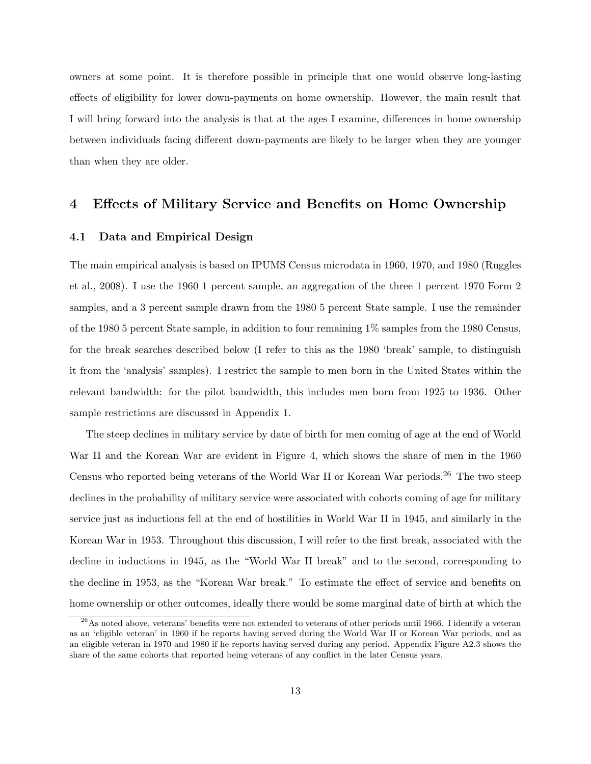owners at some point. It is therefore possible in principle that one would observe long-lasting effects of eligibility for lower down-payments on home ownership. However, the main result that I will bring forward into the analysis is that at the ages I examine, differences in home ownership between individuals facing different down-payments are likely to be larger when they are younger than when they are older.

## 4 Effects of Military Service and Benefits on Home Ownership

### 4.1 Data and Empirical Design

The main empirical analysis is based on IPUMS Census microdata in 1960, 1970, and 1980 (Ruggles et al., 2008). I use the 1960 1 percent sample, an aggregation of the three 1 percent 1970 Form 2 samples, and a 3 percent sample drawn from the 1980 5 percent State sample. I use the remainder of the 1980 5 percent State sample, in addition to four remaining 1% samples from the 1980 Census, for the break searches described below (I refer to this as the 1980 'break' sample, to distinguish it from the 'analysis' samples). I restrict the sample to men born in the United States within the relevant bandwidth: for the pilot bandwidth, this includes men born from 1925 to 1936. Other sample restrictions are discussed in Appendix 1.

The steep declines in military service by date of birth for men coming of age at the end of World War II and the Korean War are evident in Figure 4, which shows the share of men in the 1960 Census who reported being veterans of the World War II or Korean War periods.[26] The two steep declines in the probability of military service were associated with cohorts coming of age for military service just as inductions fell at the end of hostilities in World War II in 1945, and similarly in the Korean War in 1953. Throughout this discussion, I will refer to the first break, associated with the decline in inductions in 1945, as the "World War II break" and to the second, corresponding to the decline in 1953, as the "Korean War break." To estimate the effect of service and benefits on home ownership or other outcomes, ideally there would be some marginal date of birth at which the

[26] As noted above, veterans' benefits were not extended to veterans of other periods until 1966. I identify a veteran as an 'eligible veteran' in 1960 if he reports having served during the World War II or Korean War periods, and as an eligible veteran in 1970 and 1980 if he reports having served during any period. Appendix Figure A2.3 shows the share of the same cohorts that reported being veterans of any conflict in the later Census years.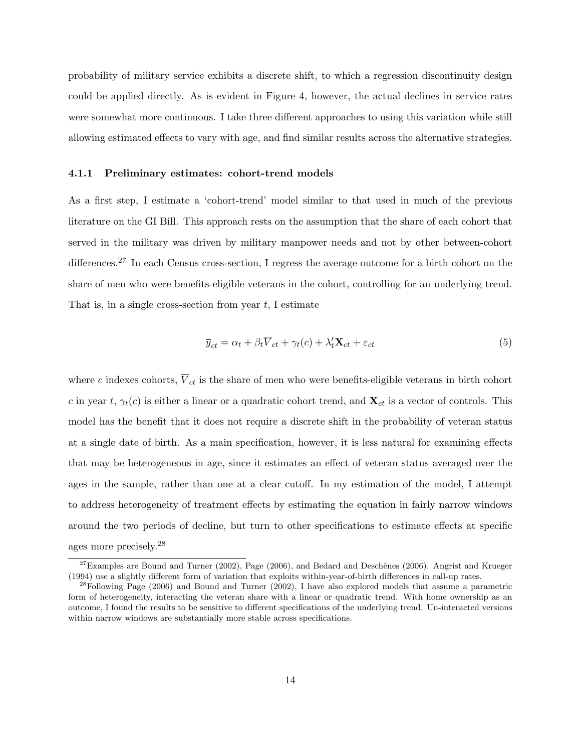probability of military service exhibits a discrete shift, to which a regression discontinuity design could be applied directly. As is evident in Figure 4, however, the actual declines in service rates were somewhat more continuous. I take three different approaches to using this variation while still allowing estimated effects to vary with age, and find similar results across the alternative strategies.

### 4.1.1 Preliminary estimates: cohort-trend models

As a first step, I estimate a 'cohort-trend' model similar to that used in much of the previous literature on the GI Bill. This approach rests on the assumption that the share of each cohort that served in the military was driven by military manpower needs and not by other between-cohort differences.[27] In each Census cross-section, I regress the average outcome for a birth cohort on the share of men who were benefits-eligible veterans in the cohort, controlling for an underlying trend. That is, in a single cross-section from year $t$, I estimate

$$\overline{y}_{ct} = \alpha_t + \beta_t \overline{V}_{ct} + \gamma_t(c) + \lambda_t' \mathbf{X}_{ct} + \varepsilon_{ct} \tag{5}$$

where $c$ indexes cohorts, $\overline{V}_{ct}$ is the share of men who were benefits-eligible veterans in birth cohort $c$ in year $t$, $\gamma_t(c)$ is either a linear or a quadratic cohort trend, and $\mathbf{X}_{ct}$ is a vector of controls. This model has the benefit that it does not require a discrete shift in the probability of veteran status at a single date of birth. As a main specification, however, it is less natural for examining effects that may be heterogeneous in age, since it estimates an effect of veteran status averaged over the ages in the sample, rather than one at a clear cutoff. In my estimation of the model, I attempt to address heterogeneity of treatment effects by estimating the equation in fairly narrow windows around the two periods of decline, but turn to other specifications to estimate effects at specific ages more precisely.[28]

[27] Examples are Bound and Turner (2002), Page (2006), and Bedard and Deschênes (2006). Angrist and Krueger (1994) use a slightly different form of variation that exploits within-year-of-birth differences in call-up rates.

[28] Following Page (2006) and Bound and Turner (2002), I have also explored models that assume a parametric form of heterogeneity, interacting the veteran share with a linear or quadratic trend. With home ownership as an outcome, I found the results to be sensitive to different specifications of the underlying trend. Un-interacted versions within narrow windows are substantially more stable across specifications.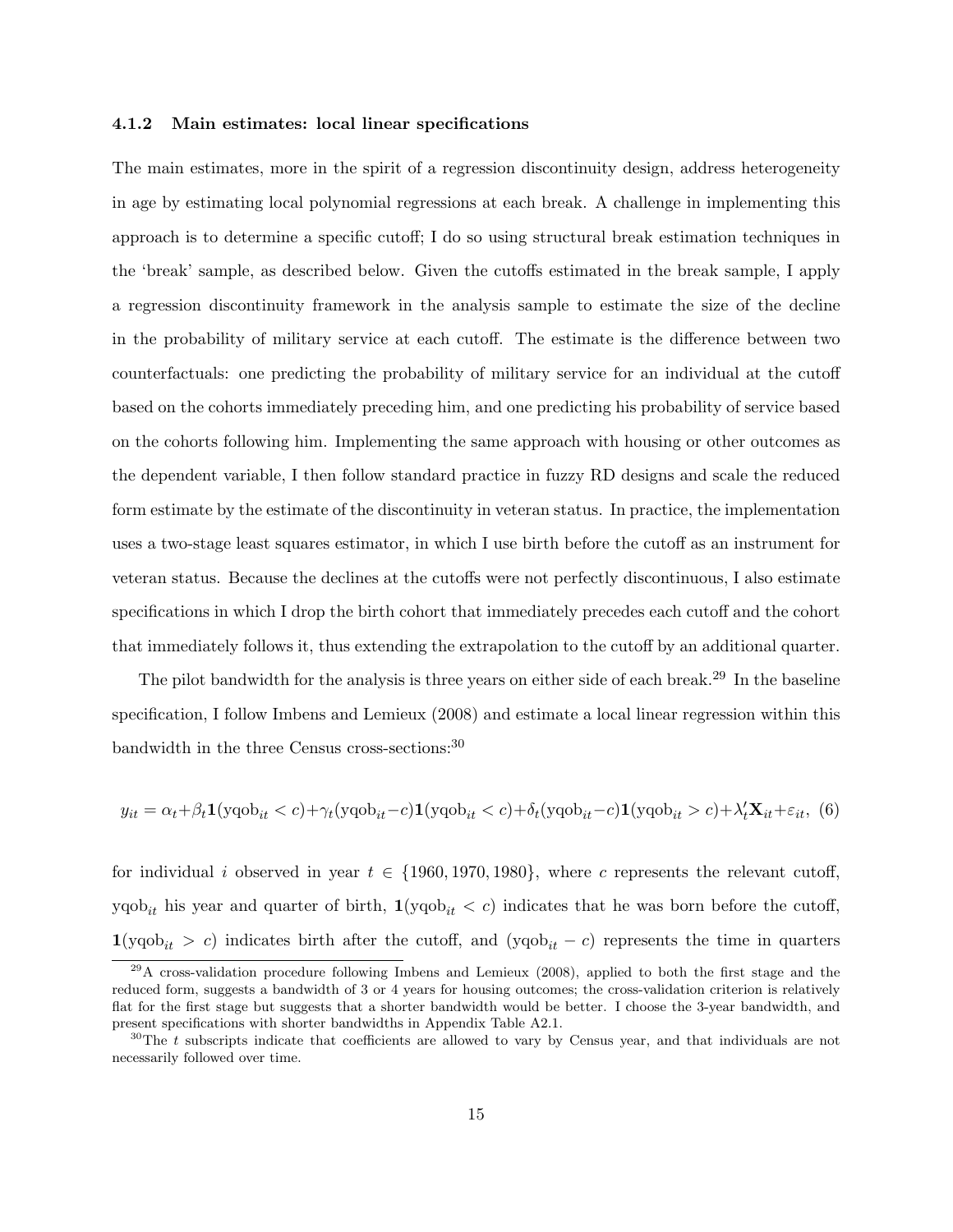#### 4.1.2 Main estimates: local linear specifications

The main estimates, more in the spirit of a regression discontinuity design, address heterogeneity in age by estimating local polynomial regressions at each break. A challenge in implementing this approach is to determine a specific cutoff; I do so using structural break estimation techniques in the 'break' sample, as described below. Given the cutoffs estimated in the break sample, I apply a regression discontinuity framework in the analysis sample to estimate the size of the decline in the probability of military service at each cutoff. The estimate is the difference between two counterfactuals: one predicting the probability of military service for an individual at the cutoff based on the cohorts immediately preceding him, and one predicting his probability of service based on the cohorts following him. Implementing the same approach with housing or other outcomes as the dependent variable, I then follow standard practice in fuzzy RD designs and scale the reduced form estimate by the estimate of the discontinuity in veteran status. In practice, the implementation uses a two-stage least squares estimator, in which I use birth before the cutoff as an instrument for veteran status. Because the declines at the cutoffs were not perfectly discontinuous, I also estimate specifications in which I drop the birth cohort that immediately precedes each cutoff and the cohort that immediately follows it, thus extending the extrapolation to the cutoff by an additional quarter.

The pilot bandwidth for the analysis is three years on either side of each break.[29] In the baseline specification, I follow Imbens and Lemieux (2008) and estimate a local linear regression within this bandwidth in the three Census cross-sections:[30]

$$y_{it} = \alpha_t + \beta_t \mathbf{1}(\text{yqob}_{it} < c) + \gamma_t(\text{yqob}_{it} - c)\mathbf{1}(\text{yqob}_{it} < c) + \delta_t(\text{yqob}_{it} - c)\mathbf{1}(\text{yqob}_{it} > c) + \lambda_t' \mathbf{X}_{it} + \varepsilon_{it}, \quad (6)$$

for individual $i$ observed in year $t \in \{1960, 1970, 1980\}$, where $c$ represents the relevant cutoff, $\text{yqob}_{it}$ his year and quarter of birth, $\mathbf{1}(\text{yqob}_{it} < c)$ indicates that he was born before the cutoff, $\mathbf{1}(\text{yqob}_{it} > c)$ indicates birth after the cutoff, and $(\text{yqob}_{it} - c)$ represents the time in quarters

[29] A cross-validation procedure following Imbens and Lemieux (2008), applied to both the first stage and the reduced form, suggests a bandwidth of 3 or 4 years for housing outcomes; the cross-validation criterion is relatively flat for the first stage but suggests that a shorter bandwidth would be better. I choose the 3-year bandwidth, and present specifications with shorter bandwidths in Appendix Table A2.1.

[30] The $t$ subscripts indicate that coefficients are allowed to vary by Census year, and that individuals are not necessarily followed over time.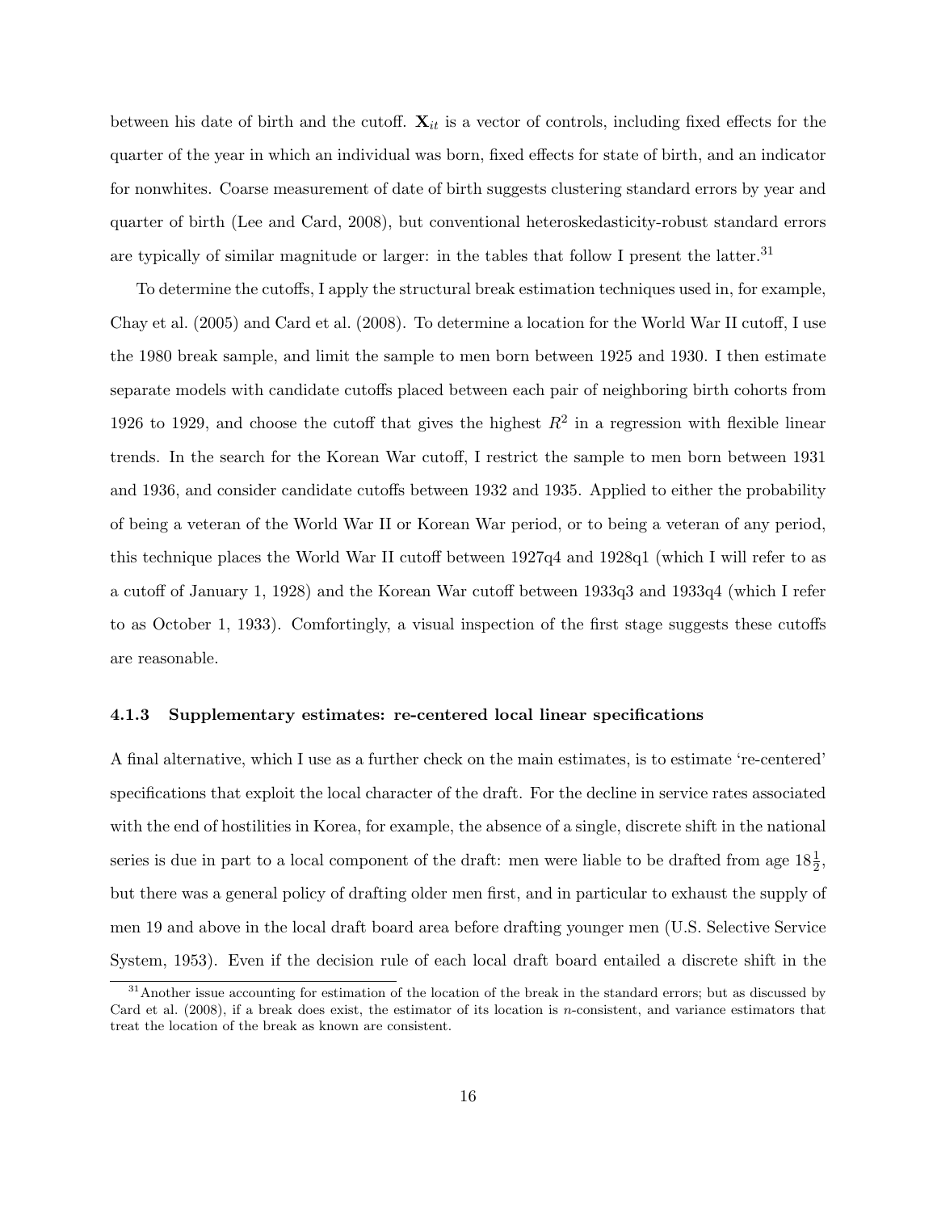between his date of birth and the cutoff. $\mathbf{X}_{it}$ is a vector of controls, including fixed effects for the quarter of the year in which an individual was born, fixed effects for state of birth, and an indicator for nonwhites. Coarse measurement of date of birth suggests clustering standard errors by year and quarter of birth (Lee and Card, 2008), but conventional heteroskedasticity-robust standard errors are typically of similar magnitude or larger: in the tables that follow I present the latter.[31]

To determine the cutoffs, I apply the structural break estimation techniques used in, for example, Chay et al. (2005) and Card et al. (2008). To determine a location for the World War II cutoff, I use the 1980 break sample, and limit the sample to men born between 1925 and 1930. I then estimate separate models with candidate cutoffs placed between each pair of neighboring birth cohorts from 1926 to 1929, and choose the cutoff that gives the highest $R^2$ in a regression with flexible linear trends. In the search for the Korean War cutoff, I restrict the sample to men born between 1931 and 1936, and consider candidate cutoffs between 1932 and 1935. Applied to either the probability of being a veteran of the World War II or Korean War period, or to being a veteran of any period, this technique places the World War II cutoff between 1927q4 and 1928q1 (which I will refer to as a cutoff of January 1, 1928) and the Korean War cutoff between 1933q3 and 1933q4 (which I refer to as October 1, 1933). Comfortingly, a visual inspection of the first stage suggests these cutoffs are reasonable.

### 4.1.3 Supplementary estimates: re-centered local linear specifications

A final alternative, which I use as a further check on the main estimates, is to estimate 're-centered' specifications that exploit the local character of the draft. For the decline in service rates associated with the end of hostilities in Korea, for example, the absence of a single, discrete shift in the national series is due in part to a local component of the draft: men were liable to be drafted from age $18\frac{1}{2}$, but there was a general policy of drafting older men first, and in particular to exhaust the supply of men 19 and above in the local draft board area before drafting younger men (U.S. Selective Service System, 1953). Even if the decision rule of each local draft board entailed a discrete shift in the

[31] Another issue accounting for estimation of the location of the break in the standard errors; but as discussed by Card et al. (2008), if a break does exist, the estimator of its location is $n$-consistent, and variance estimators that treat the location of the break as known are consistent.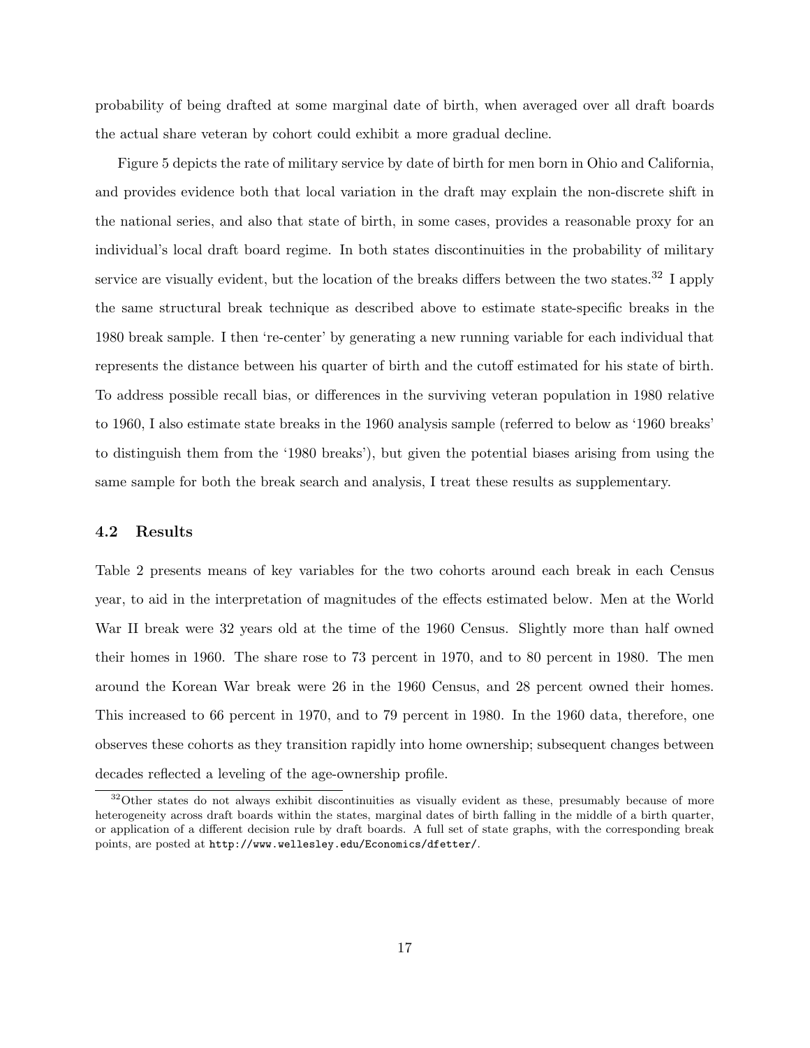probability of being drafted at some marginal date of birth, when averaged over all draft boards the actual share veteran by cohort could exhibit a more gradual decline.

Figure 5 depicts the rate of military service by date of birth for men born in Ohio and California, and provides evidence both that local variation in the draft may explain the non-discrete shift in the national series, and also that state of birth, in some cases, provides a reasonable proxy for an individual's local draft board regime. In both states discontinuities in the probability of military service are visually evident, but the location of the breaks differs between the two states.[32] I apply the same structural break technique as described above to estimate state-specific breaks in the 1980 break sample. I then 're-center' by generating a new running variable for each individual that represents the distance between his quarter of birth and the cutoff estimated for his state of birth. To address possible recall bias, or differences in the surviving veteran population in 1980 relative to 1960, I also estimate state breaks in the 1960 analysis sample (referred to below as '1960 breaks' to distinguish them from the '1980 breaks'), but given the potential biases arising from using the same sample for both the break search and analysis, I treat these results as supplementary.

## 4.2 Results

Table 2 presents means of key variables for the two cohorts around each break in each Census year, to aid in the interpretation of magnitudes of the effects estimated below. Men at the World War II break were 32 years old at the time of the 1960 Census. Slightly more than half owned their homes in 1960. The share rose to 73 percent in 1970, and to 80 percent in 1980. The men around the Korean War break were 26 in the 1960 Census, and 28 percent owned their homes. This increased to 66 percent in 1970, and to 79 percent in 1980. In the 1960 data, therefore, one observes these cohorts as they transition rapidly into home ownership; subsequent changes between decades reflected a leveling of the age-ownership profile.

[32] Other states do not always exhibit discontinuities as visually evident as these, presumably because of more heterogeneity across draft boards within the states, marginal dates of birth falling in the middle of a birth quarter, or application of a different decision rule by draft boards. A full set of state graphs, with the corresponding break points, are posted at `http://www.wellesley.edu/Economics/dfetter/`.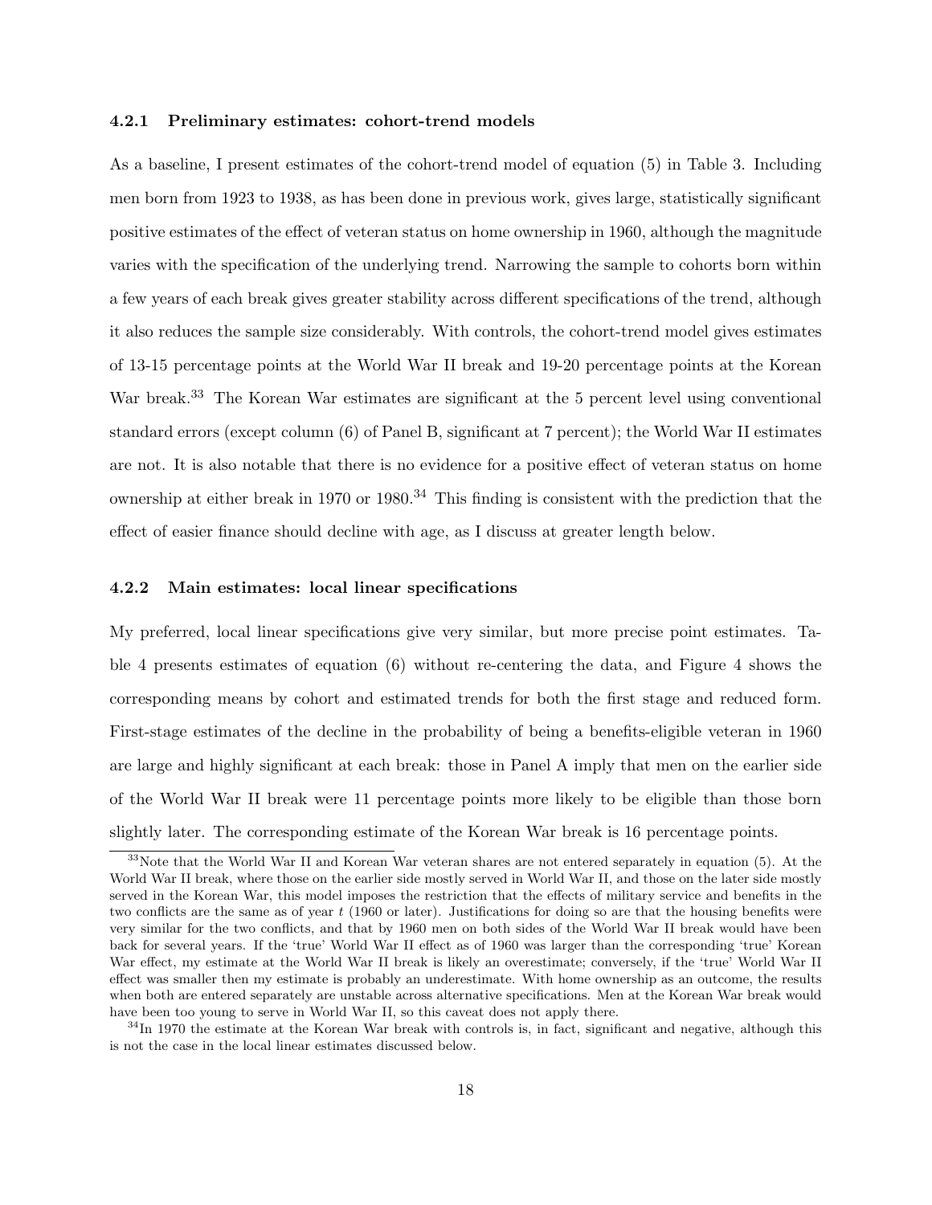#### 4.2.1 Preliminary estimates: cohort-trend models

As a baseline, I present estimates of the cohort-trend model of equation (5) in Table 3. Including men born from 1923 to 1938, as has been done in previous work, gives large, statistically significant positive estimates of the effect of veteran status on home ownership in 1960, although the magnitude varies with the specification of the underlying trend. Narrowing the sample to cohorts born within a few years of each break gives greater stability across different specifications of the trend, although it also reduces the sample size considerably. With controls, the cohort-trend model gives estimates of 13-15 percentage points at the World War II break and 19-20 percentage points at the Korean War break.[33] The Korean War estimates are significant at the 5 percent level using conventional standard errors (except column (6) of Panel B, significant at 7 percent); the World War II estimates are not. It is also notable that there is no evidence for a positive effect of veteran status on home ownership at either break in 1970 or 1980.[34] This finding is consistent with the prediction that the effect of easier finance should decline with age, as I discuss at greater length below.

#### 4.2.2 Main estimates: local linear specifications

My preferred, local linear specifications give very similar, but more precise point estimates. Table 4 presents estimates of equation (6) without re-centering the data, and Figure 4 shows the corresponding means by cohort and estimated trends for both the first stage and reduced form. First-stage estimates of the decline in the probability of being a benefits-eligible veteran in 1960 are large and highly significant at each break: those in Panel A imply that men on the earlier side of the World War II break were 11 percentage points more likely to be eligible than those born slightly later. The corresponding estimate of the Korean War break is 16 percentage points.

[33] Note that the World War II and Korean War veteran shares are not entered separately in equation (5). At the World War II break, where those on the earlier side mostly served in World War II, and those on the later side mostly served in the Korean War, this model imposes the restriction that the effects of military service and benefits in the two conflicts are the same as of year $t$ (1960 or later). Justifications for doing so are that the housing benefits were very similar for the two conflicts, and that by 1960 men on both sides of the World War II break would have been back for several years. If the 'true' World War II effect as of 1960 was larger than the corresponding 'true' Korean War effect, my estimate at the World War II break is likely an overestimate; conversely, if the 'true' World War II effect was smaller then my estimate is probably an underestimate. With home ownership as an outcome, the results when both are entered separately are unstable across alternative specifications. Men at the Korean War break would have been too young to serve in World War II, so this caveat does not apply there.

[34] In 1970 the estimate at the Korean War break with controls is, in fact, significant and negative, although this is not the case in the local linear estimates discussed below.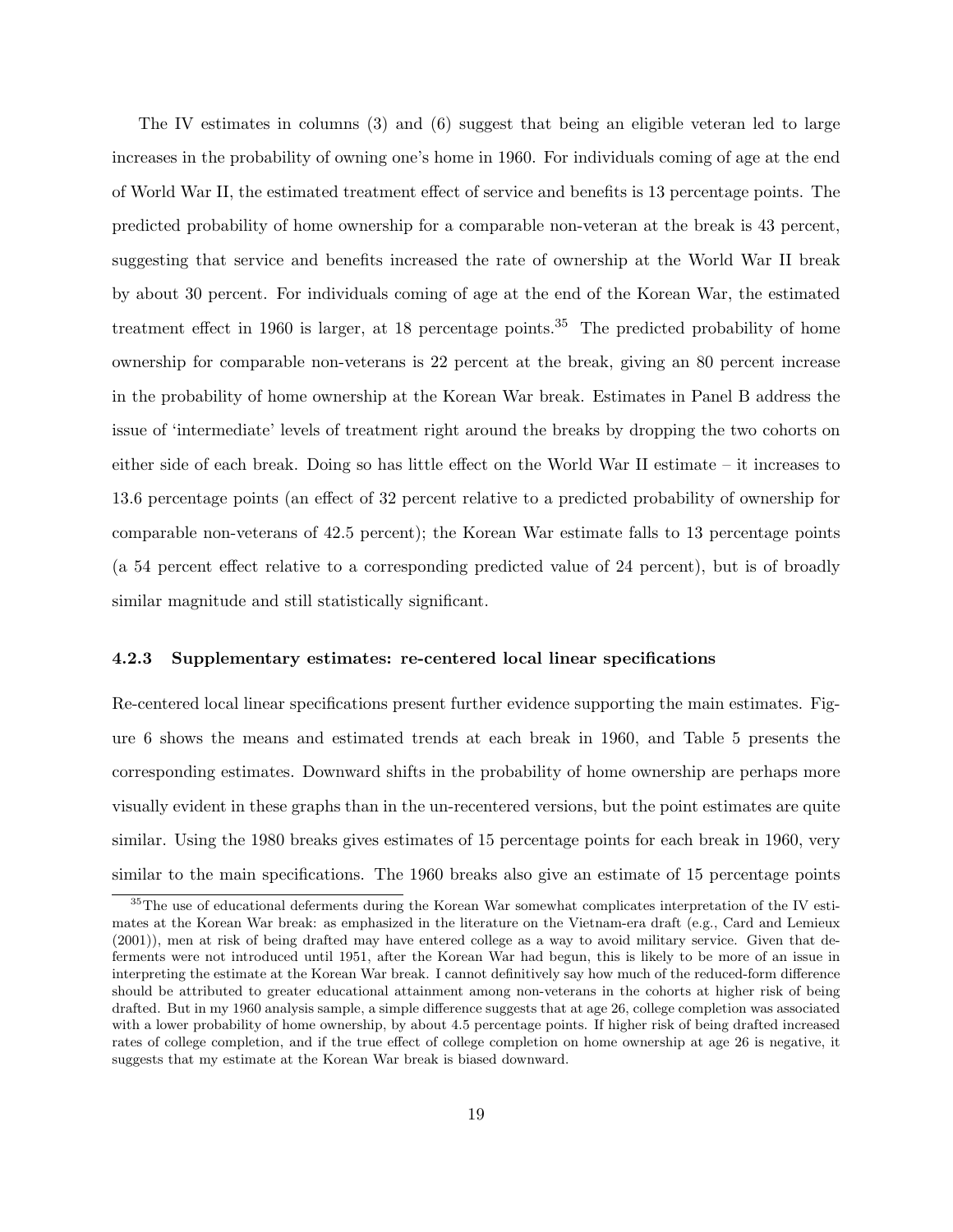The IV estimates in columns (3) and (6) suggest that being an eligible veteran led to large increases in the probability of owning one's home in 1960. For individuals coming of age at the end of World War II, the estimated treatment effect of service and benefits is 13 percentage points. The predicted probability of home ownership for a comparable non-veteran at the break is 43 percent, suggesting that service and benefits increased the rate of ownership at the World War II break by about 30 percent. For individuals coming of age at the end of the Korean War, the estimated treatment effect in 1960 is larger, at 18 percentage points.[35] The predicted probability of home ownership for comparable non-veterans is 22 percent at the break, giving an 80 percent increase in the probability of home ownership at the Korean War break. Estimates in Panel B address the issue of 'intermediate' levels of treatment right around the breaks by dropping the two cohorts on either side of each break. Doing so has little effect on the World War II estimate – it increases to 13.6 percentage points (an effect of 32 percent relative to a predicted probability of ownership for comparable non-veterans of 42.5 percent); the Korean War estimate falls to 13 percentage points (a 54 percent effect relative to a corresponding predicted value of 24 percent), but is of broadly similar magnitude and still statistically significant.

#### 4.2.3 Supplementary estimates: re-centered local linear specifications

Re-centered local linear specifications present further evidence supporting the main estimates. Figure 6 shows the means and estimated trends at each break in 1960, and Table 5 presents the corresponding estimates. Downward shifts in the probability of home ownership are perhaps more visually evident in these graphs than in the un-recentered versions, but the point estimates are quite similar. Using the 1980 breaks gives estimates of 15 percentage points for each break in 1960, very similar to the main specifications. The 1960 breaks also give an estimate of 15 percentage points

[35] The use of educational deferments during the Korean War somewhat complicates interpretation of the IV estimates at the Korean War break: as emphasized in the literature on the Vietnam-era draft (e.g., Card and Lemieux (2001)), men at risk of being drafted may have entered college as a way to avoid military service. Given that deferments were not introduced until 1951, after the Korean War had begun, this is likely to be more of an issue in interpreting the estimate at the Korean War break. I cannot definitively say how much of the reduced-form difference should be attributed to greater educational attainment among non-veterans in the cohorts at higher risk of being drafted. But in my 1960 analysis sample, a simple difference suggests that at age 26, college completion was associated with a lower probability of home ownership, by about 4.5 percentage points. If higher risk of being drafted increased rates of college completion, and if the true effect of college completion on home ownership at age 26 is negative, it suggests that my estimate at the Korean War break is biased downward.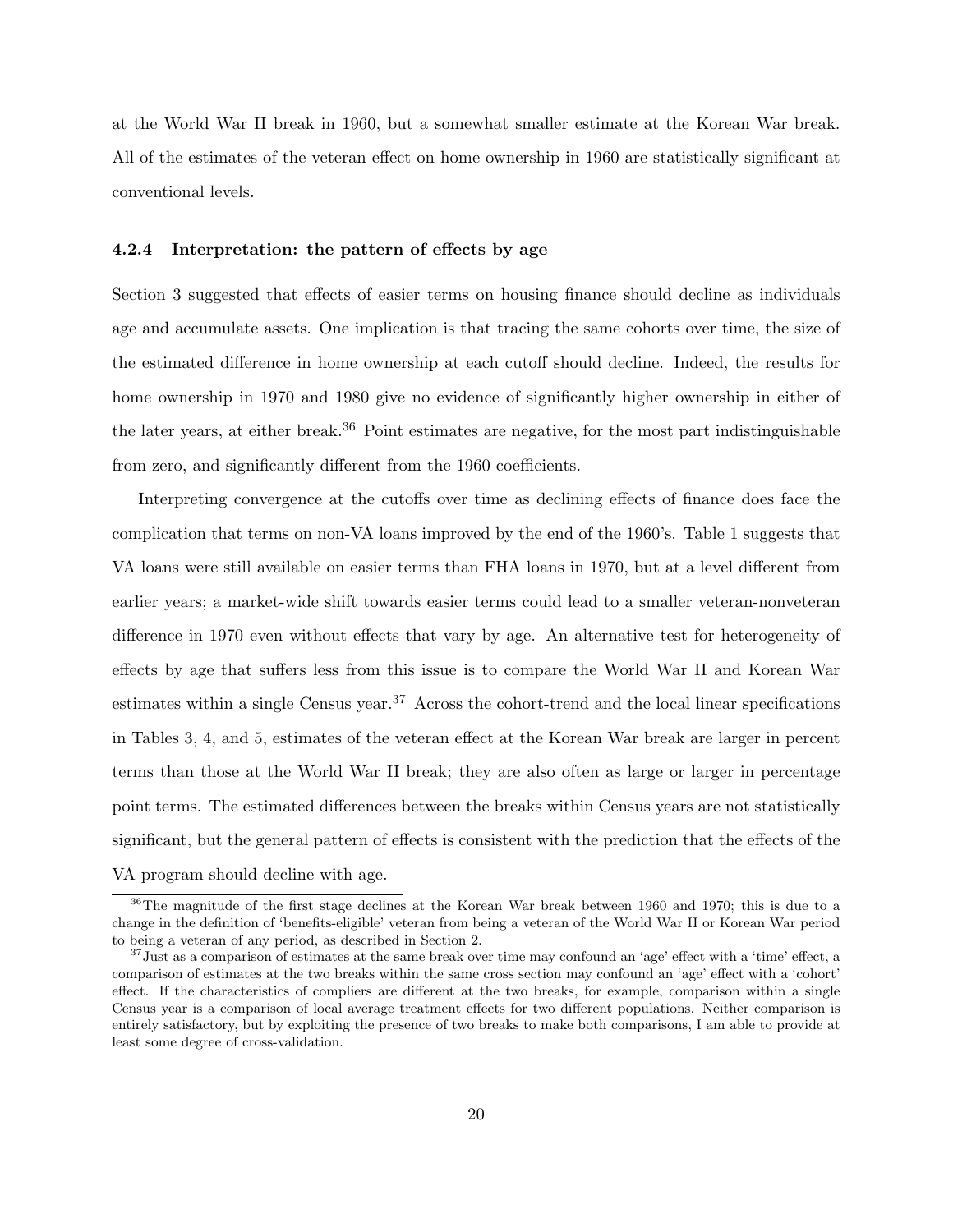at the World War II break in 1960, but a somewhat smaller estimate at the Korean War break. All of the estimates of the veteran effect on home ownership in 1960 are statistically significant at conventional levels.

#### 4.2.4 Interpretation: the pattern of effects by age

Section 3 suggested that effects of easier terms on housing finance should decline as individuals age and accumulate assets. One implication is that tracing the same cohorts over time, the size of the estimated difference in home ownership at each cutoff should decline. Indeed, the results for home ownership in 1970 and 1980 give no evidence of significantly higher ownership in either of the later years, at either break.[36] Point estimates are negative, for the most part indistinguishable from zero, and significantly different from the 1960 coefficients.

Interpreting convergence at the cutoffs over time as declining effects of finance does face the complication that terms on non-VA loans improved by the end of the 1960's. Table 1 suggests that VA loans were still available on easier terms than FHA loans in 1970, but at a level different from earlier years; a market-wide shift towards easier terms could lead to a smaller veteran-nonveteran difference in 1970 even without effects that vary by age. An alternative test for heterogeneity of effects by age that suffers less from this issue is to compare the World War II and Korean War estimates within a single Census year.[37] Across the cohort-trend and the local linear specifications in Tables 3, 4, and 5, estimates of the veteran effect at the Korean War break are larger in percent terms than those at the World War II break; they are also often as large or larger in percentage point terms. The estimated differences between the breaks within Census years are not statistically significant, but the general pattern of effects is consistent with the prediction that the effects of the VA program should decline with age.

[36] The magnitude of the first stage declines at the Korean War break between 1960 and 1970; this is due to a change in the definition of 'benefits-eligible' veteran from being a veteran of the World War II or Korean War period to being a veteran of any period, as described in Section 2.

[37] Just as a comparison of estimates at the same break over time may confound an 'age' effect with a 'time' effect, a comparison of estimates at the two breaks within the same cross section may confound an 'age' effect with a 'cohort' effect. If the characteristics of compliers are different at the two breaks, for example, comparison within a single Census year is a comparison of local average treatment effects for two different populations. Neither comparison is entirely satisfactory, but by exploiting the presence of two breaks to make both comparisons, I am able to provide at least some degree of cross-validation.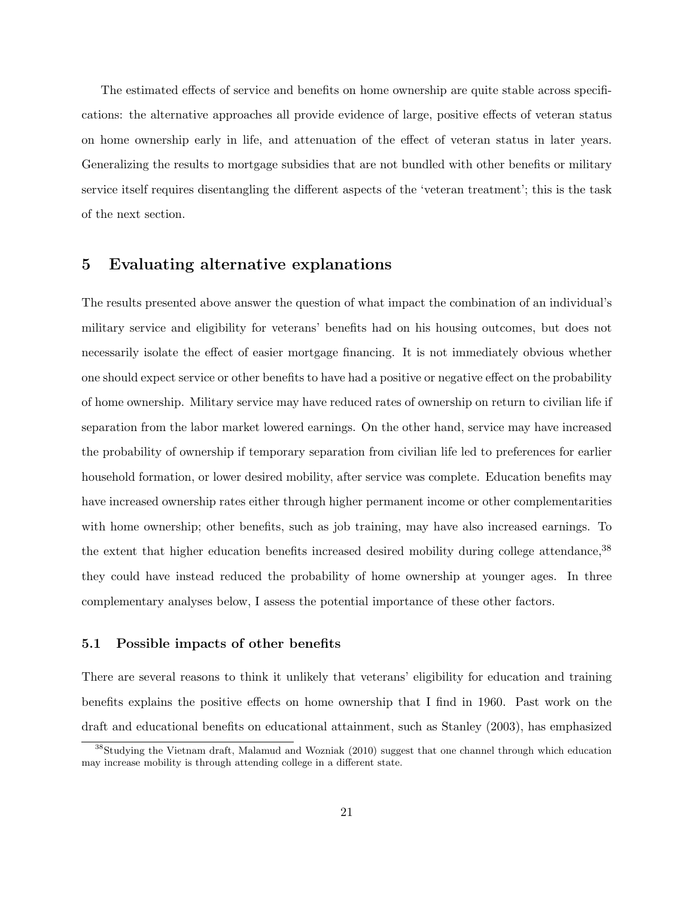The estimated effects of service and benefits on home ownership are quite stable across specifications: the alternative approaches all provide evidence of large, positive effects of veteran status on home ownership early in life, and attenuation of the effect of veteran status in later years. Generalizing the results to mortgage subsidies that are not bundled with other benefits or military service itself requires disentangling the different aspects of the 'veteran treatment'; this is the task of the next section.

## 5 Evaluating alternative explanations

The results presented above answer the question of what impact the combination of an individual's military service and eligibility for veterans' benefits had on his housing outcomes, but does not necessarily isolate the effect of easier mortgage financing. It is not immediately obvious whether one should expect service or other benefits to have had a positive or negative effect on the probability of home ownership. Military service may have reduced rates of ownership on return to civilian life if separation from the labor market lowered earnings. On the other hand, service may have increased the probability of ownership if temporary separation from civilian life led to preferences for earlier household formation, or lower desired mobility, after service was complete. Education benefits may have increased ownership rates either through higher permanent income or other complementarities with home ownership; other benefits, such as job training, may have also increased earnings. To the extent that higher education benefits increased desired mobility during college attendance,[38] they could have instead reduced the probability of home ownership at younger ages. In three complementary analyses below, I assess the potential importance of these other factors.

### 5.1 Possible impacts of other benefits

There are several reasons to think it unlikely that veterans' eligibility for education and training benefits explains the positive effects on home ownership that I find in 1960. Past work on the draft and educational benefits on educational attainment, such as Stanley (2003), has emphasized

[38] Studying the Vietnam draft, Malamud and Wozniak (2010) suggest that one channel through which education may increase mobility is through attending college in a different state.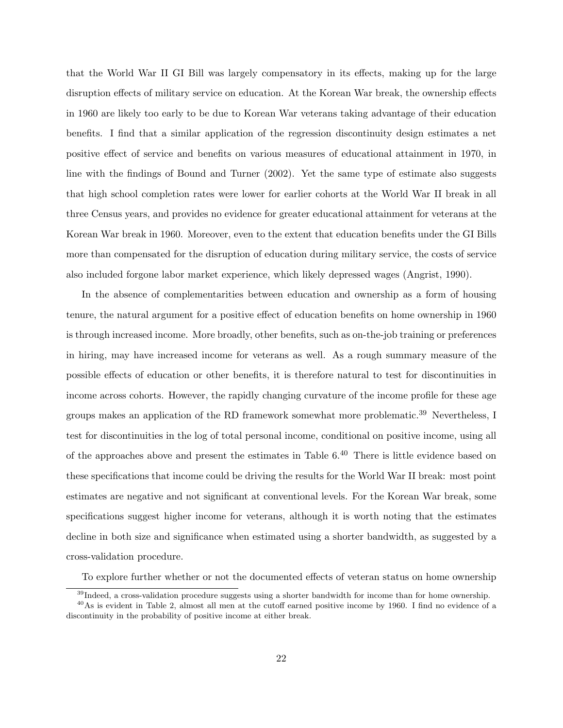that the World War II GI Bill was largely compensatory in its effects, making up for the large disruption effects of military service on education. At the Korean War break, the ownership effects in 1960 are likely too early to be due to Korean War veterans taking advantage of their education benefits. I find that a similar application of the regression discontinuity design estimates a net positive effect of service and benefits on various measures of educational attainment in 1970, in line with the findings of Bound and Turner (2002). Yet the same type of estimate also suggests that high school completion rates were lower for earlier cohorts at the World War II break in all three Census years, and provides no evidence for greater educational attainment for veterans at the Korean War break in 1960. Moreover, even to the extent that education benefits under the GI Bills more than compensated for the disruption of education during military service, the costs of service also included forgone labor market experience, which likely depressed wages (Angrist, 1990).

In the absence of complementarities between education and ownership as a form of housing tenure, the natural argument for a positive effect of education benefits on home ownership in 1960 is through increased income. More broadly, other benefits, such as on-the-job training or preferences in hiring, may have increased income for veterans as well. As a rough summary measure of the possible effects of education or other benefits, it is therefore natural to test for discontinuities in income across cohorts. However, the rapidly changing curvature of the income profile for these age groups makes an application of the RD framework somewhat more problematic.[39] Nevertheless, I test for discontinuities in the log of total personal income, conditional on positive income, using all of the approaches above and present the estimates in Table 6.[40] There is little evidence based on these specifications that income could be driving the results for the World War II break: most point estimates are negative and not significant at conventional levels. For the Korean War break, some specifications suggest higher income for veterans, although it is worth noting that the estimates decline in both size and significance when estimated using a shorter bandwidth, as suggested by a cross-validation procedure.

To explore further whether or not the documented effects of veteran status on home ownership

[39] Indeed, a cross-validation procedure suggests using a shorter bandwidth for income than for home ownership.

[40] As is evident in Table 2, almost all men at the cutoff earned positive income by 1960. I find no evidence of a discontinuity in the probability of positive income at either break.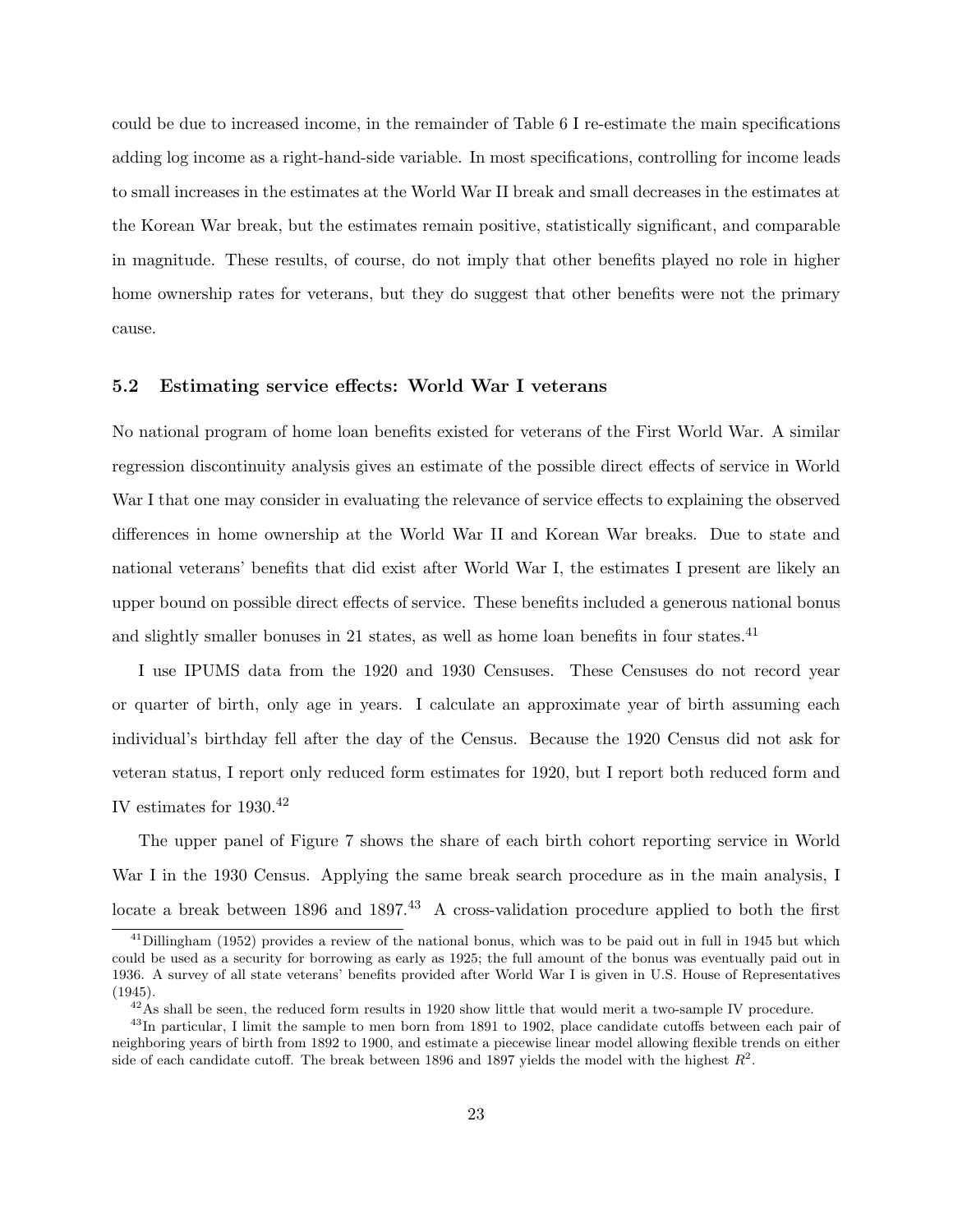could be due to increased income, in the remainder of Table 6 I re-estimate the main specifications adding log income as a right-hand-side variable. In most specifications, controlling for income leads to small increases in the estimates at the World War II break and small decreases in the estimates at the Korean War break, but the estimates remain positive, statistically significant, and comparable in magnitude. These results, of course, do not imply that other benefits played no role in higher home ownership rates for veterans, but they do suggest that other benefits were not the primary cause.

### 5.2 Estimating service effects: World War I veterans

No national program of home loan benefits existed for veterans of the First World War. A similar regression discontinuity analysis gives an estimate of the possible direct effects of service in World War I that one may consider in evaluating the relevance of service effects to explaining the observed differences in home ownership at the World War II and Korean War breaks. Due to state and national veterans' benefits that did exist after World War I, the estimates I present are likely an upper bound on possible direct effects of service. These benefits included a generous national bonus and slightly smaller bonuses in 21 states, as well as home loan benefits in four states.[41]

I use IPUMS data from the 1920 and 1930 Censuses. These Censuses do not record year or quarter of birth, only age in years. I calculate an approximate year of birth assuming each individual's birthday fell after the day of the Census. Because the 1920 Census did not ask for veteran status, I report only reduced form estimates for 1920, but I report both reduced form and IV estimates for 1930.[42]

The upper panel of Figure 7 shows the share of each birth cohort reporting service in World War I in the 1930 Census. Applying the same break search procedure as in the main analysis, I locate a break between 1896 and 1897.[43] A cross-validation procedure applied to both the first

[41] Dillingham (1952) provides a review of the national bonus, which was to be paid out in full in 1945 but which could be used as a security for borrowing as early as 1925; the full amount of the bonus was eventually paid out in 1936. A survey of all state veterans' benefits provided after World War I is given in U.S. House of Representatives (1945).

[42] As shall be seen, the reduced form results in 1920 show little that would merit a two-sample IV procedure.

[43] In particular, I limit the sample to men born from 1891 to 1902, place candidate cutoffs between each pair of neighboring years of birth from 1892 to 1900, and estimate a piecewise linear model allowing flexible trends on either side of each candidate cutoff. The break between 1896 and 1897 yields the model with the highest $R^2$.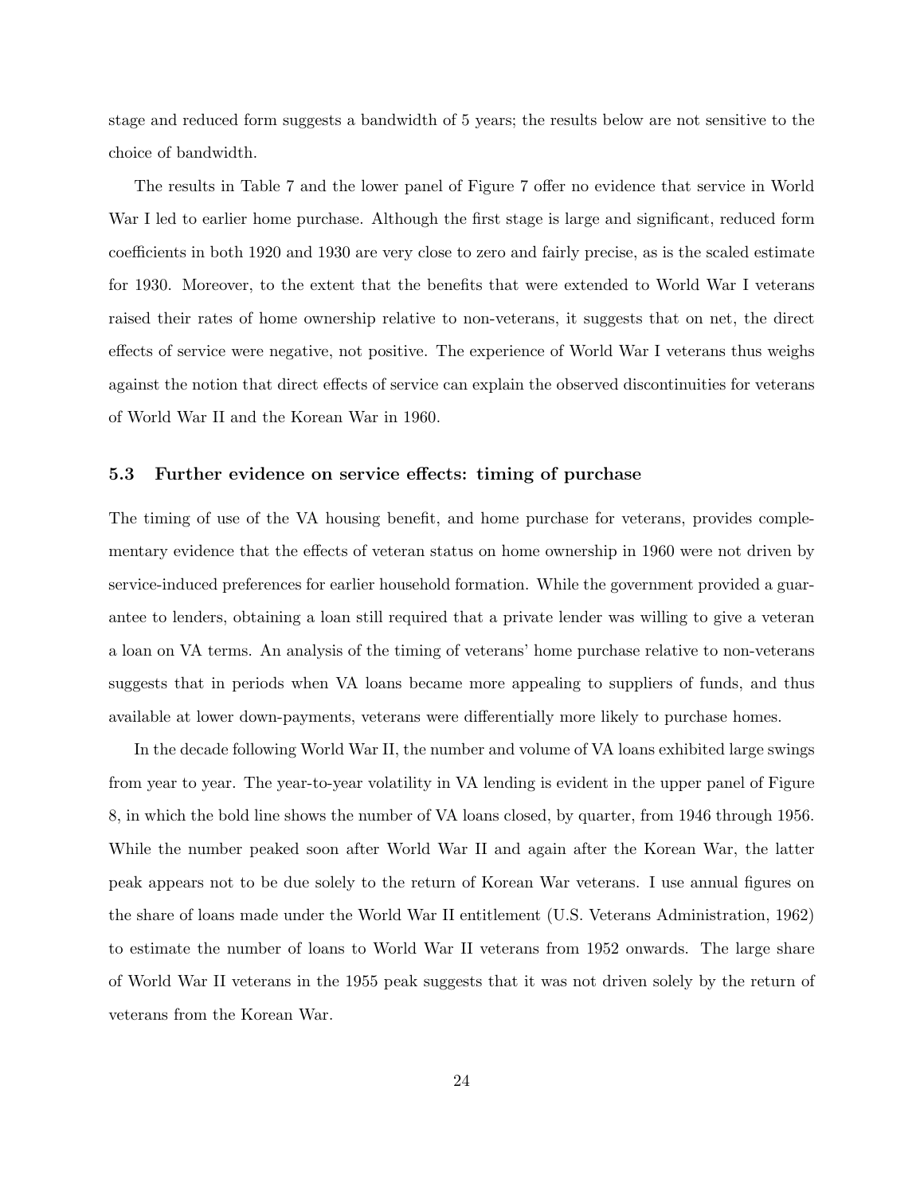stage and reduced form suggests a bandwidth of 5 years; the results below are not sensitive to the choice of bandwidth.

The results in Table 7 and the lower panel of Figure 7 offer no evidence that service in World War I led to earlier home purchase. Although the first stage is large and significant, reduced form coefficients in both 1920 and 1930 are very close to zero and fairly precise, as is the scaled estimate for 1930. Moreover, to the extent that the benefits that were extended to World War I veterans raised their rates of home ownership relative to non-veterans, it suggests that on net, the direct effects of service were negative, not positive. The experience of World War I veterans thus weighs against the notion that direct effects of service can explain the observed discontinuities for veterans of World War II and the Korean War in 1960.

### 5.3 Further evidence on service effects: timing of purchase

The timing of use of the VA housing benefit, and home purchase for veterans, provides complementary evidence that the effects of veteran status on home ownership in 1960 were not driven by service-induced preferences for earlier household formation. While the government provided a guarantee to lenders, obtaining a loan still required that a private lender was willing to give a veteran a loan on VA terms. An analysis of the timing of veterans' home purchase relative to non-veterans suggests that in periods when VA loans became more appealing to suppliers of funds, and thus available at lower down-payments, veterans were differentially more likely to purchase homes.

In the decade following World War II, the number and volume of VA loans exhibited large swings from year to year. The year-to-year volatility in VA lending is evident in the upper panel of Figure 8, in which the bold line shows the number of VA loans closed, by quarter, from 1946 through 1956. While the number peaked soon after World War II and again after the Korean War, the latter peak appears not to be due solely to the return of Korean War veterans. I use annual figures on the share of loans made under the World War II entitlement (U.S. Veterans Administration, 1962) to estimate the number of loans to World War II veterans from 1952 onwards. The large share of World War II veterans in the 1955 peak suggests that it was not driven solely by the return of veterans from the Korean War.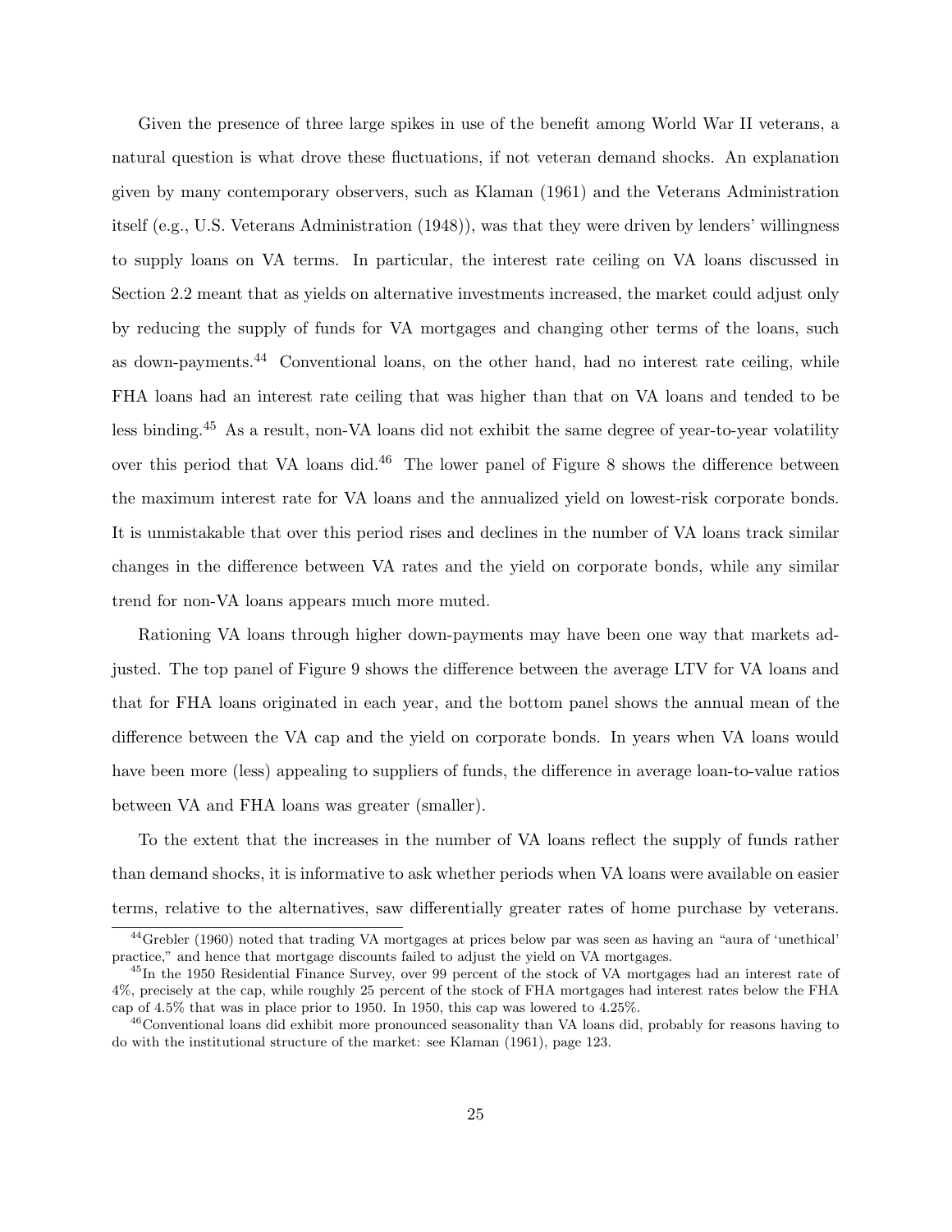Given the presence of three large spikes in use of the benefit among World War II veterans, a natural question is what drove these fluctuations, if not veteran demand shocks. An explanation given by many contemporary observers, such as Klaman (1961) and the Veterans Administration itself (e.g., U.S. Veterans Administration (1948)), was that they were driven by lenders' willingness to supply loans on VA terms. In particular, the interest rate ceiling on VA loans discussed in Section 2.2 meant that as yields on alternative investments increased, the market could adjust only by reducing the supply of funds for VA mortgages and changing other terms of the loans, such as down-payments.[44] Conventional loans, on the other hand, had no interest rate ceiling, while FHA loans had an interest rate ceiling that was higher than that on VA loans and tended to be less binding.[45] As a result, non-VA loans did not exhibit the same degree of year-to-year volatility over this period that VA loans did.[46] The lower panel of Figure 8 shows the difference between the maximum interest rate for VA loans and the annualized yield on lowest-risk corporate bonds. It is unmistakable that over this period rises and declines in the number of VA loans track similar changes in the difference between VA rates and the yield on corporate bonds, while any similar trend for non-VA loans appears much more muted.

Rationing VA loans through higher down-payments may have been one way that markets adjusted. The top panel of Figure 9 shows the difference between the average LTV for VA loans and that for FHA loans originated in each year, and the bottom panel shows the annual mean of the difference between the VA cap and the yield on corporate bonds. In years when VA loans would have been more (less) appealing to suppliers of funds, the difference in average loan-to-value ratios between VA and FHA loans was greater (smaller).

To the extent that the increases in the number of VA loans reflect the supply of funds rather than demand shocks, it is informative to ask whether periods when VA loans were available on easier terms, relative to the alternatives, saw differentially greater rates of home purchase by veterans.

[44] Grebler (1960) noted that trading VA mortgages at prices below par was seen as having an "aura of 'unethical' practice," and hence that mortgage discounts failed to adjust the yield on VA mortgages.

[45] In the 1950 Residential Finance Survey, over 99 percent of the stock of VA mortgages had an interest rate of 4%, precisely at the cap, while roughly 25 percent of the stock of FHA mortgages had interest rates below the FHA cap of 4.5% that was in place prior to 1950. In 1950, this cap was lowered to 4.25%.

[46] Conventional loans did exhibit more pronounced seasonality than VA loans did, probably for reasons having to do with the institutional structure of the market: see Klaman (1961), page 123.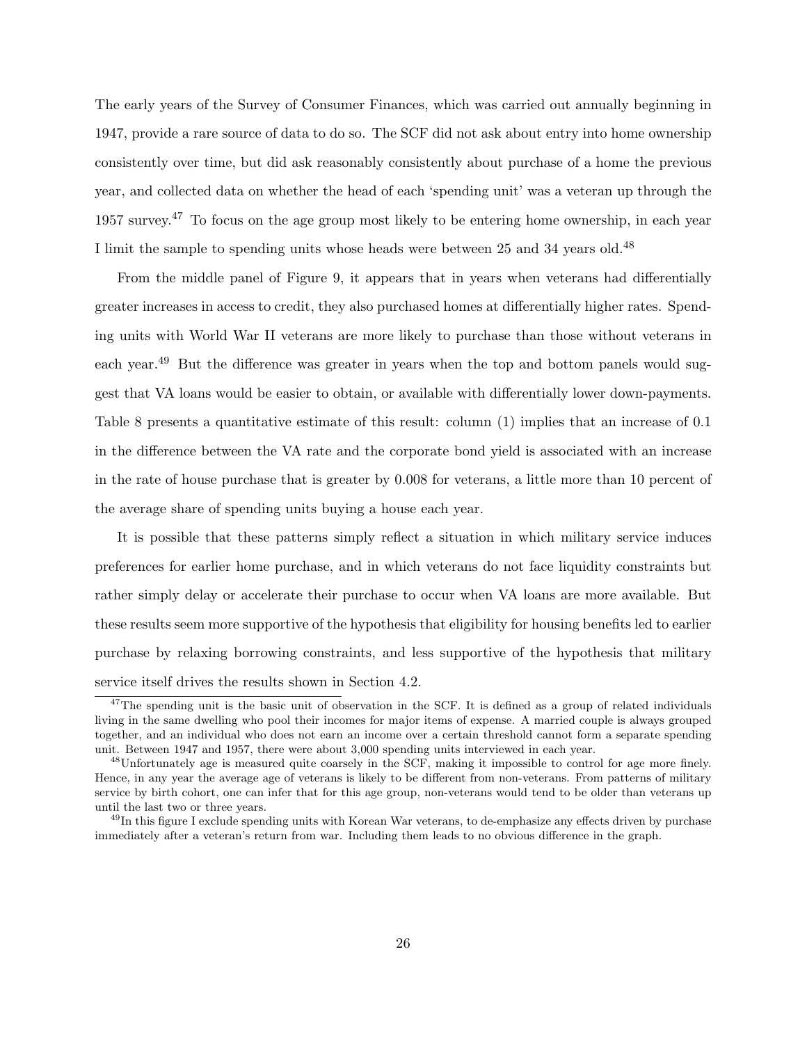The early years of the Survey of Consumer Finances, which was carried out annually beginning in 1947, provide a rare source of data to do so. The SCF did not ask about entry into home ownership consistently over time, but did ask reasonably consistently about purchase of a home the previous year, and collected data on whether the head of each 'spending unit' was a veteran up through the 1957 survey.[47] To focus on the age group most likely to be entering home ownership, in each year I limit the sample to spending units whose heads were between 25 and 34 years old.[48]

From the middle panel of Figure 9, it appears that in years when veterans had differentially greater increases in access to credit, they also purchased homes at differentially higher rates. Spending units with World War II veterans are more likely to purchase than those without veterans in each year.[49] But the difference was greater in years when the top and bottom panels would suggest that VA loans would be easier to obtain, or available with differentially lower down-payments. Table 8 presents a quantitative estimate of this result: column (1) implies that an increase of 0.1 in the difference between the VA rate and the corporate bond yield is associated with an increase in the rate of house purchase that is greater by 0.008 for veterans, a little more than 10 percent of the average share of spending units buying a house each year.

It is possible that these patterns simply reflect a situation in which military service induces preferences for earlier home purchase, and in which veterans do not face liquidity constraints but rather simply delay or accelerate their purchase to occur when VA loans are more available. But these results seem more supportive of the hypothesis that eligibility for housing benefits led to earlier purchase by relaxing borrowing constraints, and less supportive of the hypothesis that military service itself drives the results shown in Section 4.2.

[47] The spending unit is the basic unit of observation in the SCF. It is defined as a group of related individuals living in the same dwelling who pool their incomes for major items of expense. A married couple is always grouped together, and an individual who does not earn an income over a certain threshold cannot form a separate spending unit. Between 1947 and 1957, there were about 3,000 spending units interviewed in each year.

[48] Unfortunately age is measured quite coarsely in the SCF, making it impossible to control for age more finely. Hence, in any year the average age of veterans is likely to be different from non-veterans. From patterns of military service by birth cohort, one can infer that for this age group, non-veterans would tend to be older than veterans up until the last two or three years.

[49] In this figure I exclude spending units with Korean War veterans, to de-emphasize any effects driven by purchase immediately after a veteran's return from war. Including them leads to no obvious difference in the graph.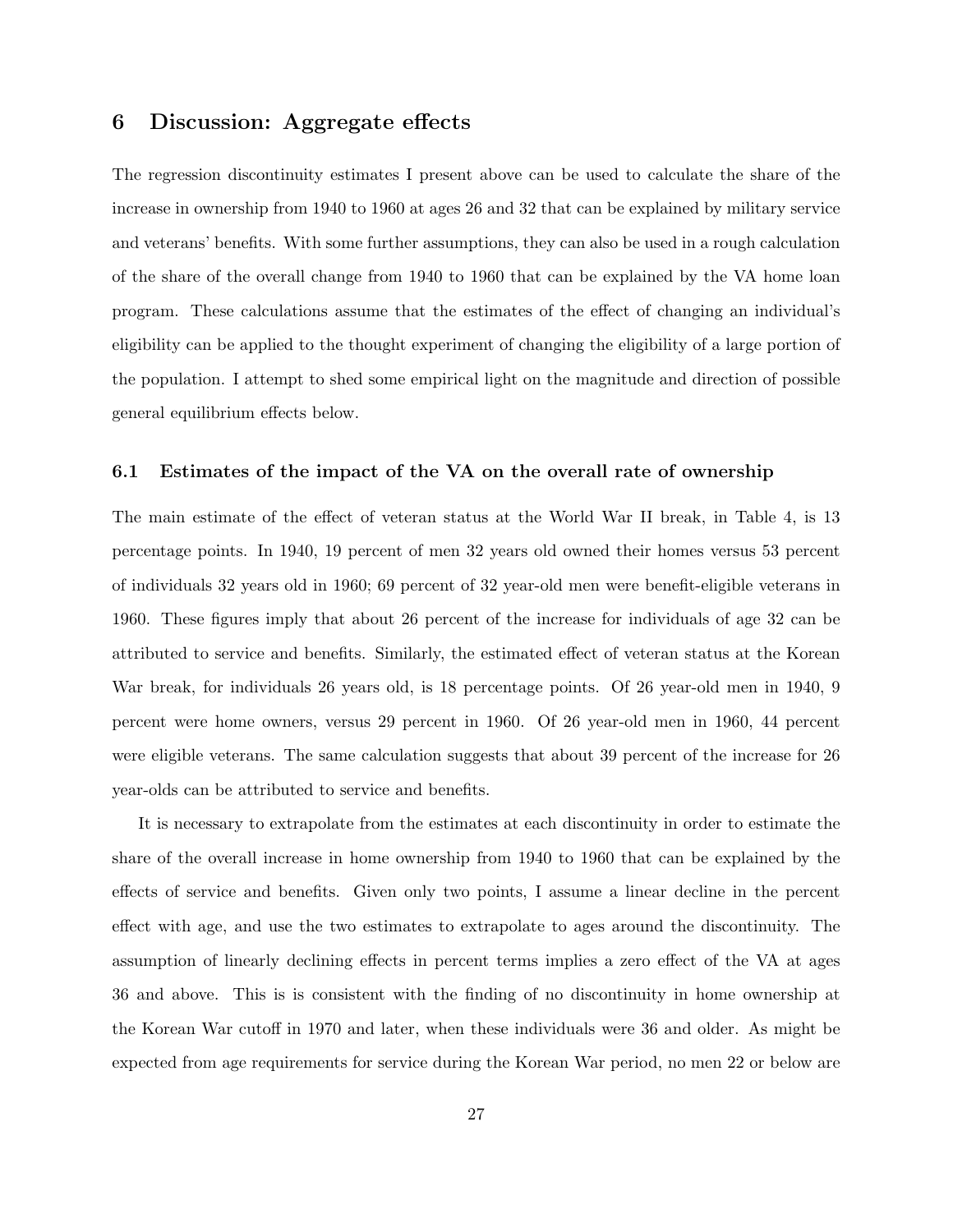## 6 Discussion: Aggregate effects

The regression discontinuity estimates I present above can be used to calculate the share of the increase in ownership from 1940 to 1960 at ages 26 and 32 that can be explained by military service and veterans' benefits. With some further assumptions, they can also be used in a rough calculation of the share of the overall change from 1940 to 1960 that can be explained by the VA home loan program. These calculations assume that the estimates of the effect of changing an individual's eligibility can be applied to the thought experiment of changing the eligibility of a large portion of the population. I attempt to shed some empirical light on the magnitude and direction of possible general equilibrium effects below.

### 6.1 Estimates of the impact of the VA on the overall rate of ownership

The main estimate of the effect of veteran status at the World War II break, in Table 4, is 13 percentage points. In 1940, 19 percent of men 32 years old owned their homes versus 53 percent of individuals 32 years old in 1960; 69 percent of 32 year-old men were benefit-eligible veterans in 1960. These figures imply that about 26 percent of the increase for individuals of age 32 can be attributed to service and benefits. Similarly, the estimated effect of veteran status at the Korean War break, for individuals 26 years old, is 18 percentage points. Of 26 year-old men in 1940, 9 percent were home owners, versus 29 percent in 1960. Of 26 year-old men in 1960, 44 percent were eligible veterans. The same calculation suggests that about 39 percent of the increase for 26 year-olds can be attributed to service and benefits.

It is necessary to extrapolate from the estimates at each discontinuity in order to estimate the share of the overall increase in home ownership from 1940 to 1960 that can be explained by the effects of service and benefits. Given only two points, I assume a linear decline in the percent effect with age, and use the two estimates to extrapolate to ages around the discontinuity. The assumption of linearly declining effects in percent terms implies a zero effect of the VA at ages 36 and above. This is is consistent with the finding of no discontinuity in home ownership at the Korean War cutoff in 1970 and later, when these individuals were 36 and older. As might be expected from age requirements for service during the Korean War period, no men 22 or below are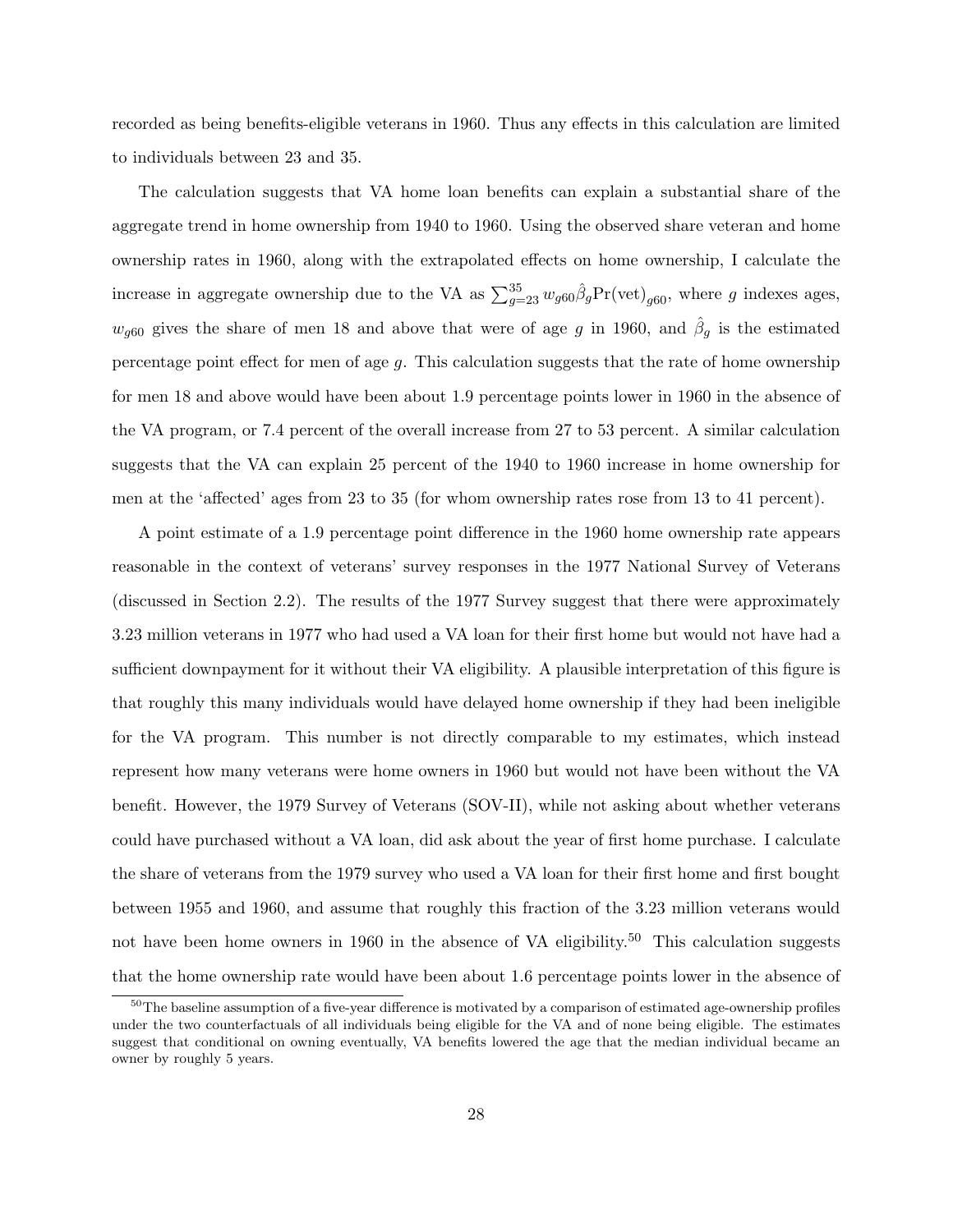recorded as being benefits-eligible veterans in 1960. Thus any effects in this calculation are limited to individuals between 23 and 35.

The calculation suggests that VA home loan benefits can explain a substantial share of the aggregate trend in home ownership from 1940 to 1960. Using the observed share veteran and home ownership rates in 1960, along with the extrapolated effects on home ownership, I calculate the increase in aggregate ownership due to the VA as $\sum_{g=23}^{35} w_{g60} \hat{\beta}_g \text{Pr}(\text{vet})_{g60}$, where $g$ indexes ages, $w_{g60}$ gives the share of men 18 and above that were of age $g$ in 1960, and $\hat{\beta}_g$ is the estimated percentage point effect for men of age $g$. This calculation suggests that the rate of home ownership for men 18 and above would have been about 1.9 percentage points lower in 1960 in the absence of the VA program, or 7.4 percent of the overall increase from 27 to 53 percent. A similar calculation suggests that the VA can explain 25 percent of the 1940 to 1960 increase in home ownership for men at the 'affected' ages from 23 to 35 (for whom ownership rates rose from 13 to 41 percent).

A point estimate of a 1.9 percentage point difference in the 1960 home ownership rate appears reasonable in the context of veterans' survey responses in the 1977 National Survey of Veterans (discussed in Section 2.2). The results of the 1977 Survey suggest that there were approximately 3.23 million veterans in 1977 who had used a VA loan for their first home but would not have had a sufficient downpayment for it without their VA eligibility. A plausible interpretation of this figure is that roughly this many individuals would have delayed home ownership if they had been ineligible for the VA program. This number is not directly comparable to my estimates, which instead represent how many veterans were home owners in 1960 but would not have been without the VA benefit. However, the 1979 Survey of Veterans (SOV-II), while not asking about whether veterans could have purchased without a VA loan, did ask about the year of first home purchase. I calculate the share of veterans from the 1979 survey who used a VA loan for their first home and first bought between 1955 and 1960, and assume that roughly this fraction of the 3.23 million veterans would not have been home owners in 1960 in the absence of VA eligibility.[50] This calculation suggests that the home ownership rate would have been about 1.6 percentage points lower in the absence of

[50] The baseline assumption of a five-year difference is motivated by a comparison of estimated age-ownership profiles under the two counterfactuals of all individuals being eligible for the VA and of none being eligible. The estimates suggest that conditional on owning eventually, VA benefits lowered the age that the median individual became an owner by roughly 5 years.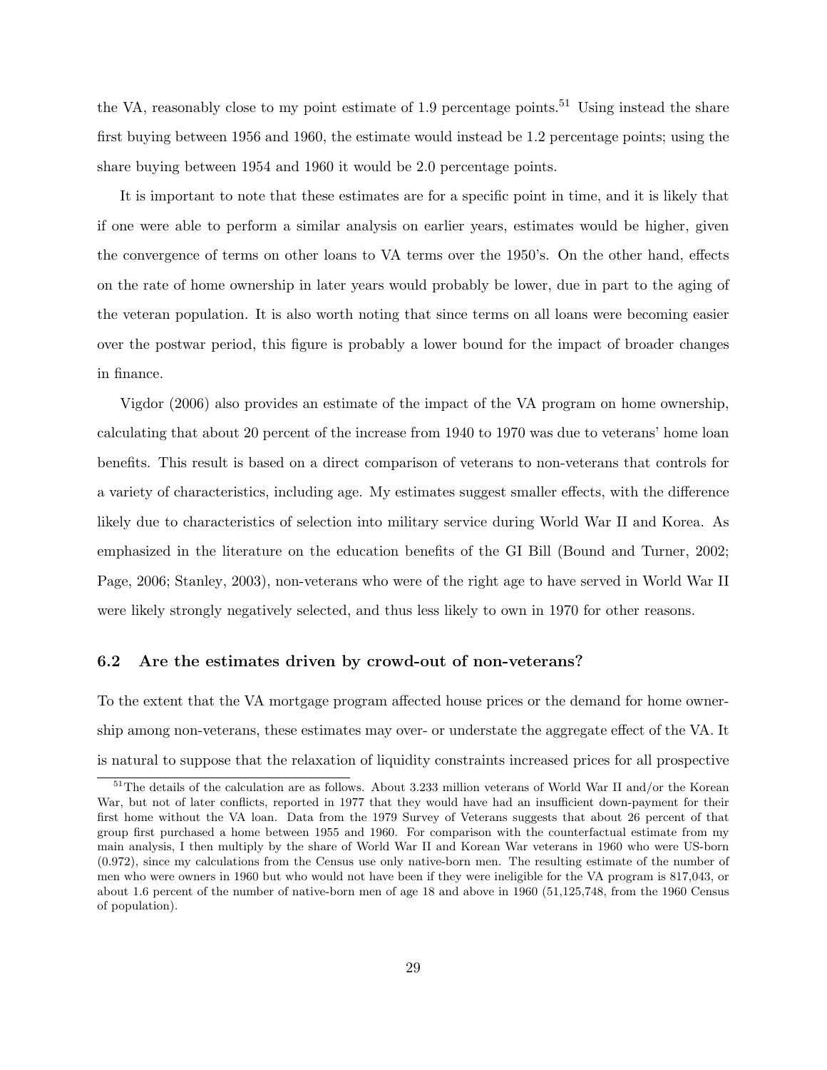the VA, reasonably close to my point estimate of 1.9 percentage points.[51] Using instead the share first buying between 1956 and 1960, the estimate would instead be 1.2 percentage points; using the share buying between 1954 and 1960 it would be 2.0 percentage points.

It is important to note that these estimates are for a specific point in time, and it is likely that if one were able to perform a similar analysis on earlier years, estimates would be higher, given the convergence of terms on other loans to VA terms over the 1950's. On the other hand, effects on the rate of home ownership in later years would probably be lower, due in part to the aging of the veteran population. It is also worth noting that since terms on all loans were becoming easier over the postwar period, this figure is probably a lower bound for the impact of broader changes in finance.

Vigdor (2006) also provides an estimate of the impact of the VA program on home ownership, calculating that about 20 percent of the increase from 1940 to 1970 was due to veterans' home loan benefits. This result is based on a direct comparison of veterans to non-veterans that controls for a variety of characteristics, including age. My estimates suggest smaller effects, with the difference likely due to characteristics of selection into military service during World War II and Korea. As emphasized in the literature on the education benefits of the GI Bill (Bound and Turner, 2002; Page, 2006; Stanley, 2003), non-veterans who were of the right age to have served in World War II were likely strongly negatively selected, and thus less likely to own in 1970 for other reasons.

### 6.2 Are the estimates driven by crowd-out of non-veterans?

To the extent that the VA mortgage program affected house prices or the demand for home ownership among non-veterans, these estimates may over- or understate the aggregate effect of the VA. It is natural to suppose that the relaxation of liquidity constraints increased prices for all prospective

[51] The details of the calculation are as follows. About 3.233 million veterans of World War II and/or the Korean War, but not of later conflicts, reported in 1977 that they would have had an insufficient down-payment for their first home without the VA loan. Data from the 1979 Survey of Veterans suggests that about 26 percent of that group first purchased a home between 1955 and 1960. For comparison with the counterfactual estimate from my main analysis, I then multiply by the share of World War II and Korean War veterans in 1960 who were US-born (0.972), since my calculations from the Census use only native-born men. The resulting estimate of the number of men who were owners in 1960 but who would not have been if they were ineligible for the VA program is 817,043, or about 1.6 percent of the number of native-born men of age 18 and above in 1960 (51,125,748, from the 1960 Census of population).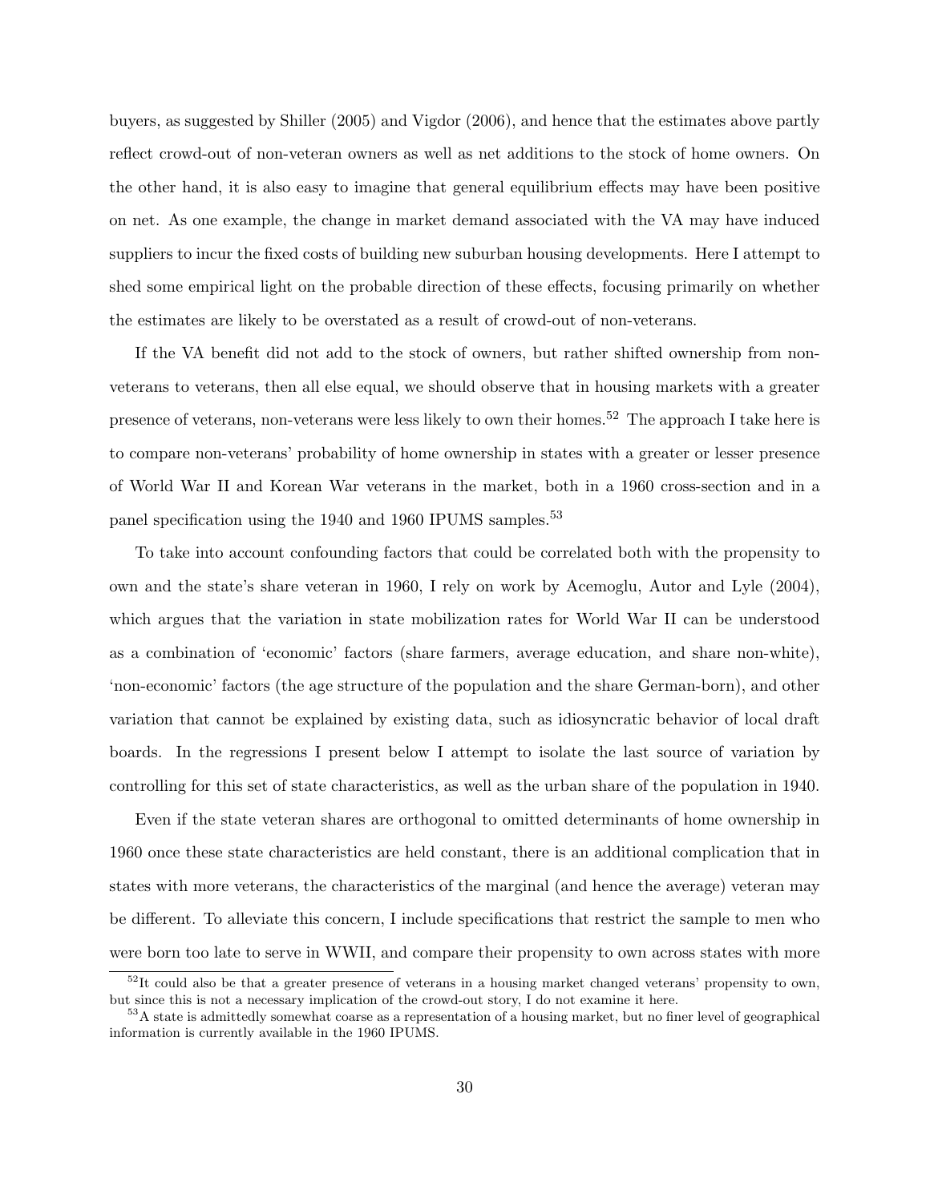buyers, as suggested by Shiller (2005) and Vigdor (2006), and hence that the estimates above partly reflect crowd-out of non-veteran owners as well as net additions to the stock of home owners. On the other hand, it is also easy to imagine that general equilibrium effects may have been positive on net. As one example, the change in market demand associated with the VA may have induced suppliers to incur the fixed costs of building new suburban housing developments. Here I attempt to shed some empirical light on the probable direction of these effects, focusing primarily on whether the estimates are likely to be overstated as a result of crowd-out of non-veterans.

If the VA benefit did not add to the stock of owners, but rather shifted ownership from non-veterans to veterans, then all else equal, we should observe that in housing markets with a greater presence of veterans, non-veterans were less likely to own their homes.[52] The approach I take here is to compare non-veterans' probability of home ownership in states with a greater or lesser presence of World War II and Korean War veterans in the market, both in a 1960 cross-section and in a panel specification using the 1940 and 1960 IPUMS samples.[53]

To take into account confounding factors that could be correlated both with the propensity to own and the state's share veteran in 1960, I rely on work by Acemoglu, Autor and Lyle (2004), which argues that the variation in state mobilization rates for World War II can be understood as a combination of 'economic' factors (share farmers, average education, and share non-white), 'non-economic' factors (the age structure of the population and the share German-born), and other variation that cannot be explained by existing data, such as idiosyncratic behavior of local draft boards. In the regressions I present below I attempt to isolate the last source of variation by controlling for this set of state characteristics, as well as the urban share of the population in 1940.

Even if the state veteran shares are orthogonal to omitted determinants of home ownership in 1960 once these state characteristics are held constant, there is an additional complication that in states with more veterans, the characteristics of the marginal (and hence the average) veteran may be different. To alleviate this concern, I include specifications that restrict the sample to men who were born too late to serve in WWII, and compare their propensity to own across states with more

[52] It could also be that a greater presence of veterans in a housing market changed veterans' propensity to own, but since this is not a necessary implication of the crowd-out story, I do not examine it here.

[53] A state is admittedly somewhat coarse as a representation of a housing market, but no finer level of geographical information is currently available in the 1960 IPUMS.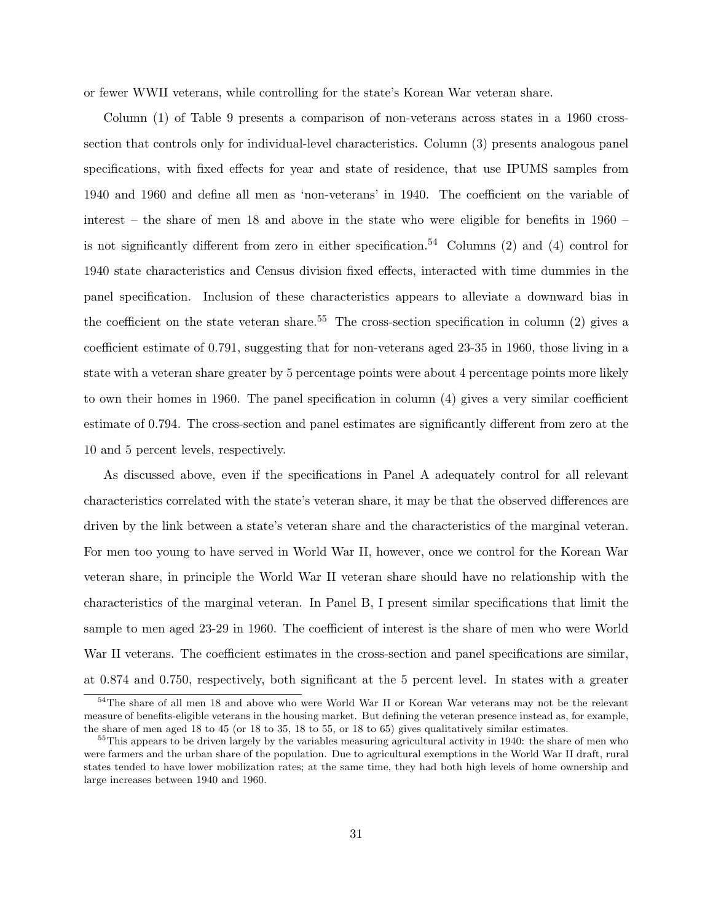or fewer WWII veterans, while controlling for the state's Korean War veteran share.

Column (1) of Table 9 presents a comparison of non-veterans across states in a 1960 cross-section that controls only for individual-level characteristics. Column (3) presents analogous panel specifications, with fixed effects for year and state of residence, that use IPUMS samples from 1940 and 1960 and define all men as 'non-veterans' in 1940. The coefficient on the variable of interest – the share of men 18 and above in the state who were eligible for benefits in 1960 – is not significantly different from zero in either specification.[54] Columns (2) and (4) control for 1940 state characteristics and Census division fixed effects, interacted with time dummies in the panel specification. Inclusion of these characteristics appears to alleviate a downward bias in the coefficient on the state veteran share.[55] The cross-section specification in column (2) gives a coefficient estimate of 0.791, suggesting that for non-veterans aged 23-35 in 1960, those living in a state with a veteran share greater by 5 percentage points were about 4 percentage points more likely to own their homes in 1960. The panel specification in column (4) gives a very similar coefficient estimate of 0.794. The cross-section and panel estimates are significantly different from zero at the 10 and 5 percent levels, respectively.

As discussed above, even if the specifications in Panel A adequately control for all relevant characteristics correlated with the state's veteran share, it may be that the observed differences are driven by the link between a state's veteran share and the characteristics of the marginal veteran. For men too young to have served in World War II, however, once we control for the Korean War veteran share, in principle the World War II veteran share should have no relationship with the characteristics of the marginal veteran. In Panel B, I present similar specifications that limit the sample to men aged 23-29 in 1960. The coefficient of interest is the share of men who were World War II veterans. The coefficient estimates in the cross-section and panel specifications are similar, at 0.874 and 0.750, respectively, both significant at the 5 percent level. In states with a greater

[54] The share of all men 18 and above who were World War II or Korean War veterans may not be the relevant measure of benefits-eligible veterans in the housing market. But defining the veteran presence instead as, for example, the share of men aged 18 to 45 (or 18 to 35, 18 to 55, or 18 to 65) gives qualitatively similar estimates.

[55] This appears to be driven largely by the variables measuring agricultural activity in 1940: the share of men who were farmers and the urban share of the population. Due to agricultural exemptions in the World War II draft, rural states tended to have lower mobilization rates; at the same time, they had both high levels of home ownership and large increases between 1940 and 1960.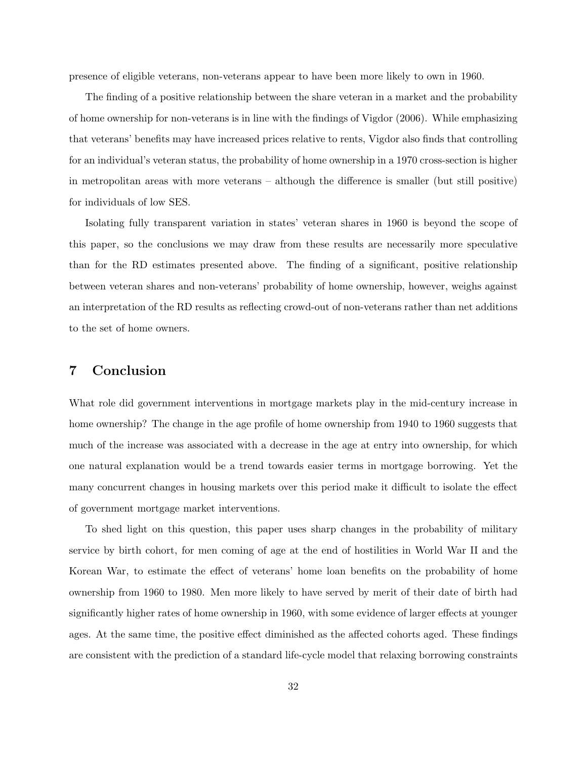presence of eligible veterans, non-veterans appear to have been more likely to own in 1960.

The finding of a positive relationship between the share veteran in a market and the probability of home ownership for non-veterans is in line with the findings of Vigdor (2006). While emphasizing that veterans' benefits may have increased prices relative to rents, Vigdor also finds that controlling for an individual's veteran status, the probability of home ownership in a 1970 cross-section is higher in metropolitan areas with more veterans – although the difference is smaller (but still positive) for individuals of low SES.

Isolating fully transparent variation in states' veteran shares in 1960 is beyond the scope of this paper, so the conclusions we may draw from these results are necessarily more speculative than for the RD estimates presented above. The finding of a significant, positive relationship between veteran shares and non-veterans' probability of home ownership, however, weighs against an interpretation of the RD results as reflecting crowd-out of non-veterans rather than net additions to the set of home owners.

# 7 Conclusion

What role did government interventions in mortgage markets play in the mid-century increase in home ownership? The change in the age profile of home ownership from 1940 to 1960 suggests that much of the increase was associated with a decrease in the age at entry into ownership, for which one natural explanation would be a trend towards easier terms in mortgage borrowing. Yet the many concurrent changes in housing markets over this period make it difficult to isolate the effect of government mortgage market interventions.

To shed light on this question, this paper uses sharp changes in the probability of military service by birth cohort, for men coming of age at the end of hostilities in World War II and the Korean War, to estimate the effect of veterans' home loan benefits on the probability of home ownership from 1960 to 1980. Men more likely to have served by merit of their date of birth had significantly higher rates of home ownership in 1960, with some evidence of larger effects at younger ages. At the same time, the positive effect diminished as the affected cohorts aged. These findings are consistent with the prediction of a standard life-cycle model that relaxing borrowing constraints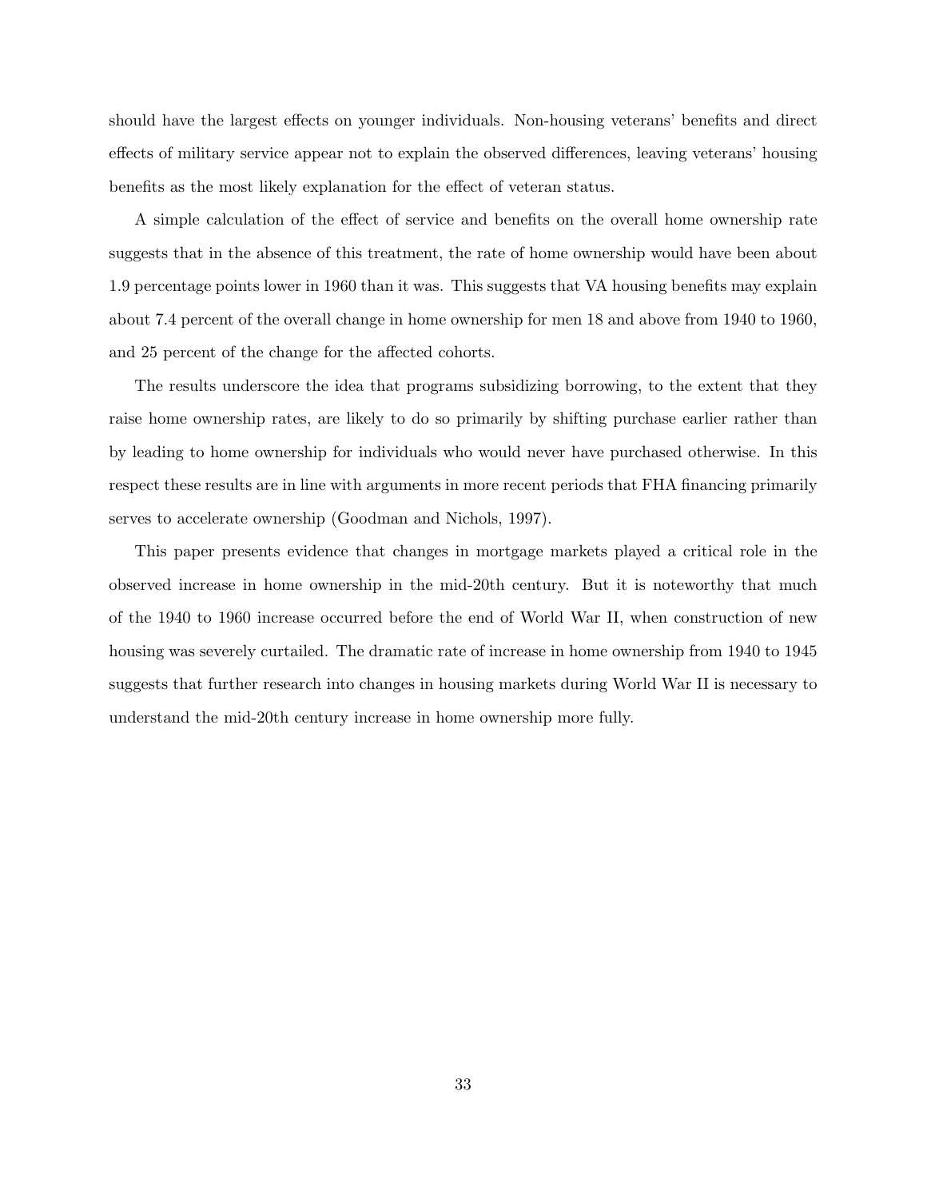should have the largest effects on younger individuals. Non-housing veterans' benefits and direct effects of military service appear not to explain the observed differences, leaving veterans' housing benefits as the most likely explanation for the effect of veteran status.

A simple calculation of the effect of service and benefits on the overall home ownership rate suggests that in the absence of this treatment, the rate of home ownership would have been about 1.9 percentage points lower in 1960 than it was. This suggests that VA housing benefits may explain about 7.4 percent of the overall change in home ownership for men 18 and above from 1940 to 1960, and 25 percent of the change for the affected cohorts.

The results underscore the idea that programs subsidizing borrowing, to the extent that they raise home ownership rates, are likely to do so primarily by shifting purchase earlier rather than by leading to home ownership for individuals who would never have purchased otherwise. In this respect these results are in line with arguments in more recent periods that FHA financing primarily serves to accelerate ownership (Goodman and Nichols, 1997).

This paper presents evidence that changes in mortgage markets played a critical role in the observed increase in home ownership in the mid-20th century. But it is noteworthy that much of the 1940 to 1960 increase occurred before the end of World War II, when construction of new housing was severely curtailed. The dramatic rate of increase in home ownership from 1940 to 1945 suggests that further research into changes in housing markets during World War II is necessary to understand the mid-20th century increase in home ownership more fully.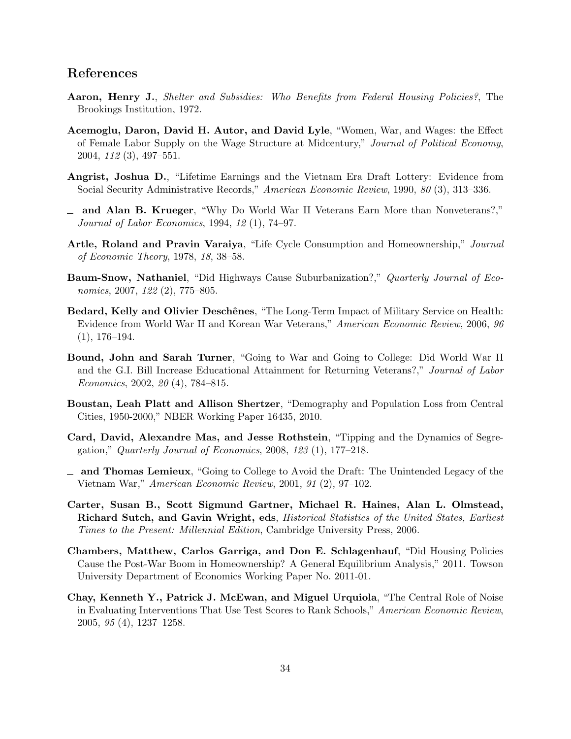## References

**Aaron, Henry J.**, *Shelter and Subsidies: Who Benefits from Federal Housing Policies?*, The Brookings Institution, 1972.

**Acemoglu, Daron, David H. Autor, and David Lyle**, "Women, War, and Wages: the Effect of Female Labor Supply on the Wage Structure at Midcentury," *Journal of Political Economy*, 2004, *112* (3), 497–551.

**Angrist, Joshua D.**, "Lifetime Earnings and the Vietnam Era Draft Lottery: Evidence from Social Security Administrative Records," *American Economic Review*, 1990, *80* (3), 313–336.

_ **and Alan B. Krueger**, "Why Do World War II Veterans Earn More than Nonveterans?," *Journal of Labor Economics*, 1994, *12* (1), 74–97.

**Artle, Roland and Pravin Varaiya**, "Life Cycle Consumption and Homeownership," *Journal of Economic Theory*, 1978, *18*, 38–58.

**Baum-Snow, Nathaniel**, "Did Highways Cause Suburbanization?," *Quarterly Journal of Economics*, 2007, *122* (2), 775–805.

**Bedard, Kelly and Olivier Deschênes**, "The Long-Term Impact of Military Service on Health: Evidence from World War II and Korean War Veterans," *American Economic Review*, 2006, *96* (1), 176–194.

**Bound, John and Sarah Turner**, "Going to War and Going to College: Did World War II and the G.I. Bill Increase Educational Attainment for Returning Veterans?," *Journal of Labor Economics*, 2002, *20* (4), 784–815.

**Boustan, Leah Platt and Allison Shertzer**, "Demography and Population Loss from Central Cities, 1950-2000," NBER Working Paper 16435, 2010.

**Card, David, Alexandre Mas, and Jesse Rothstein**, "Tipping and the Dynamics of Segregation," *Quarterly Journal of Economics*, 2008, *123* (1), 177–218.

_ **and Thomas Lemieux**, "Going to College to Avoid the Draft: The Unintended Legacy of the Vietnam War," *American Economic Review*, 2001, *91* (2), 97–102.

**Carter, Susan B., Scott Sigmund Gartner, Michael R. Haines, Alan L. Olmstead, Richard Sutch, and Gavin Wright, eds**, *Historical Statistics of the United States, Earliest Times to the Present: Millennial Edition*, Cambridge University Press, 2006.

**Chambers, Matthew, Carlos Garriga, and Don E. Schlagenhauf**, "Did Housing Policies Cause the Post-War Boom in Homeownership? A General Equilibrium Analysis," 2011. Towson University Department of Economics Working Paper No. 2011-01.

**Chay, Kenneth Y., Patrick J. McEwan, and Miguel Urquiola**, "The Central Role of Noise in Evaluating Interventions That Use Test Scores to Rank Schools," *American Economic Review*, 2005, *95* (4), 1237–1258.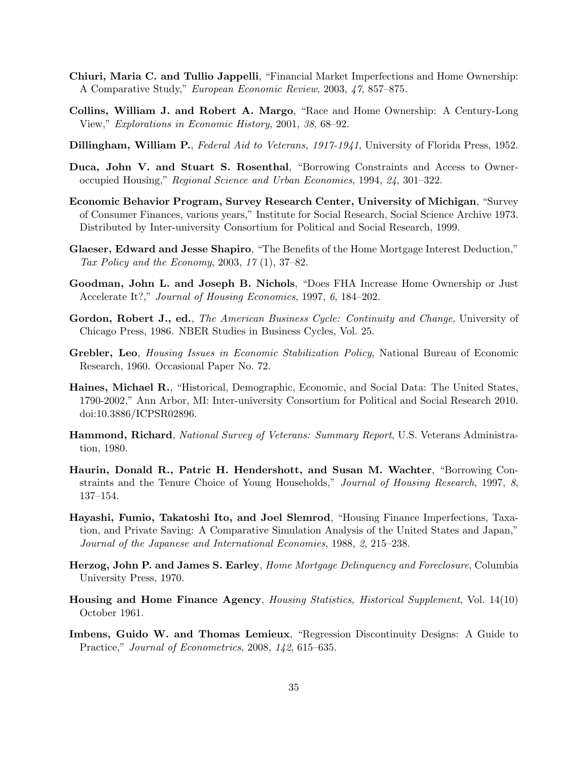**Chiuri, Maria C. and Tullio Jappelli**, "Financial Market Imperfections and Home Ownership: A Comparative Study," *European Economic Review*, 2003, *47*, 857–875.

**Collins, William J. and Robert A. Margo**, "Race and Home Ownership: A Century-Long View," *Explorations in Economic History*, 2001, *38*, 68–92.

**Dillingham, William P.**, *Federal Aid to Veterans, 1917-1941*, University of Florida Press, 1952.

**Duca, John V. and Stuart S. Rosenthal**, "Borrowing Constraints and Access to Owner-occupied Housing," *Regional Science and Urban Economics*, 1994, *24*, 301–322.

**Economic Behavior Program, Survey Research Center, University of Michigan**, "Survey of Consumer Finances, various years," Institute for Social Research, Social Science Archive 1973. Distributed by Inter-university Consortium for Political and Social Research, 1999.

**Glaeser, Edward and Jesse Shapiro**, "The Benefits of the Home Mortgage Interest Deduction," *Tax Policy and the Economy*, 2003, *17* (1), 37–82.

**Goodman, John L. and Joseph B. Nichols**, "Does FHA Increase Home Ownership or Just Accelerate It?," *Journal of Housing Economics*, 1997, *6*, 184–202.

**Gordon, Robert J., ed.**, *The American Business Cycle: Continuity and Change*, University of Chicago Press, 1986. NBER Studies in Business Cycles, Vol. 25.

**Grebler, Leo**, *Housing Issues in Economic Stabilization Policy*, National Bureau of Economic Research, 1960. Occasional Paper No. 72.

**Haines, Michael R.**, "Historical, Demographic, Economic, and Social Data: The United States, 1790-2002," Ann Arbor, MI: Inter-university Consortium for Political and Social Research 2010. doi:10.3886/ICPSR02896.

**Hammond, Richard**, *National Survey of Veterans: Summary Report*, U.S. Veterans Administration, 1980.

**Haurin, Donald R., Patric H. Hendershott, and Susan M. Wachter**, "Borrowing Constraints and the Tenure Choice of Young Households," *Journal of Housing Research*, 1997, *8*, 137–154.

**Hayashi, Fumio, Takatoshi Ito, and Joel Slemrod**, "Housing Finance Imperfections, Taxation, and Private Saving: A Comparative Simulation Analysis of the United States and Japan," *Journal of the Japanese and International Economies*, 1988, *2*, 215–238.

**Herzog, John P. and James S. Earley**, *Home Mortgage Delinquency and Foreclosure*, Columbia University Press, 1970.

**Housing and Home Finance Agency**, *Housing Statistics, Historical Supplement*, Vol. 14(10) October 1961.

**Imbens, Guido W. and Thomas Lemieux**, "Regression Discontinuity Designs: A Guide to Practice," *Journal of Econometrics*, 2008, *142*, 615–635.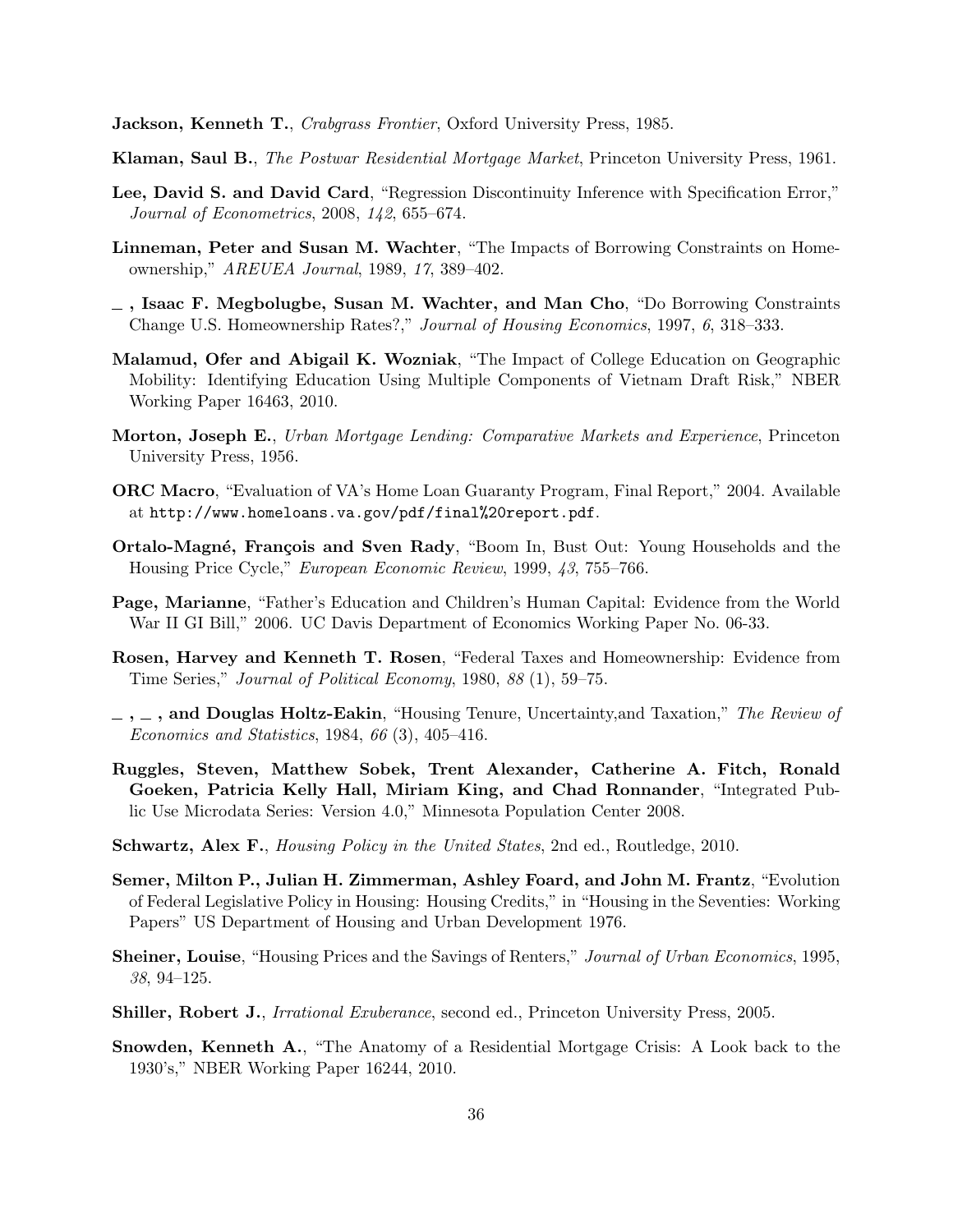**Jackson, Kenneth T.**, *Crabgrass Frontier*, Oxford University Press, 1985.

**Klaman, Saul B.**, *The Postwar Residential Mortgage Market*, Princeton University Press, 1961.

**Lee, David S. and David Card**, "Regression Discontinuity Inference with Specification Error," *Journal of Econometrics*, 2008, *142*, 655–674.

**Linneman, Peter and Susan M. Wachter**, "The Impacts of Borrowing Constraints on Homeownership," *AREUEA Journal*, 1989, *17*, 389–402.

**_ , Isaac F. Megbolugbe, Susan M. Wachter, and Man Cho**, "Do Borrowing Constraints Change U.S. Homeownership Rates?," *Journal of Housing Economics*, 1997, *6*, 318–333.

**Malamud, Ofer and Abigail K. Wozniak**, "The Impact of College Education on Geographic Mobility: Identifying Education Using Multiple Components of Vietnam Draft Risk," NBER Working Paper 16463, 2010.

**Morton, Joseph E.**, *Urban Mortgage Lending: Comparative Markets and Experience*, Princeton University Press, 1956.

**ORC Macro**, "Evaluation of VA's Home Loan Guaranty Program, Final Report," 2004. Available at `http://www.homeloans.va.gov/pdf/final%20report.pdf`.

**Ortalo-Magné, François and Sven Rady**, "Boom In, Bust Out: Young Households and the Housing Price Cycle," *European Economic Review*, 1999, *43*, 755–766.

**Page, Marianne**, "Father's Education and Children's Human Capital: Evidence from the World War II GI Bill," 2006. UC Davis Department of Economics Working Paper No. 06-33.

**Rosen, Harvey and Kenneth T. Rosen**, "Federal Taxes and Homeownership: Evidence from Time Series," *Journal of Political Economy*, 1980, *88* (1), 59–75.

**_ , _ , and Douglas Holtz-Eakin**, "Housing Tenure, Uncertainty,and Taxation," *The Review of Economics and Statistics*, 1984, *66* (3), 405–416.

**Ruggles, Steven, Matthew Sobek, Trent Alexander, Catherine A. Fitch, Ronald Goeken, Patricia Kelly Hall, Miriam King, and Chad Ronnander**, "Integrated Public Use Microdata Series: Version 4.0," Minnesota Population Center 2008.

**Schwartz, Alex F.**, *Housing Policy in the United States*, 2nd ed., Routledge, 2010.

**Semer, Milton P., Julian H. Zimmerman, Ashley Foard, and John M. Frantz**, "Evolution of Federal Legislative Policy in Housing: Housing Credits," in "Housing in the Seventies: Working Papers" US Department of Housing and Urban Development 1976.

**Sheiner, Louise**, "Housing Prices and the Savings of Renters," *Journal of Urban Economics*, 1995, *38*, 94–125.

**Shiller, Robert J.**, *Irrational Exuberance*, second ed., Princeton University Press, 2005.

**Snowden, Kenneth A.**, "The Anatomy of a Residential Mortgage Crisis: A Look back to the 1930's," NBER Working Paper 16244, 2010.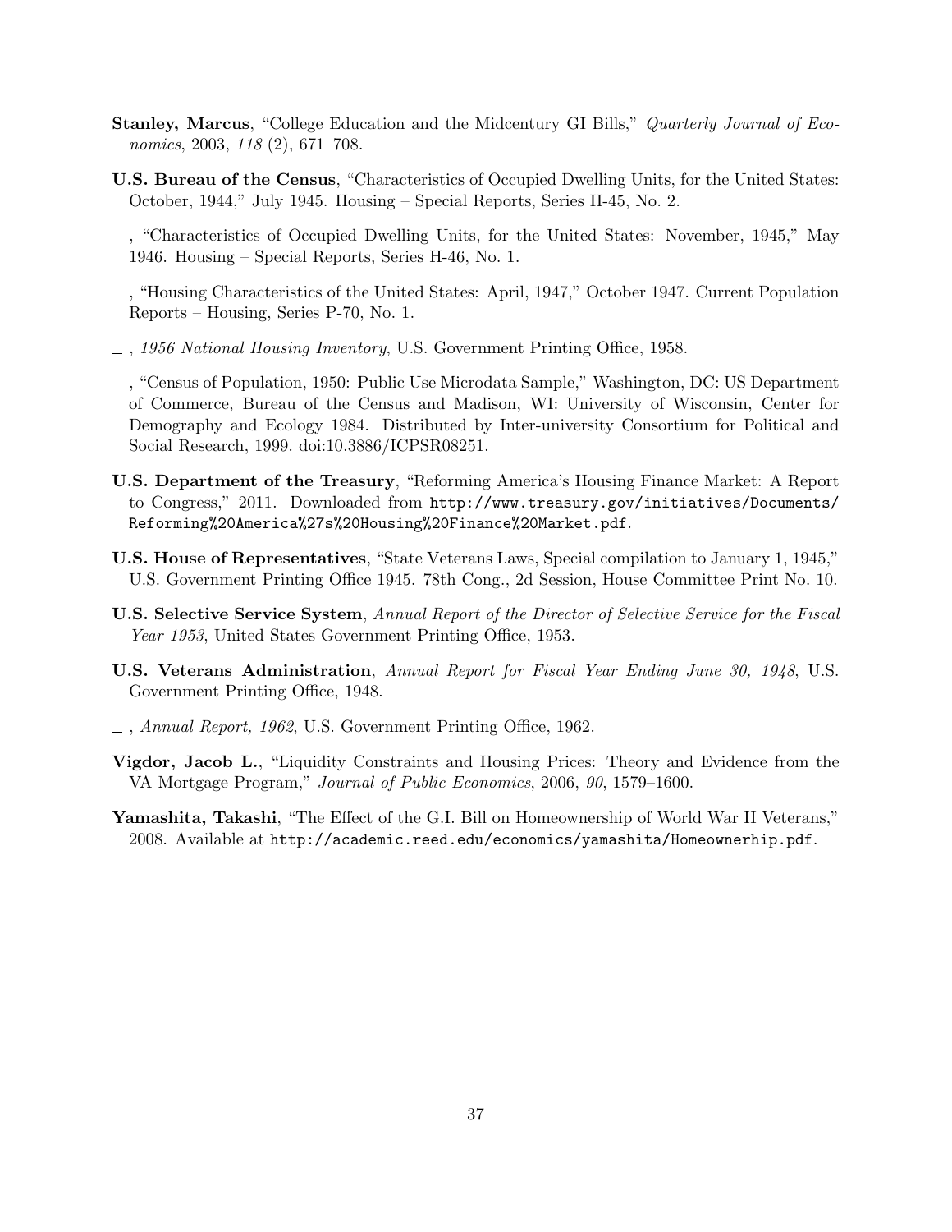**Stanley, Marcus**, "College Education and the Midcentury GI Bills," *Quarterly Journal of Economics*, 2003, *118* (2), 671–708.

**U.S. Bureau of the Census**, "Characteristics of Occupied Dwelling Units, for the United States: October, 1944," July 1945. Housing – Special Reports, Series H-45, No. 2.

_ , "Characteristics of Occupied Dwelling Units, for the United States: November, 1945," May 1946. Housing – Special Reports, Series H-46, No. 1.

_ , "Housing Characteristics of the United States: April, 1947," October 1947. Current Population Reports – Housing, Series P-70, No. 1.

_ , *1956 National Housing Inventory*, U.S. Government Printing Office, 1958.

_ , "Census of Population, 1950: Public Use Microdata Sample," Washington, DC: US Department of Commerce, Bureau of the Census and Madison, WI: University of Wisconsin, Center for Demography and Ecology 1984. Distributed by Inter-university Consortium for Political and Social Research, 1999. doi:10.3886/ICPSR08251.

**U.S. Department of the Treasury**, "Reforming America's Housing Finance Market: A Report to Congress," 2011. Downloaded from `http://www.treasury.gov/initiatives/Documents/Reforming%20America%27s%20Housing%20Finance%20Market.pdf`.

**U.S. House of Representatives**, "State Veterans Laws, Special compilation to January 1, 1945," U.S. Government Printing Office 1945. 78th Cong., 2d Session, House Committee Print No. 10.

**U.S. Selective Service System**, *Annual Report of the Director of Selective Service for the Fiscal Year 1953*, United States Government Printing Office, 1953.

**U.S. Veterans Administration**, *Annual Report for Fiscal Year Ending June 30, 1948*, U.S. Government Printing Office, 1948.

_ , *Annual Report, 1962*, U.S. Government Printing Office, 1962.

**Vigdor, Jacob L.**, "Liquidity Constraints and Housing Prices: Theory and Evidence from the VA Mortgage Program," *Journal of Public Economics*, 2006, *90*, 1579–1600.

**Yamashita, Takashi**, "The Effect of the G.I. Bill on Homeownership of World War II Veterans," 2008. Available at `http://academic.reed.edu/economics/yamashita/Homeownerhip.pdf`.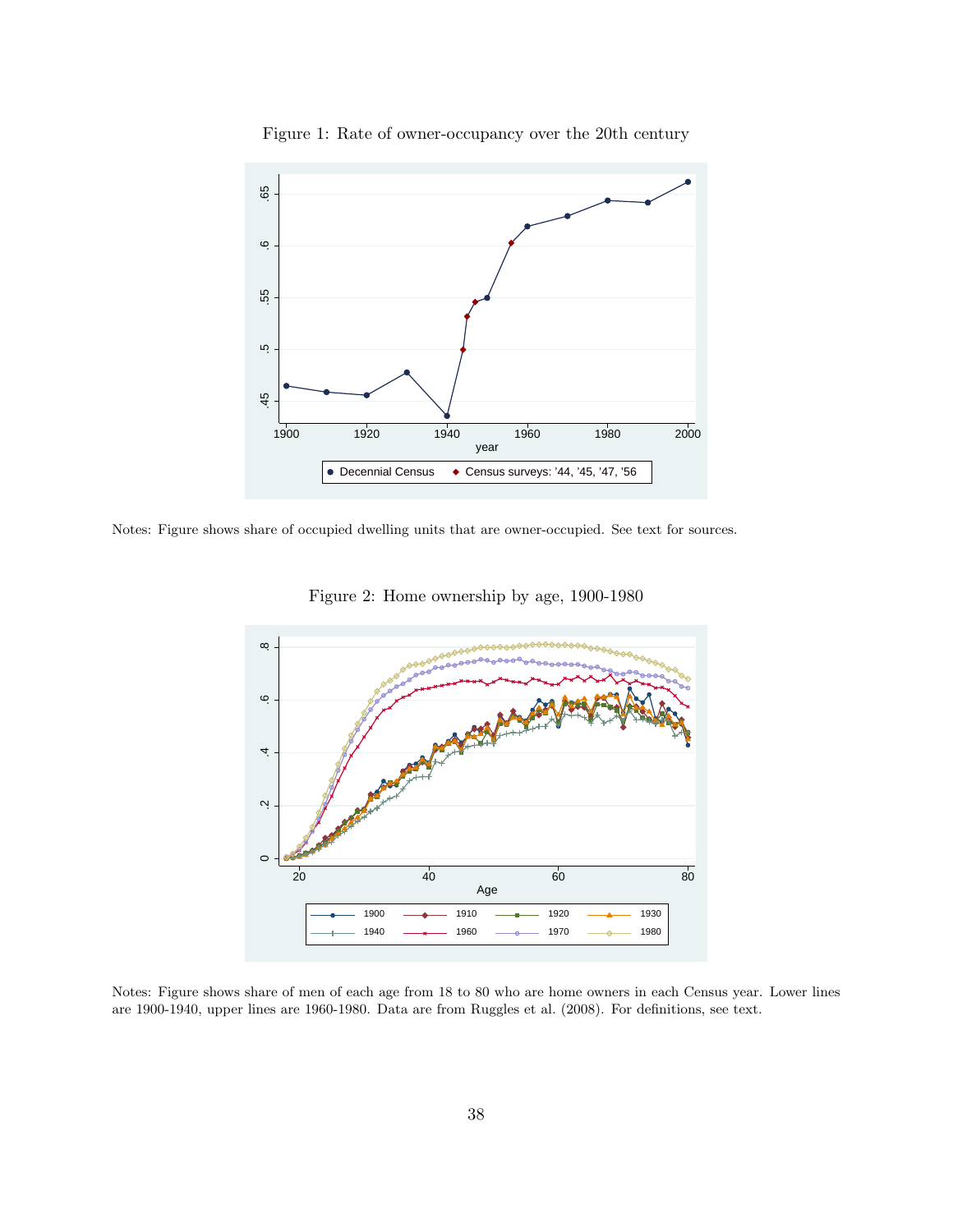Figure 1: Rate of owner-occupancy over the 20th century

Notes: Figure shows share of occupied dwelling units that are owner-occupied. See text for sources.

Figure 2: Home ownership by age, 1900-1980

Notes: Figure shows share of men of each age from 18 to 80 who are home owners in each Census year. Lower lines are 1900-1940, upper lines are 1960-1980. Data are from Ruggles et al. (2008). For definitions, see text.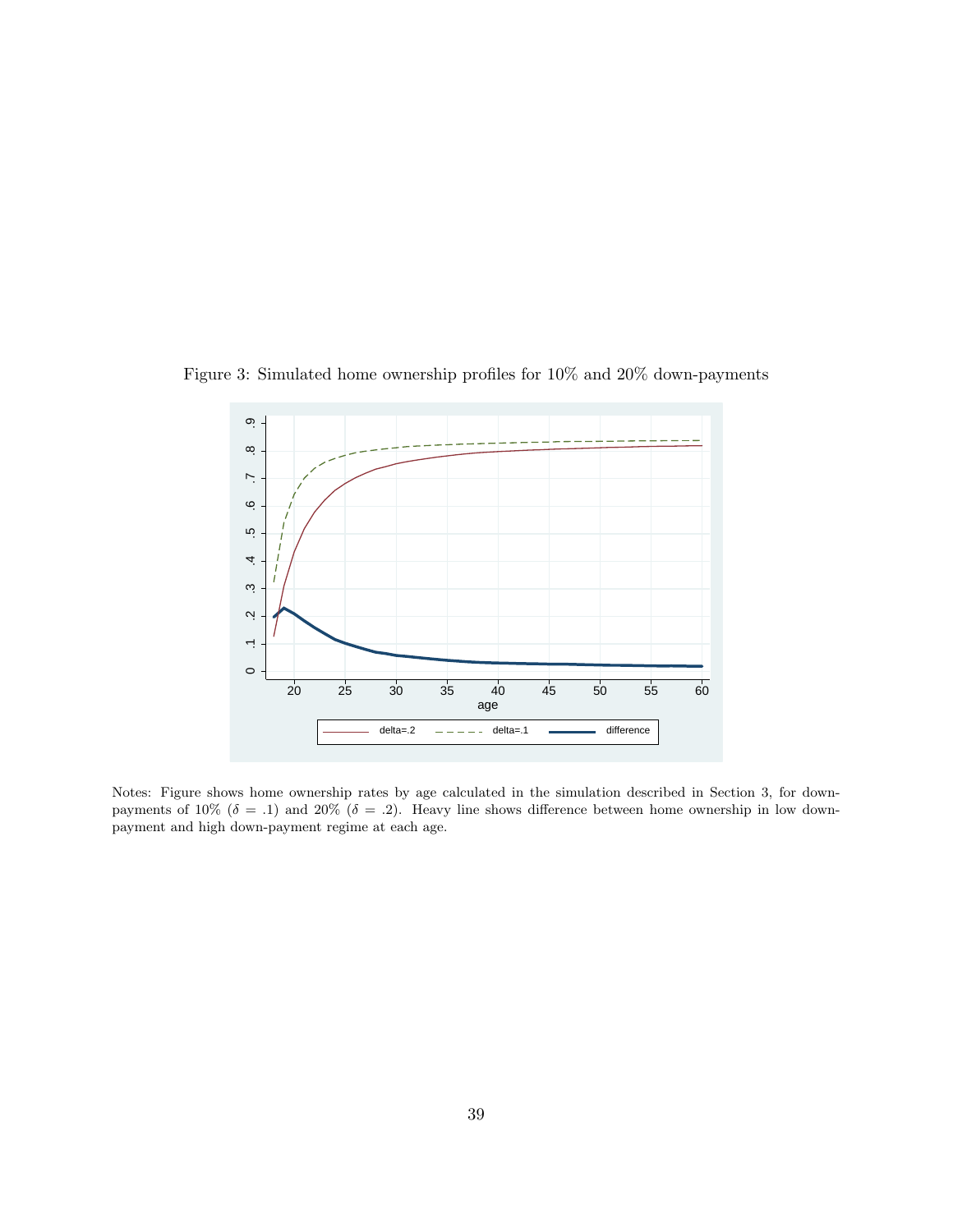Figure 3: Simulated home ownership profiles for 10% and 20% down-payments

Notes: Figure shows home ownership rates by age calculated in the simulation described in Section 3, for down-payments of 10% ($\delta = .1$) and 20% ($\delta = .2$). Heavy line shows difference between home ownership in low down-payment and high down-payment regime at each age.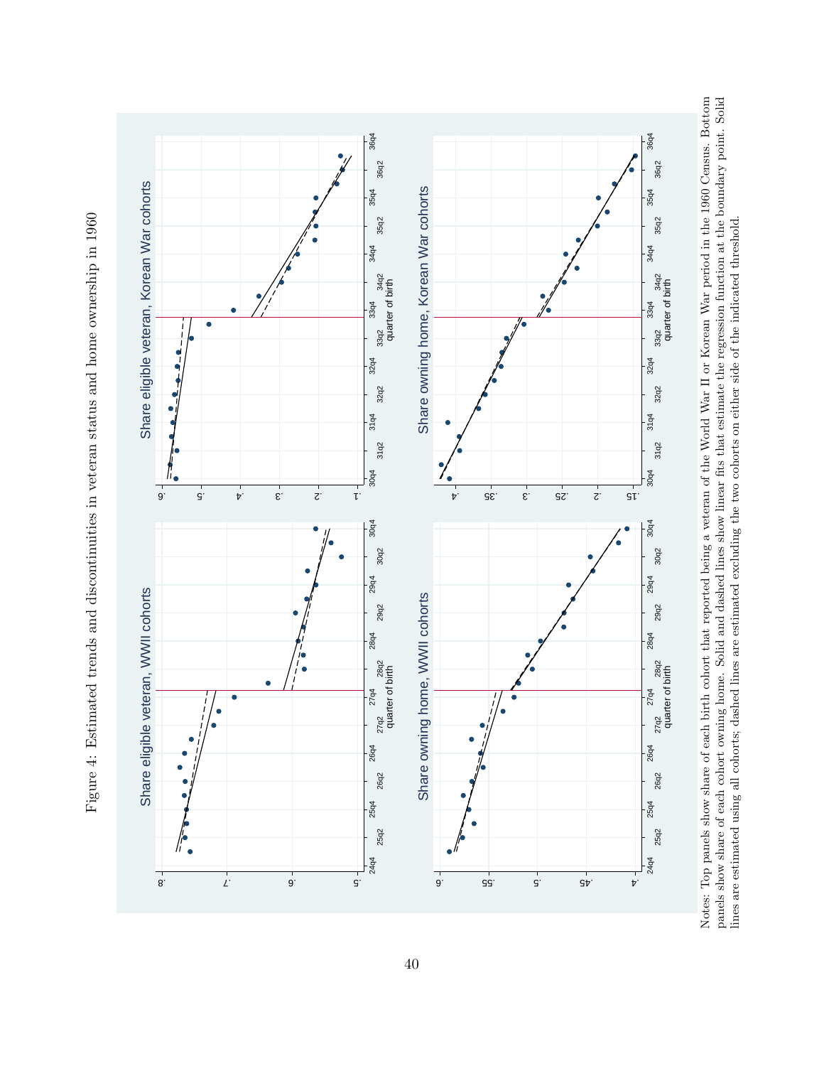Figure 4: Estimated trends and discontinuities in veteran status and home ownership in 1960

Notes: Top panels show share of each birth cohort that reported being a veteran of the World War II or Korean War period in the 1960 Census. Bottom panels show share of each cohort owning home. Solid and dashed lines show linear fits that estimate the regression function at the boundary point. Solid lines are estimated using all cohorts; dashed lines are estimated excluding the two cohorts on either side of the indicated threshold.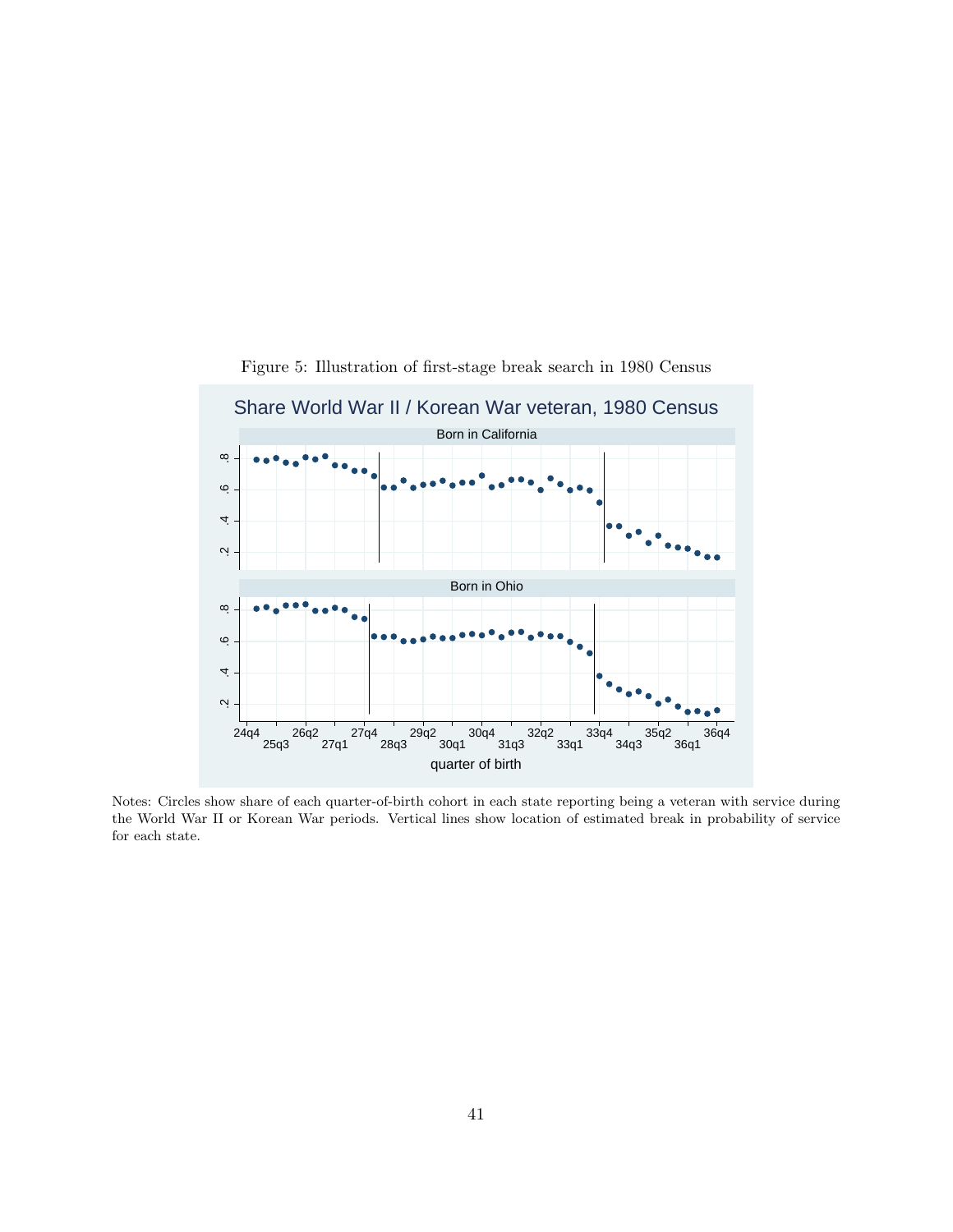Figure 5: Illustration of first-stage break search in 1980 Census

Notes: Circles show share of each quarter-of-birth cohort in each state reporting being a veteran with service during the World War II or Korean War periods. Vertical lines show location of estimated break in probability of service for each state.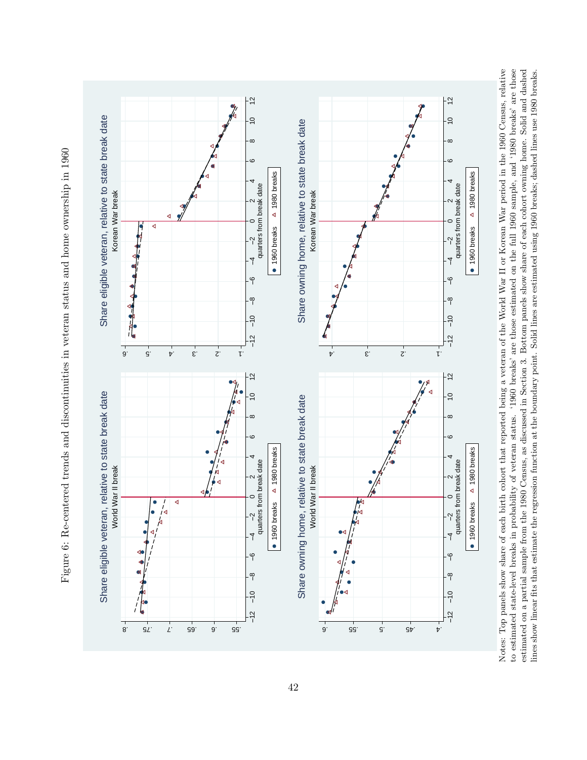Figure 6: Re-centered trends and discontinuities in veteran status and home ownership in 1960

Notes: Top panels show share of each birth cohort that reported being a veteran of the World War II or Korean War period in the 1960 Census, relative to estimated state-level breaks in probability of veteran status. '1960 breaks' are those estimated on the full 1960 sample, and '1980 breaks' are those estimated on a partial sample from the 1980 Census, as discussed in Section 3. Bottom panels show share of each cohort owning home. Solid and dashed lines show linear fits that estimate the regression function at the boundary point. Solid lines are estimated using 1960 breaks; dashed lines use 1980 breaks.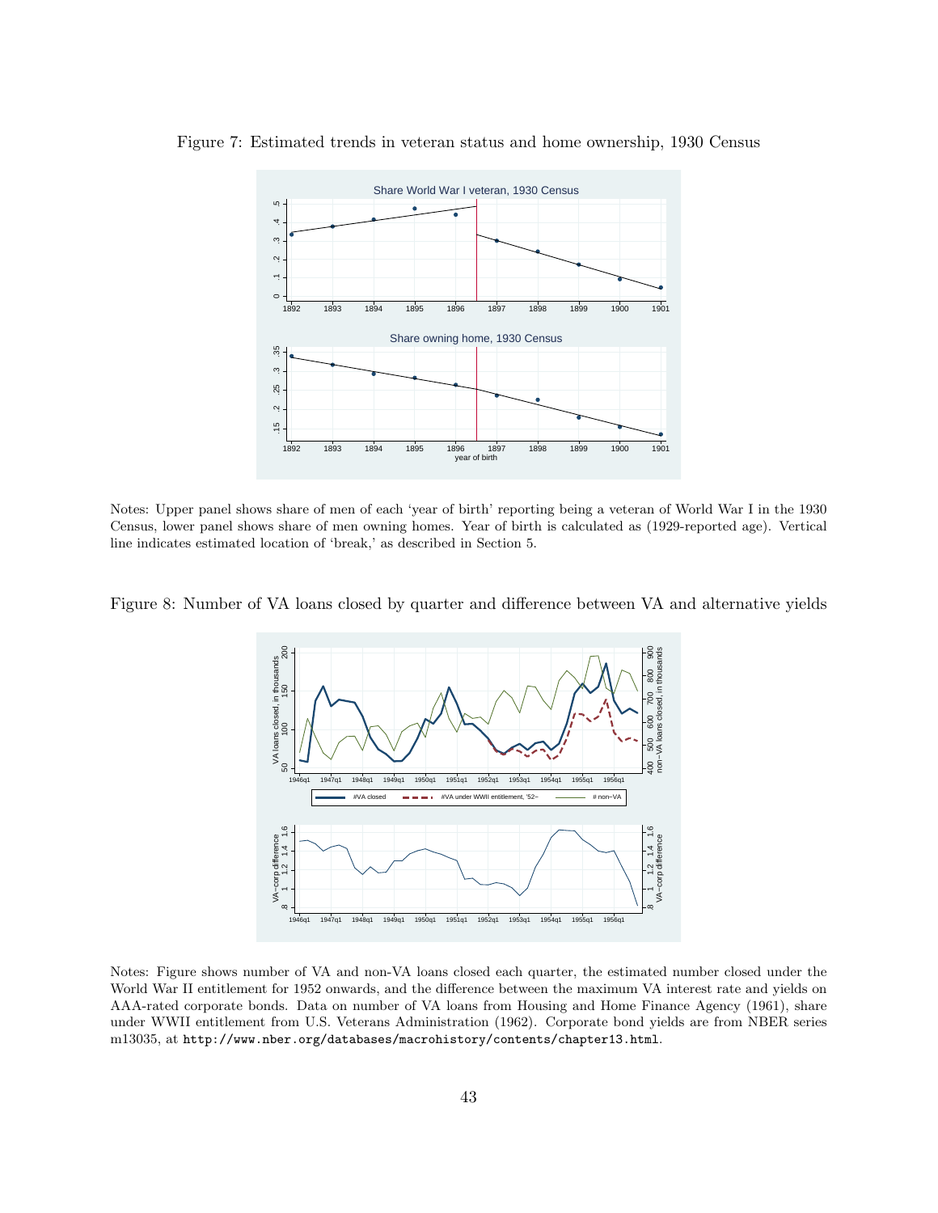Figure 7: Estimated trends in veteran status and home ownership, 1930 Census

Notes: Upper panel shows share of men of each 'year of birth' reporting being a veteran of World War I in the 1930 Census, lower panel shows share of men owning homes. Year of birth is calculated as (1929-reported age). Vertical line indicates estimated location of 'break,' as described in Section 5.

Figure 8: Number of VA loans closed by quarter and difference between VA and alternative yields

Notes: Figure shows number of VA and non-VA loans closed each quarter, the estimated number closed under the World War II entitlement for 1952 onwards, and the difference between the maximum VA interest rate and yields on AAA-rated corporate bonds. Data on number of VA loans from Housing and Home Finance Agency (1961), share under WWII entitlement from U.S. Veterans Administration (1962). Corporate bond yields are from NBER series m13035, at `http://www.nber.org/databases/macrohistory/contents/chapter13.html`.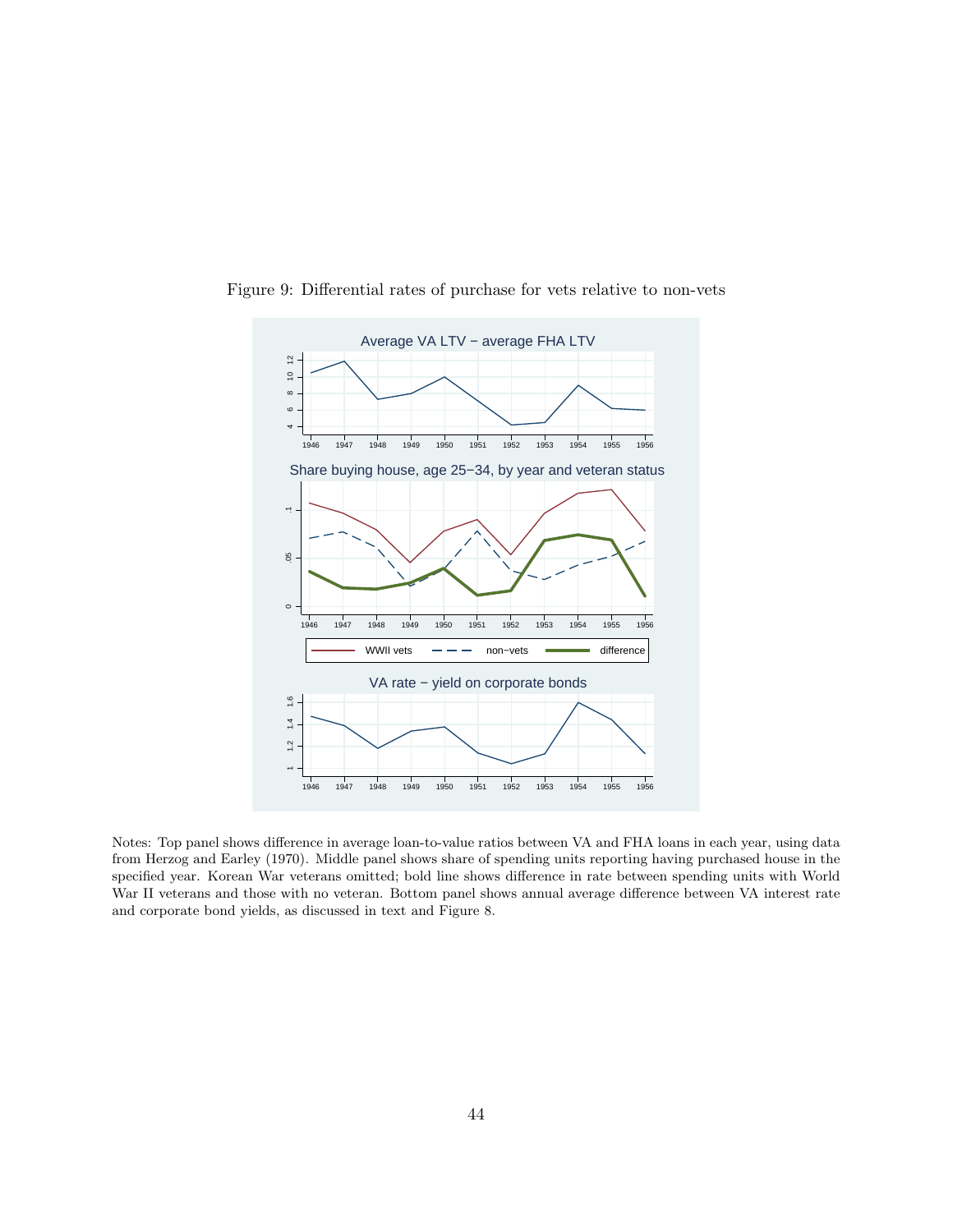Figure 9: Differential rates of purchase for vets relative to non-vets

Notes: Top panel shows difference in average loan-to-value ratios between VA and FHA loans in each year, using data from Herzog and Earley (1970). Middle panel shows share of spending units reporting having purchased house in the specified year. Korean War veterans omitted; bold line shows difference in rate between spending units with World War II veterans and those with no veteran. Bottom panel shows annual average difference between VA interest rate and corporate bond yields, as discussed in text and Figure 8.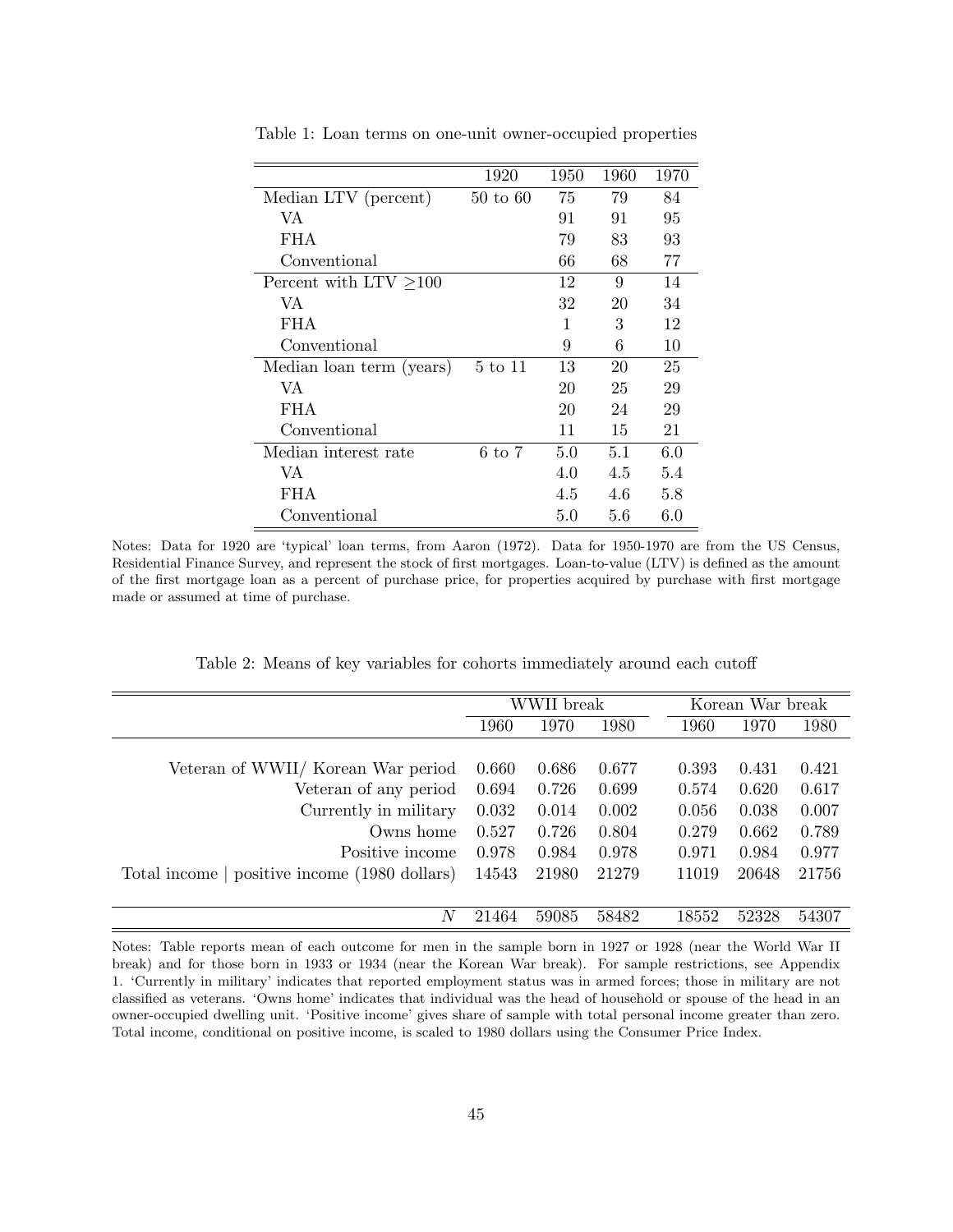Table 1: Loan terms on one-unit owner-occupied properties

| | 1920 | 1950 | 1960 | 1970 |
|---|---|---|---|---|
| Median LTV (percent) | 50 to 60 | 75 | 79 | 84 |
| VA | | 91 | 91 | 95 |
| FHA | | 79 | 83 | 93 |
| Conventional | | 66 | 68 | 77 |
| Percent with LTV $\geq$100 | | 12 | 9 | 14 |
| VA | | 32 | 20 | 34 |
| FHA | | 1 | 3 | 12 |
| Conventional | | 9 | 6 | 10 |
| Median loan term (years) | 5 to 11 | 13 | 20 | 25 |
| VA | | 20 | 25 | 29 |
| FHA | | 20 | 24 | 29 |
| Conventional | | 11 | 15 | 21 |
| Median interest rate | 6 to 7 | 5.0 | 5.1 | 6.0 |
| VA | | 4.0 | 4.5 | 5.4 |
| FHA | | 4.5 | 4.6 | 5.8 |
| Conventional | | 5.0 | 5.6 | 6.0 |

Notes: Data for 1920 are 'typical' loan terms, from Aaron (1972). Data for 1950-1970 are from the US Census, Residential Finance Survey, and represent the stock of first mortgages. Loan-to-value (LTV) is defined as the amount of the first mortgage loan as a percent of purchase price, for properties acquired by purchase with first mortgage made or assumed at time of purchase.

Table 2: Means of key variables for cohorts immediately around each cutoff

| | WWII break | | | Korean War break | | |
|---|---|---|---|---|---|---|
| | 1960 | 1970 | 1980 | 1960 | 1970 | 1980 |
| Veteran of WWII/ Korean War period | 0.660 | 0.686 | 0.677 | 0.393 | 0.431 | 0.421 |
| Veteran of any period | 0.694 | 0.726 | 0.699 | 0.574 | 0.620 | 0.617 |
| Currently in military | 0.032 | 0.014 | 0.002 | 0.056 | 0.038 | 0.007 |
| Owns home | 0.527 | 0.726 | 0.804 | 0.279 | 0.662 | 0.789 |
| Positive income | 0.978 | 0.984 | 0.978 | 0.971 | 0.984 | 0.977 |
| Total income \| positive income (1980 dollars) | 14543 | 21980 | 21279 | 11019 | 20648 | 21756 |
| $N$ | 21464 | 59085 | 58482 | 18552 | 52328 | 54307 |

Notes: Table reports mean of each outcome for men in the sample born in 1927 or 1928 (near the World War II break) and for those born in 1933 or 1934 (near the Korean War break). For sample restrictions, see Appendix 1. 'Currently in military' indicates that reported employment status was in armed forces; those in military are not classified as veterans. 'Owns home' indicates that individual was the head of household or spouse of the head in an owner-occupied dwelling unit. 'Positive income' gives share of sample with total personal income greater than zero. Total income, conditional on positive income, is scaled to 1980 dollars using the Consumer Price Index.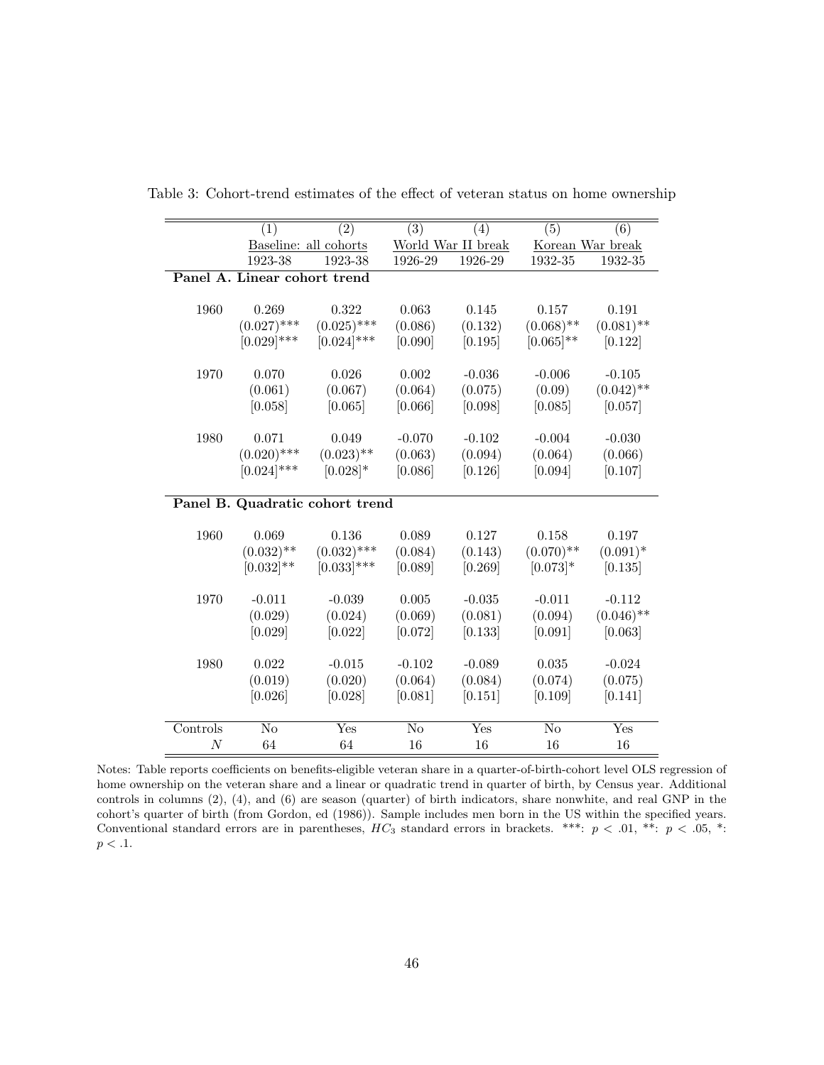Table 3: Cohort-trend estimates of the effect of veteran status on home ownership

| | (1) | (2) | (3) | (4) | (5) | (6) |
|---|---|---|---|---|---|---|
| | Baseline: all cohorts | | World War II break | | Korean War break | |
| | 1923-38 | 1923-38 | 1926-29 | 1926-29 | 1932-35 | 1932-35 |
| **Panel A. Linear cohort trend** | | | | | | |
| 1960 | 0.269 | 0.322 | 0.063 | 0.145 | 0.157 | 0.191 |
| | (0.027)*** | (0.025)*** | (0.086) | (0.132) | (0.068)** | (0.081)** |
| | [0.029]*** | [0.024]*** | [0.090] | [0.195] | [0.065]** | [0.122] |
| 1970 | 0.070 | 0.026 | 0.002 | -0.036 | -0.006 | -0.105 |
| | (0.061) | (0.067) | (0.064) | (0.075) | (0.09) | (0.042)** |
| | [0.058] | [0.065] | [0.066] | [0.098] | [0.085] | [0.057] |
| 1980 | 0.071 | 0.049 | -0.070 | -0.102 | -0.004 | -0.030 |
| | (0.020)*** | (0.023)** | (0.063) | (0.094) | (0.064) | (0.066) |
| | [0.024]*** | [0.028]* | [0.086] | [0.126] | [0.094] | [0.107] |
| **Panel B. Quadratic cohort trend** | | | | | | |
| 1960 | 0.069 | 0.136 | 0.089 | 0.127 | 0.158 | 0.197 |
| | (0.032)** | (0.032)*** | (0.084) | (0.143) | (0.070)** | (0.091)* |
| | [0.032]** | [0.033]*** | [0.089] | [0.269] | [0.073]* | [0.135] |
| 1970 | -0.011 | -0.039 | 0.005 | -0.035 | -0.011 | -0.112 |
| | (0.029) | (0.024) | (0.069) | (0.081) | (0.094) | (0.046)** |
| | [0.029] | [0.022] | [0.072] | [0.133] | [0.091] | [0.063] |
| 1980 | 0.022 | -0.015 | -0.102 | -0.089 | 0.035 | -0.024 |
| | (0.019) | (0.020) | (0.064) | (0.084) | (0.074) | (0.075) |
| | [0.026] | [0.028] | [0.081] | [0.151] | [0.109] | [0.141] |
| Controls | No | Yes | No | Yes | No | Yes |
| $N$ | 64 | 64 | 16 | 16 | 16 | 16 |

Notes: Table reports coefficients on benefits-eligible veteran share in a quarter-of-birth-cohort level OLS regression of home ownership on the veteran share and a linear or quadratic trend in quarter of birth, by Census year. Additional controls in columns (2), (4), and (6) are season (quarter) of birth indicators, share nonwhite, and real GNP in the cohort's quarter of birth (from Gordon, ed (1986)). Sample includes men born in the US within the specified years. Conventional standard errors are in parentheses, $HC_3$ standard errors in brackets. ***: $p < .01$, **: $p < .05$, *: $p < .1$.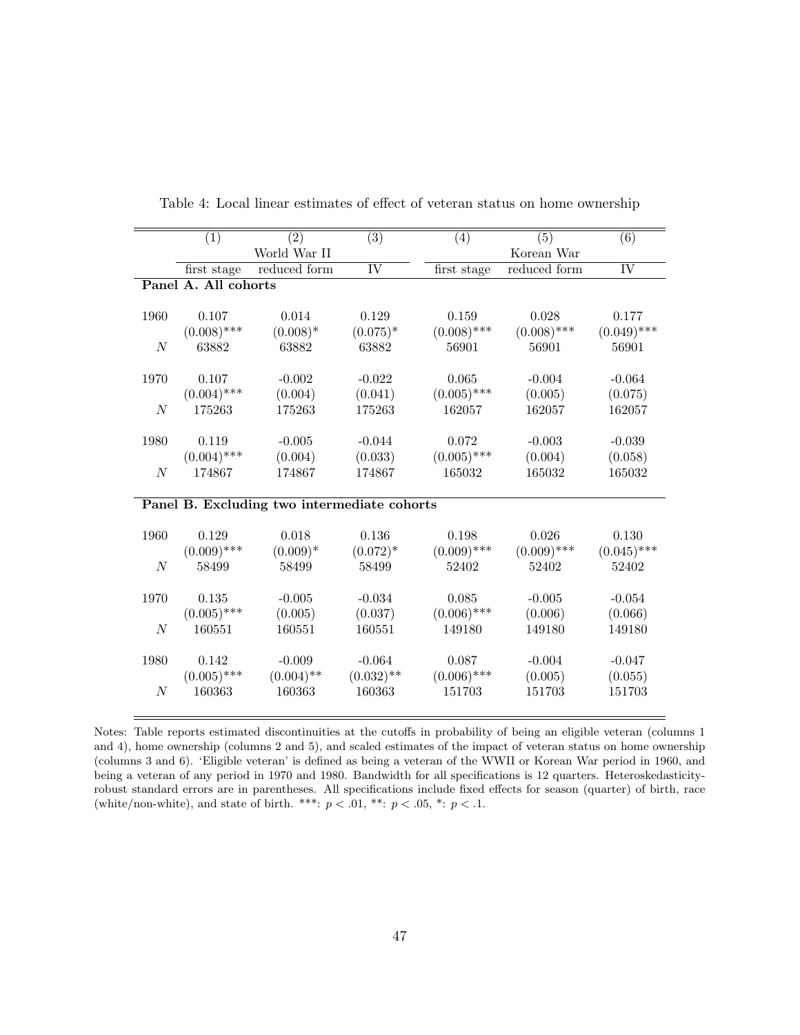Table 4: Local linear estimates of effect of veteran status on home ownership

| | (1) | (2) | (3) | (4) | (5) | (6) |
|---|---|---|---|---|---|---|
| | | World War II | | | Korean War | |
| | first stage | reduced form | IV | first stage | reduced form | IV |
| **Panel A. All cohorts** | | | | | | |
| 1960 | 0.107 | 0.014 | 0.129 | 0.159 | 0.028 | 0.177 |
| | (0.008)*** | (0.008)* | (0.075)* | (0.008)*** | (0.008)*** | (0.049)*** |
| $N$ | 63882 | 63882 | 63882 | 56901 | 56901 | 56901 |
| 1970 | 0.107 | -0.002 | -0.022 | 0.065 | -0.004 | -0.064 |
| | (0.004)*** | (0.004) | (0.041) | (0.005)*** | (0.005) | (0.075) |
| $N$ | 175263 | 175263 | 175263 | 162057 | 162057 | 162057 |
| 1980 | 0.119 | -0.005 | -0.044 | 0.072 | -0.003 | -0.039 |
| | (0.004)*** | (0.004) | (0.033) | (0.005)*** | (0.004) | (0.058) |
| $N$ | 174867 | 174867 | 174867 | 165032 | 165032 | 165032 |
| **Panel B. Excluding two intermediate cohorts** | | | | | | |
| 1960 | 0.129 | 0.018 | 0.136 | 0.198 | 0.026 | 0.130 |
| | (0.009)*** | (0.009)* | (0.072)* | (0.009)*** | (0.009)*** | (0.045)*** |
| $N$ | 58499 | 58499 | 58499 | 52402 | 52402 | 52402 |
| 1970 | 0.135 | -0.005 | -0.034 | 0.085 | -0.005 | -0.054 |
| | (0.005)*** | (0.005) | (0.037) | (0.006)*** | (0.006) | (0.066) |
| $N$ | 160551 | 160551 | 160551 | 149180 | 149180 | 149180 |
| 1980 | 0.142 | -0.009 | -0.064 | 0.087 | -0.004 | -0.047 |
| | (0.005)*** | (0.004)** | (0.032)** | (0.006)*** | (0.005) | (0.055) |
| $N$ | 160363 | 160363 | 160363 | 151703 | 151703 | 151703 |

Notes: Table reports estimated discontinuities at the cutoffs in probability of being an eligible veteran (columns 1 and 4), home ownership (columns 2 and 5), and scaled estimates of the impact of veteran status on home ownership (columns 3 and 6). 'Eligible veteran' is defined as being a veteran of the WWII or Korean War period in 1960, and being a veteran of any period in 1970 and 1980. Bandwidth for all specifications is 12 quarters. Heteroskedasticity-robust standard errors are in parentheses. All specifications include fixed effects for season (quarter) of birth, race (white/non-white), and state of birth. ***: $p < .01$, **: $p < .05$, *: $p < .1$.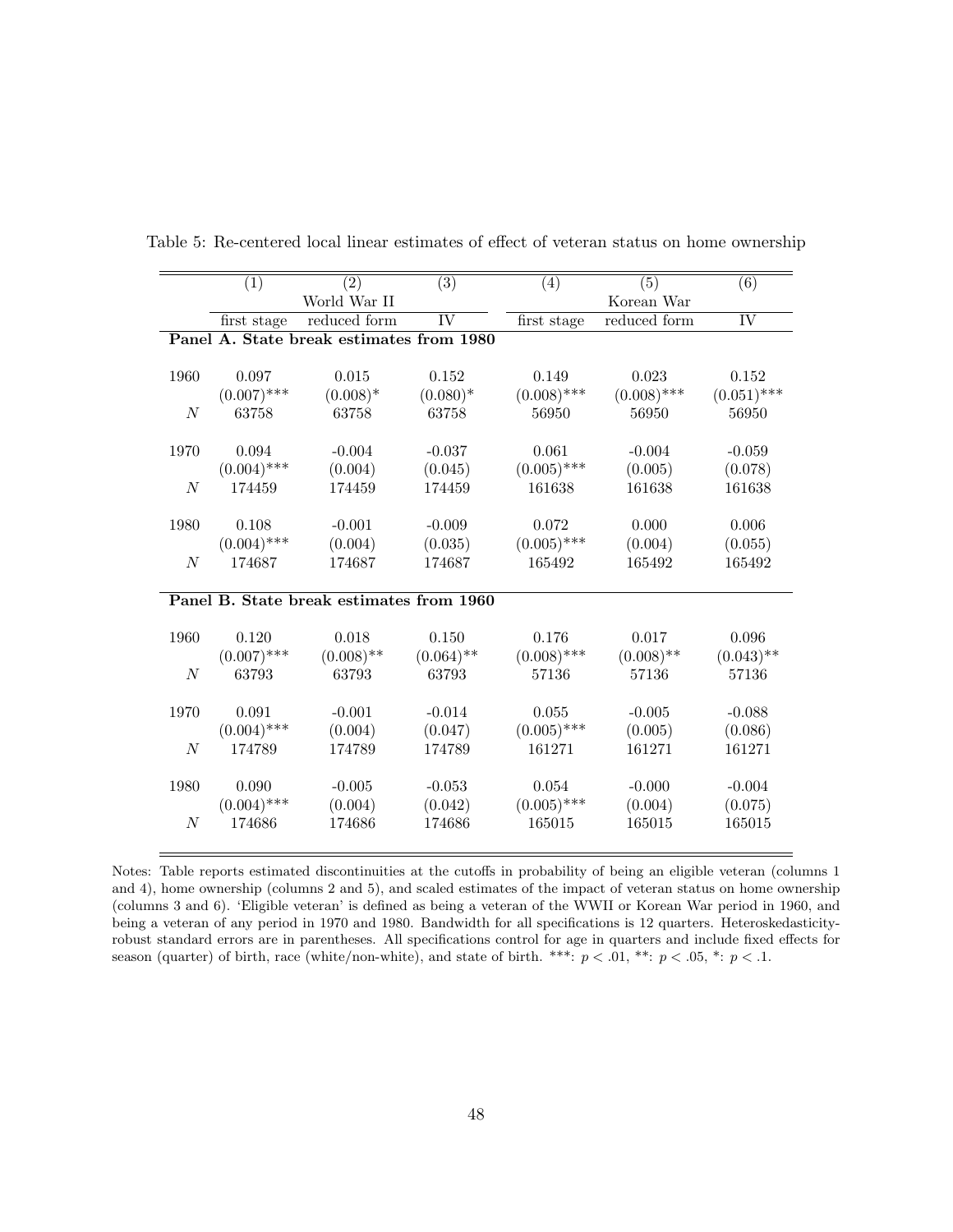Table 5: Re-centered local linear estimates of effect of veteran status on home ownership

| | (1) | (2) | (3) | (4) | (5) | (6) |
|---|---|---|---|---|---|---|
| | World War II | | | Korean War | | |
| | first stage | reduced form | IV | first stage | reduced form | IV |
| **Panel A. State break estimates from 1980** | | | | | | |
| 1960 | 0.097 | 0.015 | 0.152 | 0.149 | 0.023 | 0.152 |
| | (0.007)*** | (0.008)* | (0.080)* | (0.008)*** | (0.008)*** | (0.051)*** |
| $N$ | 63758 | 63758 | 63758 | 56950 | 56950 | 56950 |
| 1970 | 0.094 | -0.004 | -0.037 | 0.061 | -0.004 | -0.059 |
| | (0.004)*** | (0.004) | (0.045) | (0.005)*** | (0.005) | (0.078) |
| $N$ | 174459 | 174459 | 174459 | 161638 | 161638 | 161638 |
| 1980 | 0.108 | -0.001 | -0.009 | 0.072 | 0.000 | 0.006 |
| | (0.004)*** | (0.004) | (0.035) | (0.005)*** | (0.004) | (0.055) |
| $N$ | 174687 | 174687 | 174687 | 165492 | 165492 | 165492 |
| **Panel B. State break estimates from 1960** | | | | | | |
| 1960 | 0.120 | 0.018 | 0.150 | 0.176 | 0.017 | 0.096 |
| | (0.007)*** | (0.008)** | (0.064)** | (0.008)*** | (0.008)** | (0.043)** |
| $N$ | 63793 | 63793 | 63793 | 57136 | 57136 | 57136 |
| 1970 | 0.091 | -0.001 | -0.014 | 0.055 | -0.005 | -0.088 |
| | (0.004)*** | (0.004) | (0.047) | (0.005)*** | (0.005) | (0.086) |
| $N$ | 174789 | 174789 | 174789 | 161271 | 161271 | 161271 |
| 1980 | 0.090 | -0.005 | -0.053 | 0.054 | -0.000 | -0.004 |
| | (0.004)*** | (0.004) | (0.042) | (0.005)*** | (0.004) | (0.075) |
| $N$ | 174686 | 174686 | 174686 | 165015 | 165015 | 165015 |

Notes: Table reports estimated discontinuities at the cutoffs in probability of being an eligible veteran (columns 1 and 4), home ownership (columns 2 and 5), and scaled estimates of the impact of veteran status on home ownership (columns 3 and 6). 'Eligible veteran' is defined as being a veteran of the WWII or Korean War period in 1960, and being a veteran of any period in 1970 and 1980. Bandwidth for all specifications is 12 quarters. Heteroskedasticity-robust standard errors are in parentheses. All specifications control for age in quarters and include fixed effects for season (quarter) of birth, race (white/non-white), and state of birth. ***: $p < .01$, **: $p < .05$, *: $p < .1$.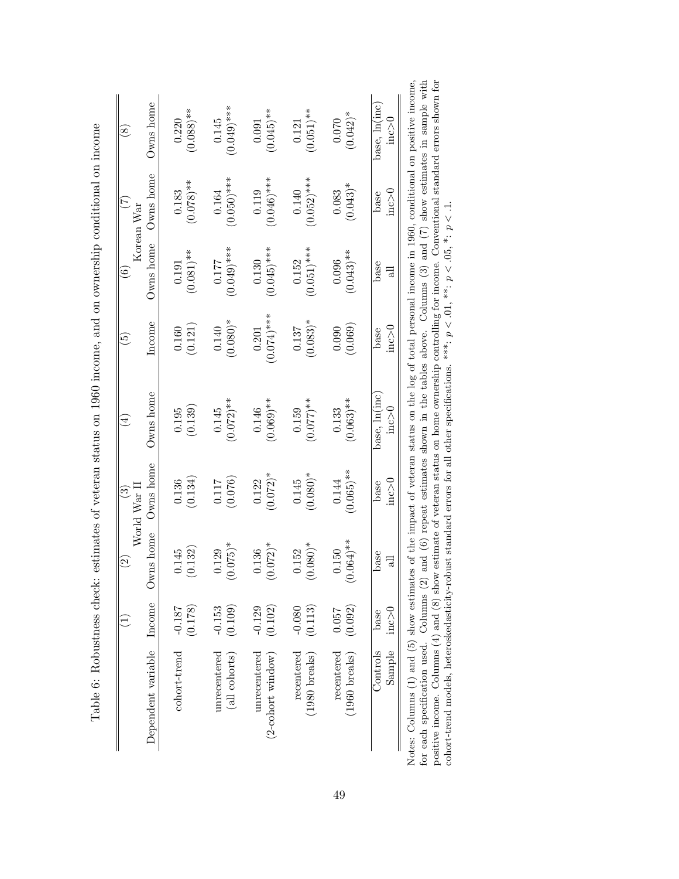Table 6: Robustness check: estimates of veteran status on 1960 income, and on ownership conditional on income

| | (1) | (2) | (3) | (4) | (5) | (6) | (7) | (8) |
|---|---|---|---|---|---|---|---|---|
| | World War II | | | | Korean War | | | |
| Dependent variable | Income | Owns home | Owns home | Owns home | Income | Owns home | Owns home | Owns home |
| cohort-trend | -0.187 | 0.145 | 0.136 | 0.195 | 0.160 | 0.191 | 0.183 | 0.220 |
| | (0.178) | (0.132) | (0.134) | (0.139) | (0.121) | (0.081)** | (0.078)** | (0.088)** |
| unrecentered (all cohorts) | -0.153 | 0.129 | 0.117 | 0.145 | 0.140 | 0.177 | 0.164 | 0.145 |
| | (0.109) | (0.075)* | (0.076) | (0.072)** | (0.080)* | (0.049)*** | (0.050)*** | (0.049)*** |
| unrecentered (2-cohort window) | -0.129 | 0.136 | 0.122 | 0.146 | 0.201 | 0.130 | 0.119 | 0.091 |
| | (0.102) | (0.072)* | (0.072)* | (0.069)** | (0.074)*** | (0.045)*** | (0.046)*** | (0.045)** |
| recentered (1980 breaks) | -0.080 | 0.152 | 0.145 | 0.159 | 0.137 | 0.152 | 0.140 | 0.121 |
| | (0.113) | (0.080)* | (0.080)* | (0.077)** | (0.083)* | (0.051)*** | (0.052)*** | (0.051)** |
| recentered (1960 breaks) | 0.057 | 0.150 | 0.144 | 0.133 | 0.090 | 0.096 | 0.083 | 0.070 |
| | (0.092) | (0.064)** | (0.065)** | (0.063)** | (0.069) | (0.043)** | (0.043)* | (0.042)* |
| Controls | base | base | base | base, ln(inc) | base | base | base | base, ln(inc) |
| Sample | inc>0 | all | inc>0 | inc>0 | inc>0 | all | inc>0 | inc>0 |

Notes: Columns (1) and (5) show estimates of the impact of veteran status on the log of total personal income in 1960, conditional on positive income, for each specification used. Columns (2) and (6) repeat estimates shown in the tables above. Columns (3) and (7) show estimates in sample with positive income. Columns (4) and (8) show estimate of veteran status on home ownership controlling for income. Conventional standard errors shown for cohort-trend models, heteroskedasticity-robust standard errors for all other specifications. ***: $p < .01$, **: $p < .05$, *: $p < .1$.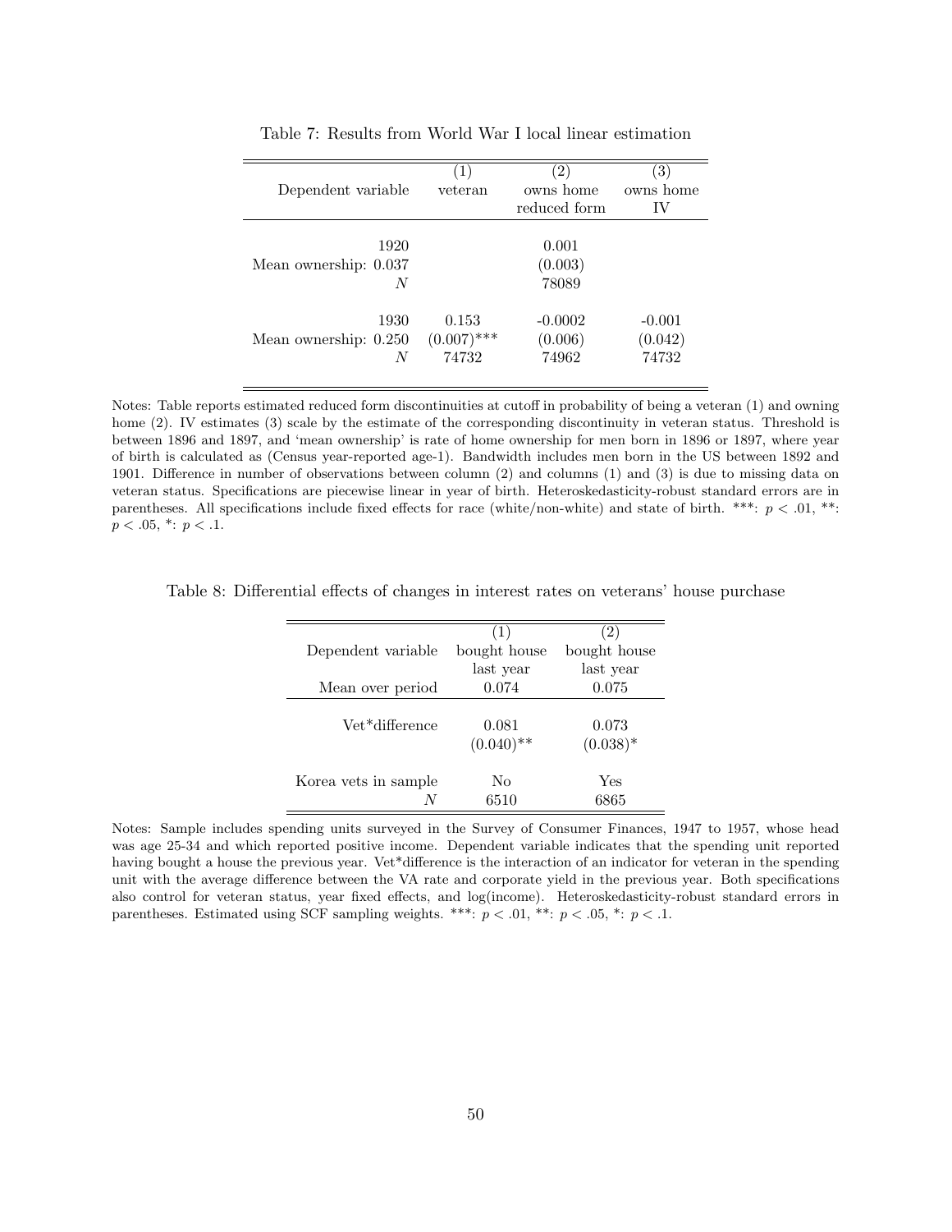Table 7: Results from World War I local linear estimation

| Dependent variable | (1) veteran | (2) owns home reduced form | (3) owns home IV |
|---|---|---|---|
| 1920 | | 0.001 | |
| Mean ownership: 0.037 | | (0.003) | |
| $N$ | | 78089 | |
| 1930 | 0.153 | -0.0002 | -0.001 |
| Mean ownership: 0.250 | (0.007)*** | (0.006) | (0.042) |
| $N$ | 74732 | 74962 | 74732 |

Notes: Table reports estimated reduced form discontinuities at cutoff in probability of being a veteran (1) and owning home (2). IV estimates (3) scale by the estimate of the corresponding discontinuity in veteran status. Threshold is between 1896 and 1897, and 'mean ownership' is rate of home ownership for men born in 1896 or 1897, where year of birth is calculated as (Census year-reported age-1). Bandwidth includes men born in the US between 1892 and 1901. Difference in number of observations between column (2) and columns (1) and (3) is due to missing data on veteran status. Specifications are piecewise linear in year of birth. Heteroskedasticity-robust standard errors are in parentheses. All specifications include fixed effects for race (white/non-white) and state of birth. ***: $p < .01$, **: $p < .05$, *: $p < .1$.

Table 8: Differential effects of changes in interest rates on veterans' house purchase

| Dependent variable | (1) bought house last year | (2) bought house last year |
|---|---|---|
| Mean over period | 0.074 | 0.075 |
| Vet*difference | 0.081 | 0.073 |
| | (0.040)** | (0.038)* |
| Korea vets in sample | No | Yes |
| $N$ | 6510 | 6865 |

Notes: Sample includes spending units surveyed in the Survey of Consumer Finances, 1947 to 1957, whose head was age 25-34 and which reported positive income. Dependent variable indicates that the spending unit reported having bought a house the previous year. Vet*difference is the interaction of an indicator for veteran in the spending unit with the average difference between the VA rate and corporate yield in the previous year. Both specifications also control for veteran status, year fixed effects, and log(income). Heteroskedasticity-robust standard errors in parentheses. Estimated using SCF sampling weights. ***: $p < .01$, **: $p < .05$, *: $p < .1$.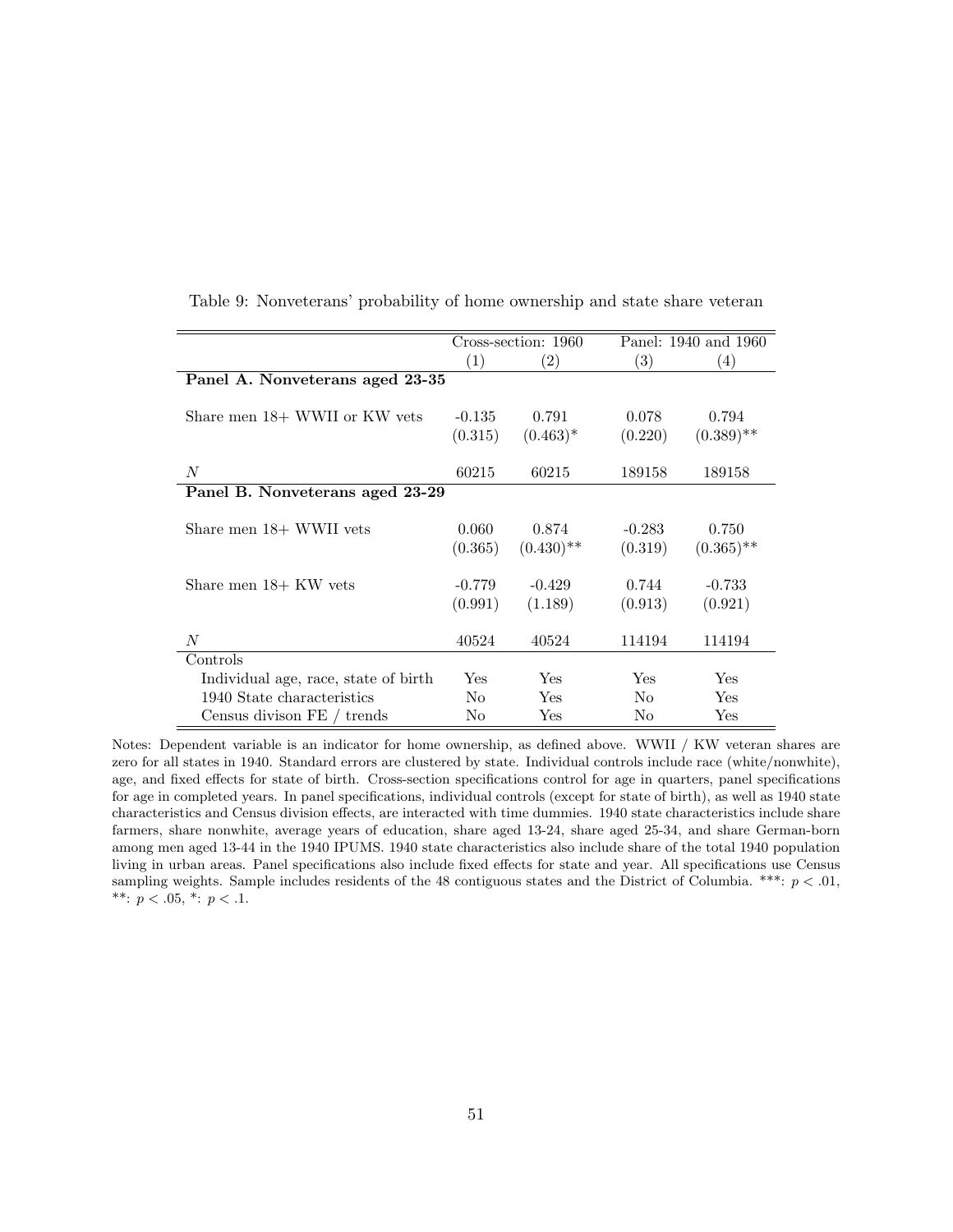Table 9: Nonveterans' probability of home ownership and state share veteran

| | Cross-section: 1960 | | Panel: 1940 and 1960 | |
|---|---|---|---|---|
| | (1) | (2) | (3) | (4) |
| **Panel A. Nonveterans aged 23-35** | | | | |
| Share men 18+ WWII or KW vets | -0.135 | 0.791 | 0.078 | 0.794 |
| | (0.315) | (0.463)* | (0.220) | (0.389)** |
| $N$ | 60215 | 60215 | 189158 | 189158 |
| **Panel B. Nonveterans aged 23-29** | | | | |
| Share men 18+ WWII vets | 0.060 | 0.874 | -0.283 | 0.750 |
| | (0.365) | (0.430)** | (0.319) | (0.365)** |
| Share men 18+ KW vets | -0.779 | -0.429 | 0.744 | -0.733 |
| | (0.991) | (1.189) | (0.913) | (0.921) |
| $N$ | 40524 | 40524 | 114194 | 114194 |
| Controls | | | | |
| Individual age, race, state of birth | Yes | Yes | Yes | Yes |
| 1940 State characteristics | No | Yes | No | Yes |
| Census divison FE / trends | No | Yes | No | Yes |

Notes: Dependent variable is an indicator for home ownership, as defined above. WWII / KW veteran shares are zero for all states in 1940. Standard errors are clustered by state. Individual controls include race (white/nonwhite), age, and fixed effects for state of birth. Cross-section specifications control for age in quarters, panel specifications for age in completed years. In panel specifications, individual controls (except for state of birth), as well as 1940 state characteristics and Census division effects, are interacted with time dummies. 1940 state characteristics include share farmers, share nonwhite, average years of education, share aged 13-24, share aged 25-34, and share German-born among men aged 13-44 in the 1940 IPUMS. 1940 state characteristics also include share of the total 1940 population living in urban areas. Panel specifications also include fixed effects for state and year. All specifications use Census sampling weights. Sample includes residents of the 48 contiguous states and the District of Columbia. ***: $p < .01$, **: $p < .05$, *: $p < .1$.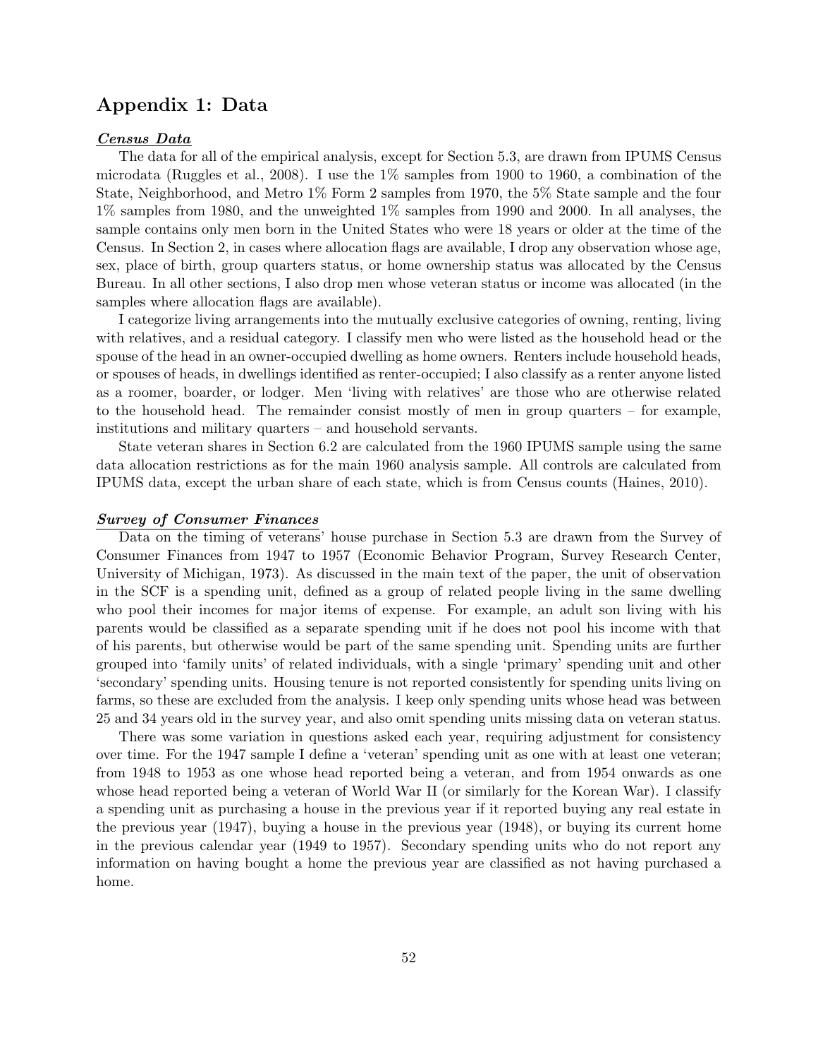## Appendix 1: Data

***Census Data***

The data for all of the empirical analysis, except for Section 5.3, are drawn from IPUMS Census microdata (Ruggles et al., 2008). I use the 1% samples from 1900 to 1960, a combination of the State, Neighborhood, and Metro 1% Form 2 samples from 1970, the 5% State sample and the four 1% samples from 1980, and the unweighted 1% samples from 1990 and 2000. In all analyses, the sample contains only men born in the United States who were 18 years or older at the time of the Census. In Section 2, in cases where allocation flags are available, I drop any observation whose age, sex, place of birth, group quarters status, or home ownership status was allocated by the Census Bureau. In all other sections, I also drop men whose veteran status or income was allocated (in the samples where allocation flags are available).

I categorize living arrangements into the mutually exclusive categories of owning, renting, living with relatives, and a residual category. I classify men who were listed as the household head or the spouse of the head in an owner-occupied dwelling as home owners. Renters include household heads, or spouses of heads, in dwellings identified as renter-occupied; I also classify as a renter anyone listed as a roomer, boarder, or lodger. Men 'living with relatives' are those who are otherwise related to the household head. The remainder consist mostly of men in group quarters – for example, institutions and military quarters – and household servants.

State veteran shares in Section 6.2 are calculated from the 1960 IPUMS sample using the same data allocation restrictions as for the main 1960 analysis sample. All controls are calculated from IPUMS data, except the urban share of each state, which is from Census counts (Haines, 2010).

***Survey of Consumer Finances***

Data on the timing of veterans' house purchase in Section 5.3 are drawn from the Survey of Consumer Finances from 1947 to 1957 (Economic Behavior Program, Survey Research Center, University of Michigan, 1973). As discussed in the main text of the paper, the unit of observation in the SCF is a spending unit, defined as a group of related people living in the same dwelling who pool their incomes for major items of expense. For example, an adult son living with his parents would be classified as a separate spending unit if he does not pool his income with that of his parents, but otherwise would be part of the same spending unit. Spending units are further grouped into 'family units' of related individuals, with a single 'primary' spending unit and other 'secondary' spending units. Housing tenure is not reported consistently for spending units living on farms, so these are excluded from the analysis. I keep only spending units whose head was between 25 and 34 years old in the survey year, and also omit spending units missing data on veteran status.

There was some variation in questions asked each year, requiring adjustment for consistency over time. For the 1947 sample I define a 'veteran' spending unit as one with at least one veteran; from 1948 to 1953 as one whose head reported being a veteran, and from 1954 onwards as one whose head reported being a veteran of World War II (or similarly for the Korean War). I classify a spending unit as purchasing a house in the previous year if it reported buying any real estate in the previous year (1947), buying a house in the previous year (1948), or buying its current home in the previous calendar year (1949 to 1957). Secondary spending units who do not report any information on having bought a home the previous year are classified as not having purchased a home.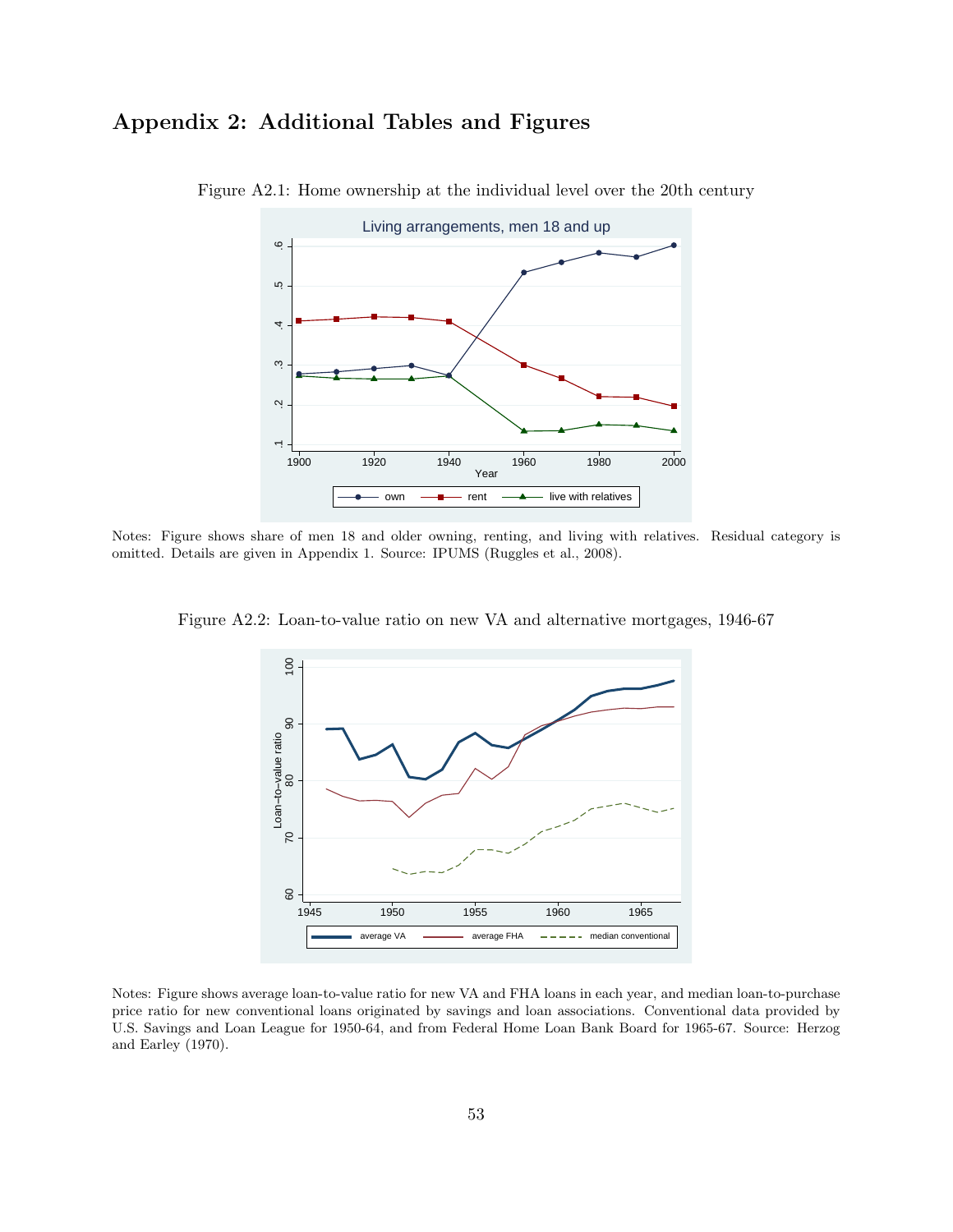## Appendix 2: Additional Tables and Figures

Figure A2.1: Home ownership at the individual level over the 20th century

Notes: Figure shows share of men 18 and older owning, renting, and living with relatives. Residual category is omitted. Details are given in Appendix 1. Source: IPUMS (Ruggles et al., 2008).

Figure A2.2: Loan-to-value ratio on new VA and alternative mortgages, 1946-67

Notes: Figure shows average loan-to-value ratio for new VA and FHA loans in each year, and median loan-to-purchase price ratio for new conventional loans originated by savings and loan associations. Conventional data provided by U.S. Savings and Loan League for 1950-64, and from Federal Home Loan Bank Board for 1965-67. Source: Herzog and Earley (1970).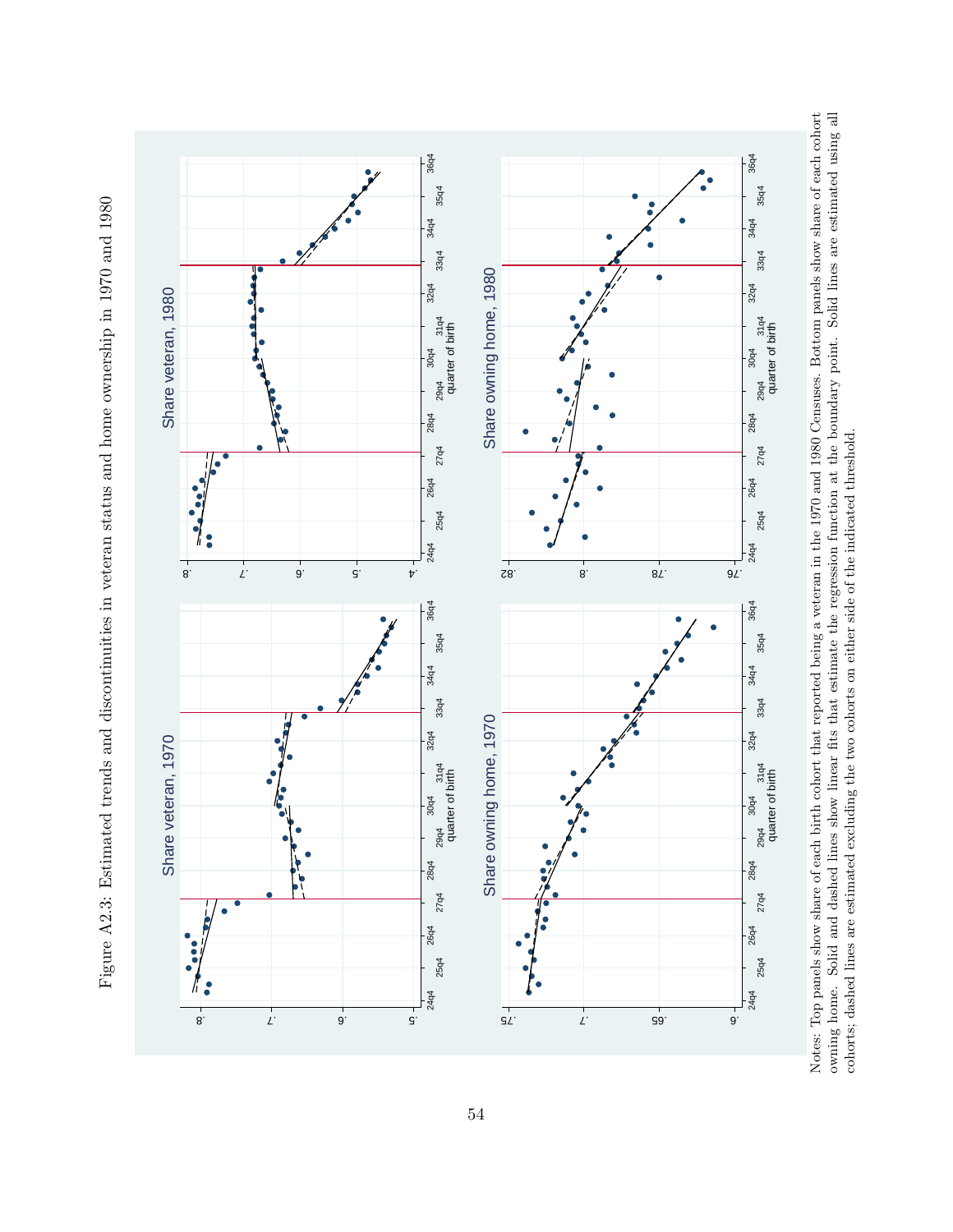Figure A2.3: Estimated trends and discontinuities in veteran status and home ownership in 1970 and 1980

Notes: Top panels show share of each birth cohort that reported being a veteran in the 1970 and 1980 Censuses. Bottom panels show share of each cohort owning home. Solid and dashed lines show linear fits that estimate the regression function at the boundary point. Solid lines are estimated using all cohorts; dashed lines are estimated excluding the two cohorts on either side of the indicated threshold.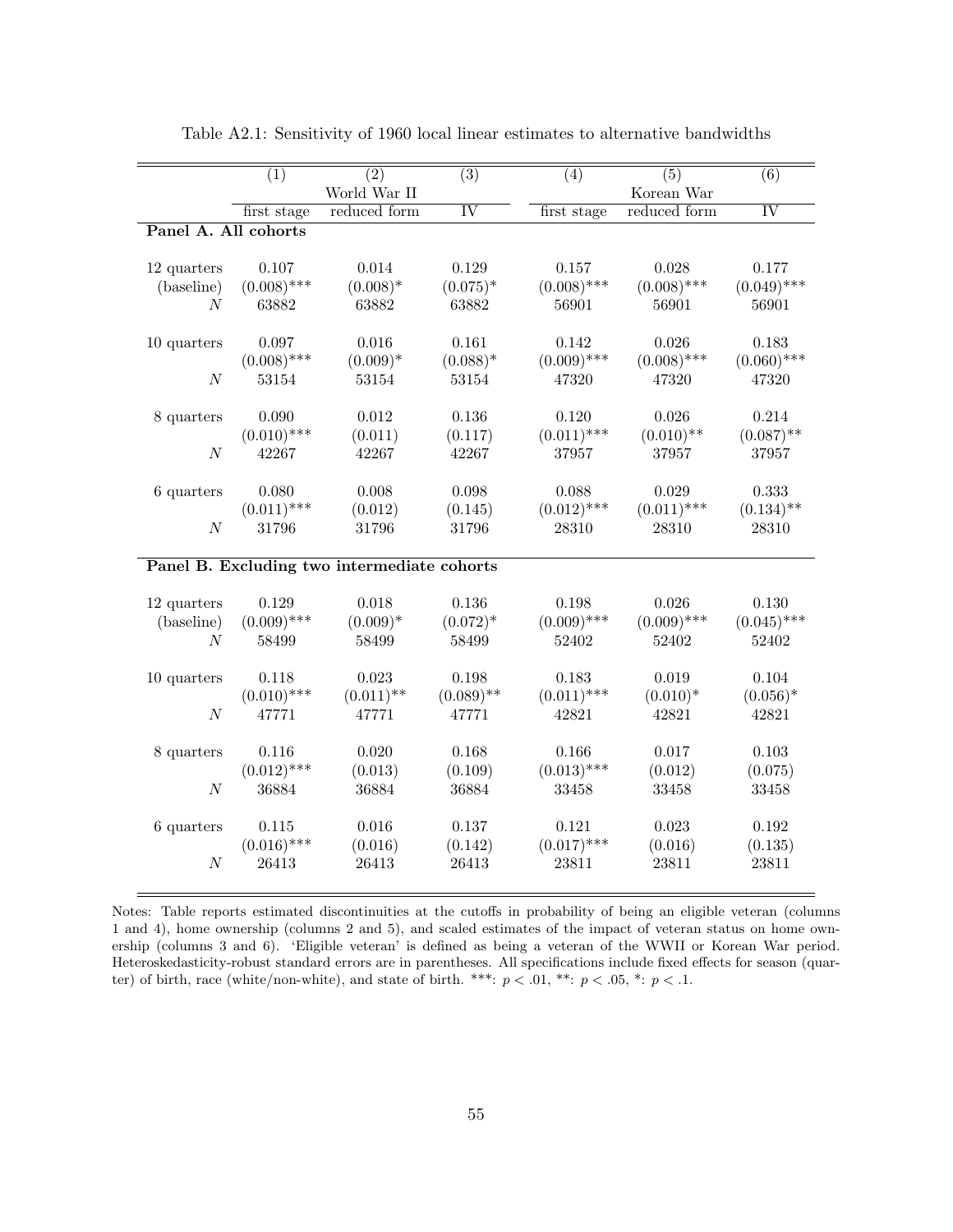Table A2.1: Sensitivity of 1960 local linear estimates to alternative bandwidths

| | (1) | (2) | (3) | (4) | (5) | (6) |
|---|---|---|---|---|---|---|
| | World War II | | | Korean War | | |
| | first stage | reduced form | IV | first stage | reduced form | IV |
| **Panel A. All cohorts** | | | | | | |
| 12 quarters | 0.107 | 0.014 | 0.129 | 0.157 | 0.028 | 0.177 |
| (baseline) | (0.008)*** | (0.008)* | (0.075)* | (0.008)*** | (0.008)*** | (0.049)*** |
| $N$ | 63882 | 63882 | 63882 | 56901 | 56901 | 56901 |
| 10 quarters | 0.097 | 0.016 | 0.161 | 0.142 | 0.026 | 0.183 |
| | (0.008)*** | (0.009)* | (0.088)* | (0.009)*** | (0.008)*** | (0.060)*** |
| $N$ | 53154 | 53154 | 53154 | 47320 | 47320 | 47320 |
| 8 quarters | 0.090 | 0.012 | 0.136 | 0.120 | 0.026 | 0.214 |
| | (0.010)*** | (0.011) | (0.117) | (0.011)*** | (0.010)** | (0.087)** |
| $N$ | 42267 | 42267 | 42267 | 37957 | 37957 | 37957 |
| 6 quarters | 0.080 | 0.008 | 0.098 | 0.088 | 0.029 | 0.333 |
| | (0.011)*** | (0.012) | (0.145) | (0.012)*** | (0.011)*** | (0.134)** |
| $N$ | 31796 | 31796 | 31796 | 28310 | 28310 | 28310 |
| **Panel B. Excluding two intermediate cohorts** | | | | | | |
| 12 quarters | 0.129 | 0.018 | 0.136 | 0.198 | 0.026 | 0.130 |
| (baseline) | (0.009)*** | (0.009)* | (0.072)* | (0.009)*** | (0.009)*** | (0.045)*** |
| $N$ | 58499 | 58499 | 58499 | 52402 | 52402 | 52402 |
| 10 quarters | 0.118 | 0.023 | 0.198 | 0.183 | 0.019 | 0.104 |
| | (0.010)*** | (0.011)** | (0.089)** | (0.011)*** | (0.010)* | (0.056)* |
| $N$ | 47771 | 47771 | 47771 | 42821 | 42821 | 42821 |
| 8 quarters | 0.116 | 0.020 | 0.168 | 0.166 | 0.017 | 0.103 |
| | (0.012)*** | (0.013) | (0.109) | (0.013)*** | (0.012) | (0.075) |
| $N$ | 36884 | 36884 | 36884 | 33458 | 33458 | 33458 |
| 6 quarters | 0.115 | 0.016 | 0.137 | 0.121 | 0.023 | 0.192 |
| | (0.016)*** | (0.016) | (0.142) | (0.017)*** | (0.016) | (0.135) |
| $N$ | 26413 | 26413 | 26413 | 23811 | 23811 | 23811 |

Notes: Table reports estimated discontinuities at the cutoffs in probability of being an eligible veteran (columns 1 and 4), home ownership (columns 2 and 5), and scaled estimates of the impact of veteran status on home ownership (columns 3 and 6). 'Eligible veteran' is defined as being a veteran of the WWII or Korean War period. Heteroskedasticity-robust standard errors are in parentheses. All specifications include fixed effects for season (quarter) of birth, race (white/non-white), and state of birth. ***: $p < .01$, **: $p < .05$, *: $p < .1$.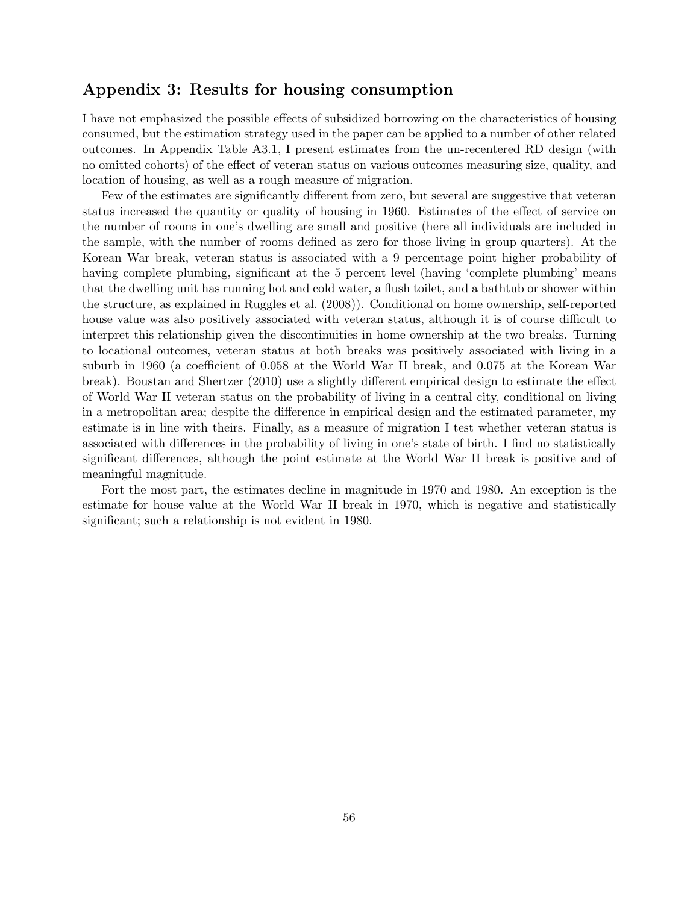## Appendix 3: Results for housing consumption

I have not emphasized the possible effects of subsidized borrowing on the characteristics of housing consumed, but the estimation strategy used in the paper can be applied to a number of other related outcomes. In Appendix Table A3.1, I present estimates from the un-recentered RD design (with no omitted cohorts) of the effect of veteran status on various outcomes measuring size, quality, and location of housing, as well as a rough measure of migration.

Few of the estimates are significantly different from zero, but several are suggestive that veteran status increased the quantity or quality of housing in 1960. Estimates of the effect of service on the number of rooms in one's dwelling are small and positive (here all individuals are included in the sample, with the number of rooms defined as zero for those living in group quarters). At the Korean War break, veteran status is associated with a 9 percentage point higher probability of having complete plumbing, significant at the 5 percent level (having 'complete plumbing' means that the dwelling unit has running hot and cold water, a flush toilet, and a bathtub or shower within the structure, as explained in Ruggles et al. (2008)). Conditional on home ownership, self-reported house value was also positively associated with veteran status, although it is of course difficult to interpret this relationship given the discontinuities in home ownership at the two breaks. Turning to locational outcomes, veteran status at both breaks was positively associated with living in a suburb in 1960 (a coefficient of 0.058 at the World War II break, and 0.075 at the Korean War break). Boustan and Shertzer (2010) use a slightly different empirical design to estimate the effect of World War II veteran status on the probability of living in a central city, conditional on living in a metropolitan area; despite the difference in empirical design and the estimated parameter, my estimate is in line with theirs. Finally, as a measure of migration I test whether veteran status is associated with differences in the probability of living in one's state of birth. I find no statistically significant differences, although the point estimate at the World War II break is positive and of meaningful magnitude.

Fort the most part, the estimates decline in magnitude in 1970 and 1980. An exception is the estimate for house value at the World War II break in 1970, which is negative and statistically significant; such a relationship is not evident in 1980.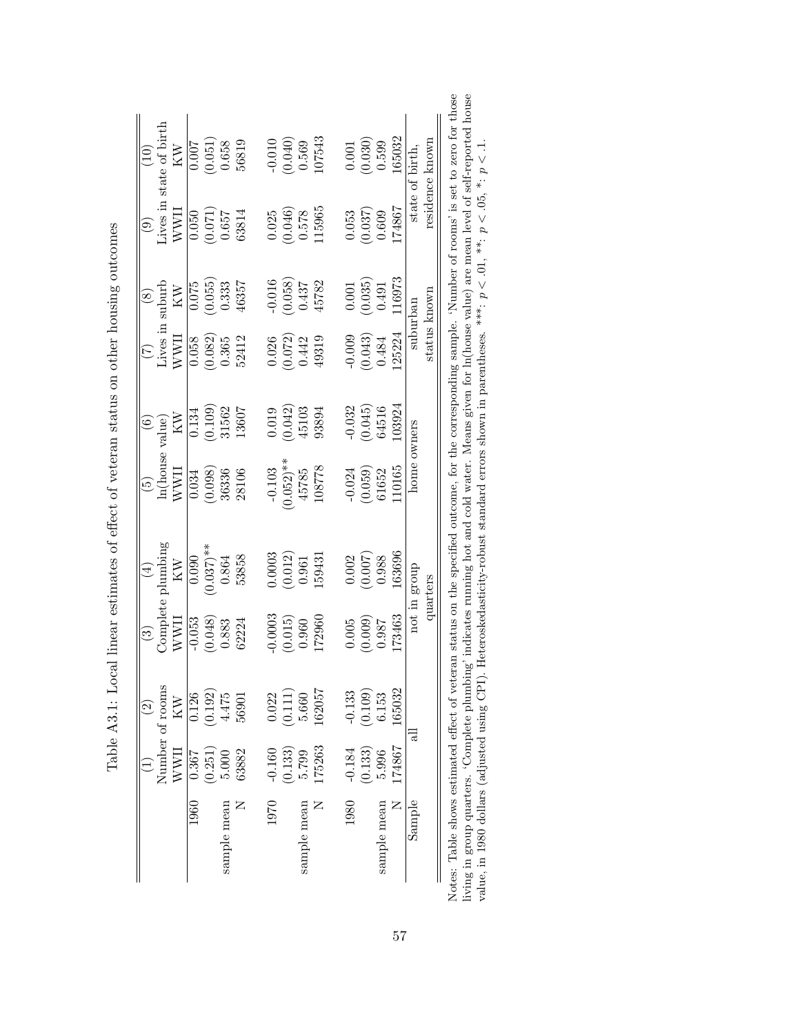Table A3.1: Local linear estimates of effect of veteran status on other housing outcomes

| | (1) | (2) | (3) | (4) | (5) | (6) | (7) | (8) | (9) | (10) |
|---|---|---|---|---|---|---|---|---|---|---|
| | Number of rooms | | Complete plumbing | | ln(house value) | | Lives in suburb | | Lives in state of birth | |
| | WWII | KW | WWII | KW | WWII | KW | WWII | KW | WWII | KW |
| 1960 | 0.367 | 0.126 | -0.053 | 0.090 | 0.034 | 0.134 | 0.058 | 0.075 | 0.050 | 0.007 |
| | (0.251) | (0.192) | (0.048) | (0.037)** | (0.098) | (0.109) | (0.082) | (0.055) | (0.071) | (0.051) |
| sample mean | 5.000 | 4.475 | 0.883 | 0.864 | 36336 | 31562 | 0.365 | 0.333 | 0.657 | 0.658 |
| N | 63882 | 56901 | 62224 | 53858 | 28106 | 13607 | 52412 | 46357 | 63814 | 56819 |
| 1970 | -0.160 | 0.022 | -0.0003 | 0.0003 | -0.103 | 0.019 | 0.026 | -0.016 | 0.025 | -0.010 |
| | (0.133) | (0.111) | (0.015) | (0.012) | (0.052)** | (0.042) | (0.072) | (0.058) | (0.046) | (0.040) |
| sample mean | 5.799 | 5.660 | 0.960 | 0.961 | 45785 | 45103 | 0.442 | 0.437 | 0.578 | 0.569 |
| N | 175263 | 162057 | 172960 | 159431 | 108778 | 93894 | 49319 | 45782 | 115965 | 107543 |
| 1980 | -0.184 | -0.133 | 0.005 | 0.002 | -0.024 | -0.032 | -0.009 | 0.001 | 0.053 | 0.001 |
| | (0.133) | (0.109) | (0.009) | (0.007) | (0.059) | (0.045) | (0.043) | (0.035) | (0.037) | (0.030) |
| sample mean | 5.996 | 6.153 | 0.987 | 0.988 | 61652 | 64516 | 0.484 | 0.491 | 0.609 | 0.599 |
| N | 174867 | 165032 | 173463 | 163696 | 110165 | 103924 | 125224 | 116973 | 174867 | 165032 |
| Sample | all | | not in group quarters | | home owners | | suburban status known | | state of birth, residence known | |

Notes: Table shows estimated effect of veteran status on the specified outcome, for the corresponding sample. 'Number of rooms' is set to zero for those living in group quarters. 'Complete plumbing' indicates running hot and cold water. Means given for ln(house value) are mean level of self-reported house value, in 1980 dollars (adjusted using CPI). Heteroskedasticity-robust standard errors shown in parentheses. ***: $p < .01$, **: $p < .05$, *: $p < .1$.